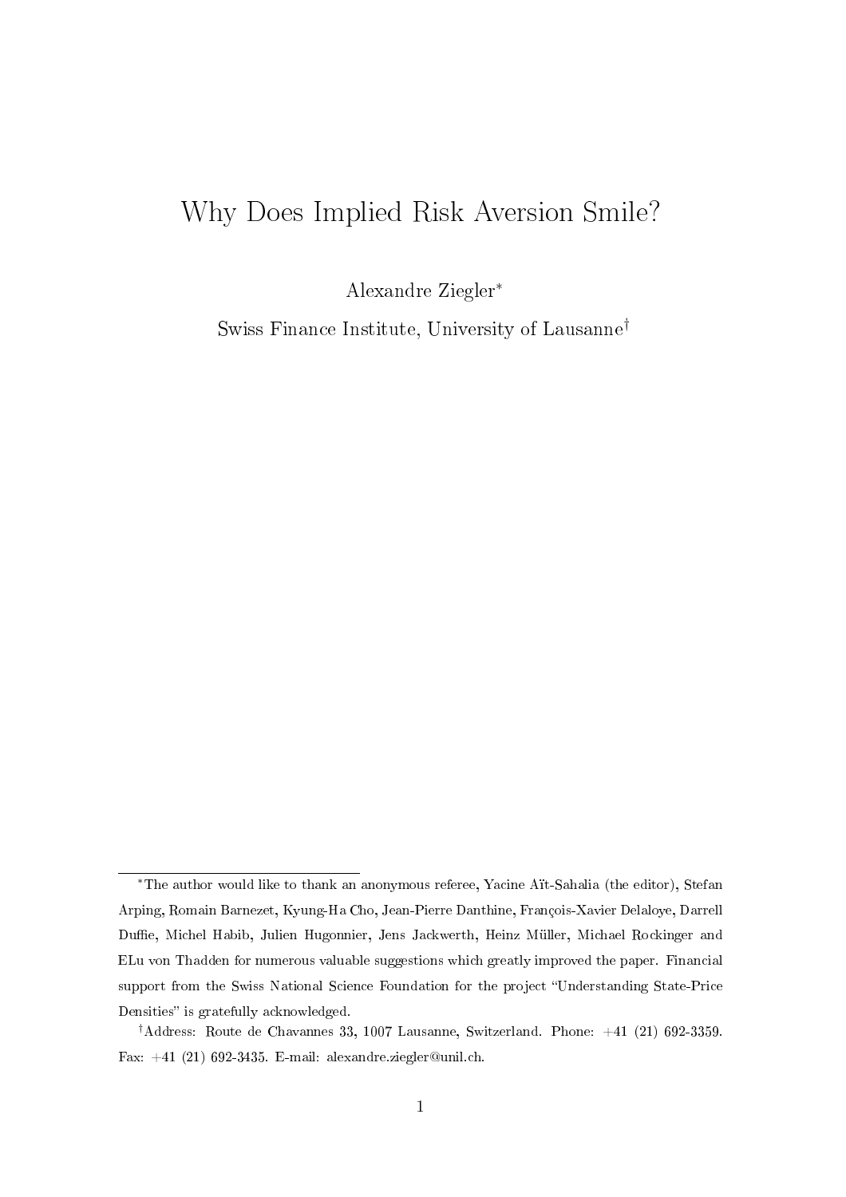# Why Does Implied Risk Aversion Smile?

Alexandre Ziegler*

Swiss Finance Institute, University of Lausanne†

---

*The author would like to thank an anonymous referee, Yacine Aït-Sahalia (the editor), Stefan Arping, Romain Barnezet, Kyung-Ha Cho, Jean-Pierre Danthine, François-Xavier Delaloye, Darrell Duffie, Michel Habib, Julien Hugonnier, Jens Jackwerth, Heinz Müller, Michael Rockinger and ELu von Thadden for numerous valuable suggestions which greatly improved the paper. Financial support from the Swiss National Science Foundation for the project "Understanding State-Price Densities" is gratefully acknowledged.

†Address: Route de Chavannes 33, 1007 Lausanne, Switzerland. Phone: +41 (21) 692-3359. Fax: +41 (21) 692-3435. E-mail: alexandre.ziegler@unil.ch.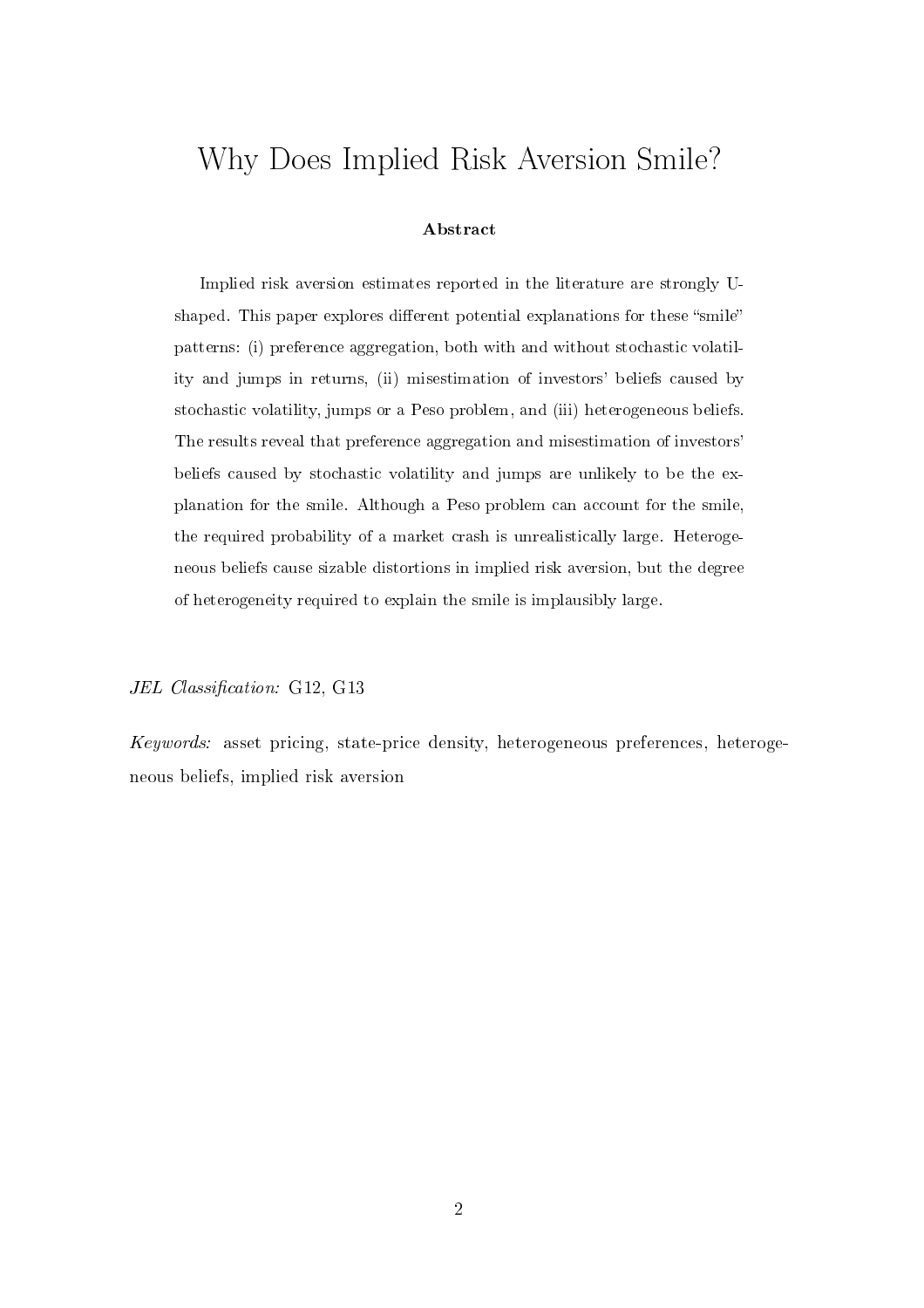# Why Does Implied Risk Aversion Smile?

**Abstract**

Implied risk aversion estimates reported in the literature are strongly U-shaped. This paper explores different potential explanations for these "smile" patterns: (i) preference aggregation, both with and without stochastic volatility and jumps in returns, (ii) misestimation of investors' beliefs caused by stochastic volatility, jumps or a Peso problem, and (iii) heterogeneous beliefs. The results reveal that preference aggregation and misestimation of investors' beliefs caused by stochastic volatility and jumps are unlikely to be the explanation for the smile. Although a Peso problem can account for the smile, the required probability of a market crash is unrealistically large. Heterogeneous beliefs cause sizable distortions in implied risk aversion, but the degree of heterogeneity required to explain the smile is implausibly large.

*JEL Classification:* G12, G13

*Keywords:* asset pricing, state-price density, heterogeneous preferences, heterogeneous beliefs, implied risk aversion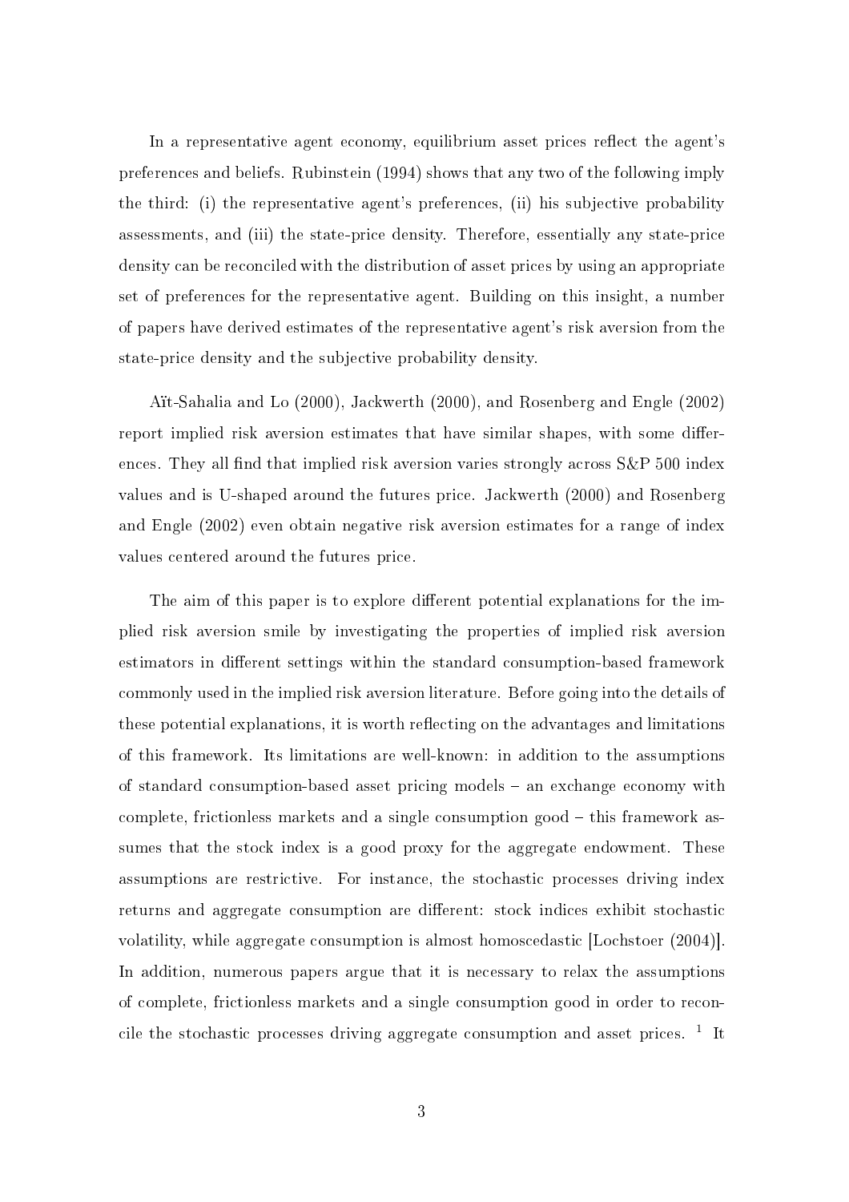In a representative agent economy, equilibrium asset prices reflect the agent's preferences and beliefs. Rubinstein (1994) shows that any two of the following imply the third: (i) the representative agent's preferences, (ii) his subjective probability assessments, and (iii) the state-price density. Therefore, essentially any state-price density can be reconciled with the distribution of asset prices by using an appropriate set of preferences for the representative agent. Building on this insight, a number of papers have derived estimates of the representative agent's risk aversion from the state-price density and the subjective probability density.

Aït-Sahalia and Lo (2000), Jackwerth (2000), and Rosenberg and Engle (2002) report implied risk aversion estimates that have similar shapes, with some differences. They all find that implied risk aversion varies strongly across S&P 500 index values and is U-shaped around the futures price. Jackwerth (2000) and Rosenberg and Engle (2002) even obtain negative risk aversion estimates for a range of index values centered around the futures price.

The aim of this paper is to explore different potential explanations for the implied risk aversion smile by investigating the properties of implied risk aversion estimators in different settings within the standard consumption-based framework commonly used in the implied risk aversion literature. Before going into the details of these potential explanations, it is worth reflecting on the advantages and limitations of this framework. Its limitations are well-known: in addition to the assumptions of standard consumption-based asset pricing models – an exchange economy with complete, frictionless markets and a single consumption good – this framework assumes that the stock index is a good proxy for the aggregate endowment. These assumptions are restrictive. For instance, the stochastic processes driving index returns and aggregate consumption are different: stock indices exhibit stochastic volatility, while aggregate consumption is almost homoscedastic [Lochstoer (2004)]. In addition, numerous papers argue that it is necessary to relax the assumptions of complete, frictionless markets and a single consumption good in order to reconcile the stochastic processes driving aggregate consumption and asset prices. [1] It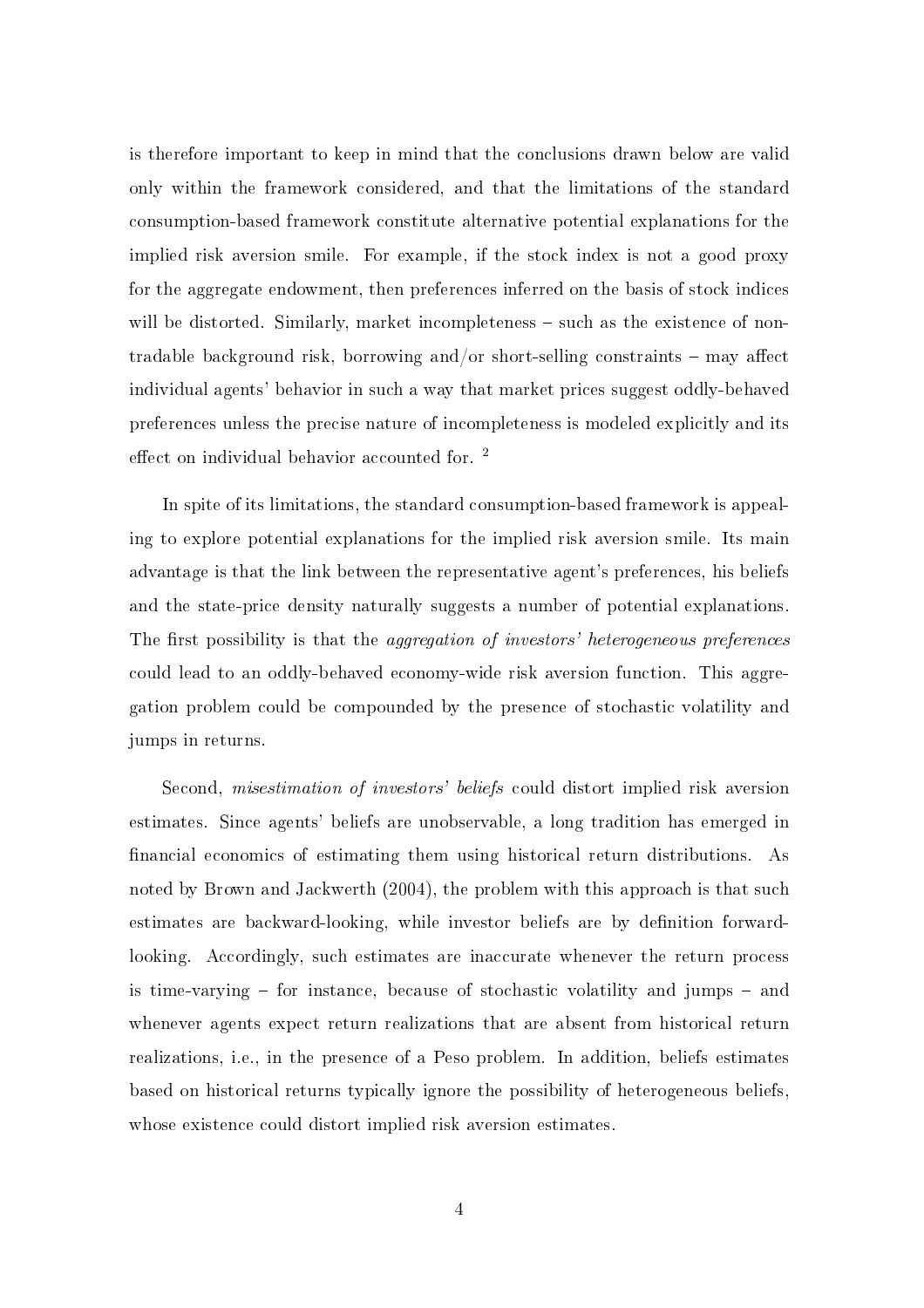is therefore important to keep in mind that the conclusions drawn below are valid only within the framework considered, and that the limitations of the standard consumption-based framework constitute alternative potential explanations for the implied risk aversion smile. For example, if the stock index is not a good proxy for the aggregate endowment, then preferences inferred on the basis of stock indices will be distorted. Similarly, market incompleteness – such as the existence of non-tradable background risk, borrowing and/or short-selling constraints – may affect individual agents' behavior in such a way that market prices suggest oddly-behaved preferences unless the precise nature of incompleteness is modeled explicitly and its effect on individual behavior accounted for. [2]

In spite of its limitations, the standard consumption-based framework is appealing to explore potential explanations for the implied risk aversion smile. Its main advantage is that the link between the representative agent's preferences, his beliefs and the state-price density naturally suggests a number of potential explanations. The first possibility is that the *aggregation of investors' heterogeneous preferences* could lead to an oddly-behaved economy-wide risk aversion function. This aggregation problem could be compounded by the presence of stochastic volatility and jumps in returns.

Second, *misestimation of investors' beliefs* could distort implied risk aversion estimates. Since agents' beliefs are unobservable, a long tradition has emerged in financial economics of estimating them using historical return distributions. As noted by Brown and Jackwerth (2004), the problem with this approach is that such estimates are backward-looking, while investor beliefs are by definition forward-looking. Accordingly, such estimates are inaccurate whenever the return process is time-varying – for instance, because of stochastic volatility and jumps – and whenever agents expect return realizations that are absent from historical return realizations, i.e., in the presence of a Peso problem. In addition, beliefs estimates based on historical returns typically ignore the possibility of heterogeneous beliefs, whose existence could distort implied risk aversion estimates.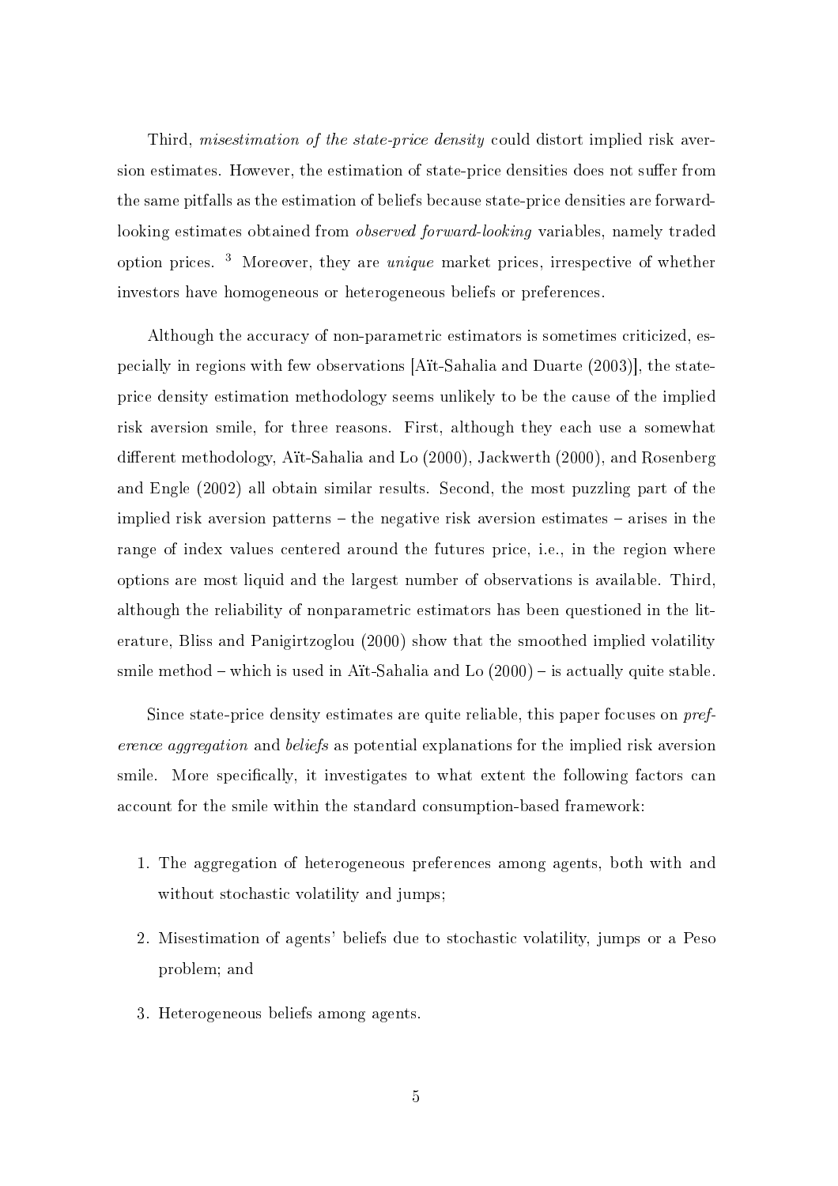Third, *misestimation of the state-price density* could distort implied risk aversion estimates. However, the estimation of state-price densities does not suffer from the same pitfalls as the estimation of beliefs because state-price densities are forward-looking estimates obtained from *observed forward-looking* variables, namely traded option prices. [3] Moreover, they are *unique* market prices, irrespective of whether investors have homogeneous or heterogeneous beliefs or preferences.

Although the accuracy of non-parametric estimators is sometimes criticized, especially in regions with few observations [Aït-Sahalia and Duarte (2003)], the state-price density estimation methodology seems unlikely to be the cause of the implied risk aversion smile, for three reasons. First, although they each use a somewhat different methodology, Aït-Sahalia and Lo (2000), Jackwerth (2000), and Rosenberg and Engle (2002) all obtain similar results. Second, the most puzzling part of the implied risk aversion patterns – the negative risk aversion estimates – arises in the range of index values centered around the futures price, i.e., in the region where options are most liquid and the largest number of observations is available. Third, although the reliability of nonparametric estimators has been questioned in the literature, Bliss and Panigirtzoglou (2000) show that the smoothed implied volatility smile method – which is used in Aït-Sahalia and Lo (2000) – is actually quite stable.

Since state-price density estimates are quite reliable, this paper focuses on *preference aggregation* and *beliefs* as potential explanations for the implied risk aversion smile. More specifically, it investigates to what extent the following factors can account for the smile within the standard consumption-based framework:

1. The aggregation of heterogeneous preferences among agents, both with and without stochastic volatility and jumps;
2. Misestimation of agents' beliefs due to stochastic volatility, jumps or a Peso problem; and
3. Heterogeneous beliefs among agents.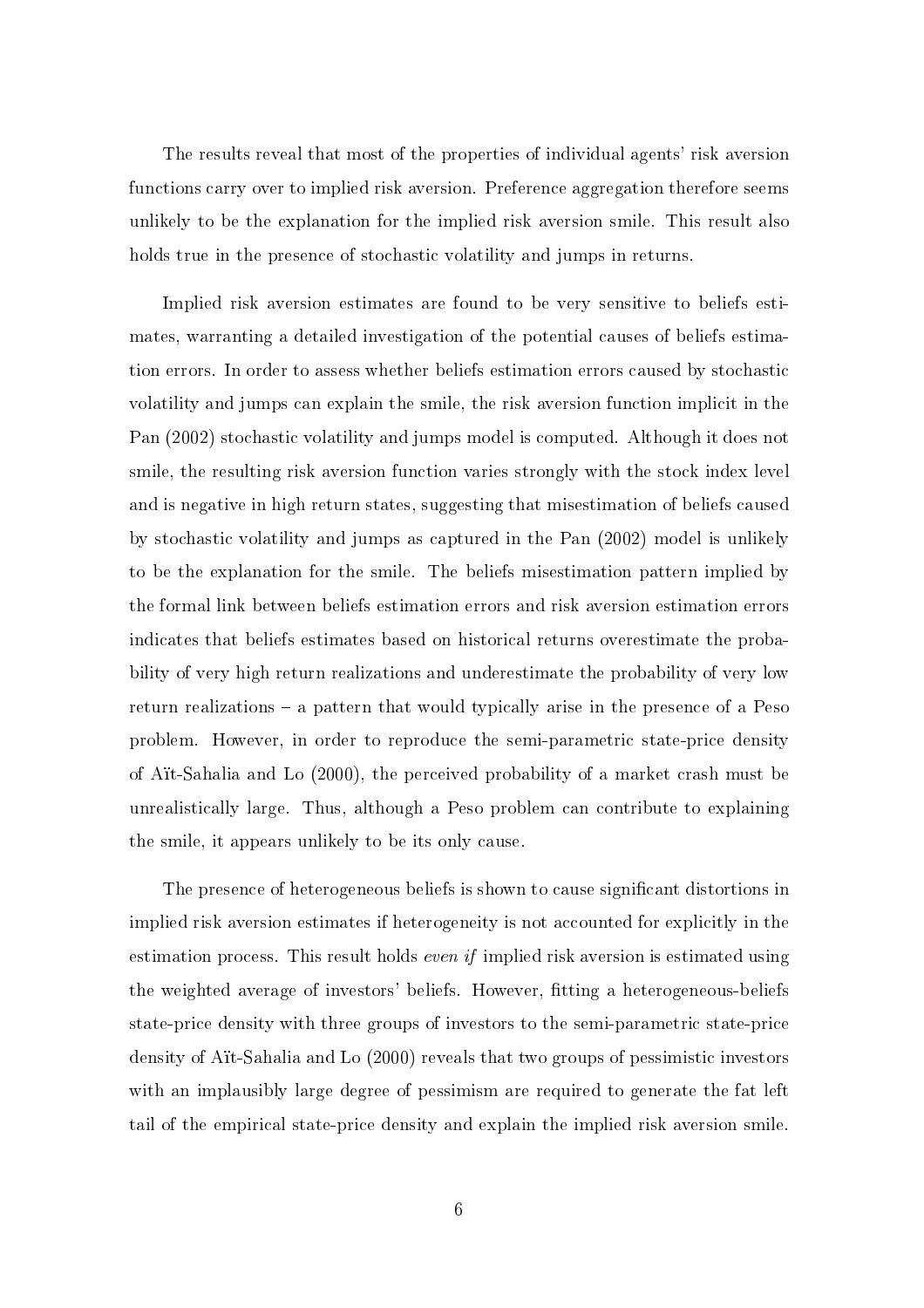The results reveal that most of the properties of individual agents' risk aversion functions carry over to implied risk aversion. Preference aggregation therefore seems unlikely to be the explanation for the implied risk aversion smile. This result also holds true in the presence of stochastic volatility and jumps in returns.

Implied risk aversion estimates are found to be very sensitive to beliefs estimates, warranting a detailed investigation of the potential causes of beliefs estimation errors. In order to assess whether beliefs estimation errors caused by stochastic volatility and jumps can explain the smile, the risk aversion function implicit in the Pan (2002) stochastic volatility and jumps model is computed. Although it does not smile, the resulting risk aversion function varies strongly with the stock index level and is negative in high return states, suggesting that misestimation of beliefs caused by stochastic volatility and jumps as captured in the Pan (2002) model is unlikely to be the explanation for the smile. The beliefs misestimation pattern implied by the formal link between beliefs estimation errors and risk aversion estimation errors indicates that beliefs estimates based on historical returns overestimate the probability of very high return realizations and underestimate the probability of very low return realizations – a pattern that would typically arise in the presence of a Peso problem. However, in order to reproduce the semi-parametric state-price density of Aït-Sahalia and Lo (2000), the perceived probability of a market crash must be unrealistically large. Thus, although a Peso problem can contribute to explaining the smile, it appears unlikely to be its only cause.

The presence of heterogeneous beliefs is shown to cause significant distortions in implied risk aversion estimates if heterogeneity is not accounted for explicitly in the estimation process. This result holds *even if* implied risk aversion is estimated using the weighted average of investors' beliefs. However, fitting a heterogeneous-beliefs state-price density with three groups of investors to the semi-parametric state-price density of Aït-Sahalia and Lo (2000) reveals that two groups of pessimistic investors with an implausibly large degree of pessimism are required to generate the fat left tail of the empirical state-price density and explain the implied risk aversion smile.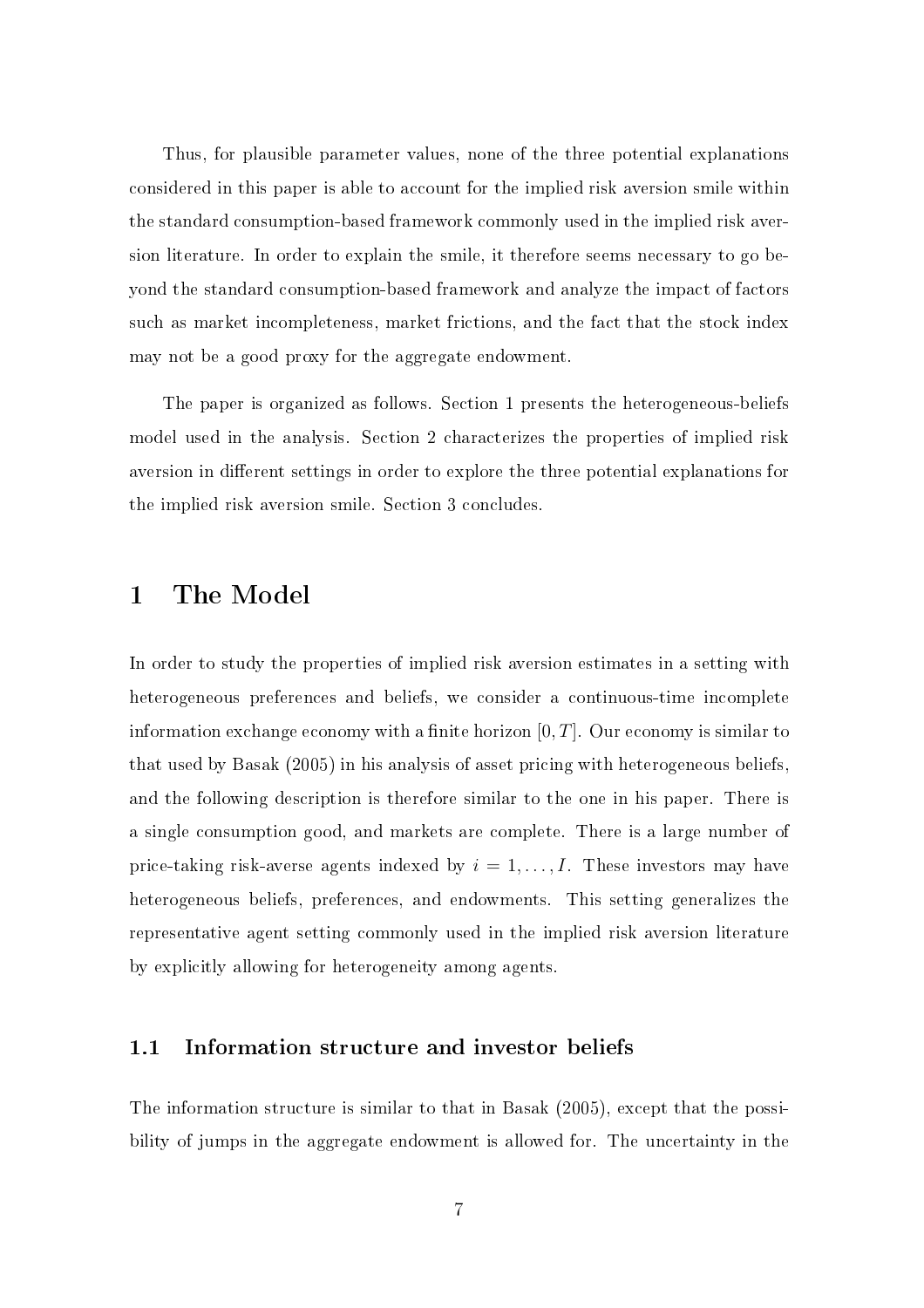Thus, for plausible parameter values, none of the three potential explanations considered in this paper is able to account for the implied risk aversion smile within the standard consumption-based framework commonly used in the implied risk aversion literature. In order to explain the smile, it therefore seems necessary to go beyond the standard consumption-based framework and analyze the impact of factors such as market incompleteness, market frictions, and the fact that the stock index may not be a good proxy for the aggregate endowment.

The paper is organized as follows. Section 1 presents the heterogeneous-beliefs model used in the analysis. Section 2 characterizes the properties of implied risk aversion in different settings in order to explore the three potential explanations for the implied risk aversion smile. Section 3 concludes.

# 1 The Model

In order to study the properties of implied risk aversion estimates in a setting with heterogeneous preferences and beliefs, we consider a continuous-time incomplete information exchange economy with a finite horizon $[0, T]$. Our economy is similar to that used by Basak (2005) in his analysis of asset pricing with heterogeneous beliefs, and the following description is therefore similar to the one in his paper. There is a single consumption good, and markets are complete. There is a large number of price-taking risk-averse agents indexed by $i = 1, \ldots, I$. These investors may have heterogeneous beliefs, preferences, and endowments. This setting generalizes the representative agent setting commonly used in the implied risk aversion literature by explicitly allowing for heterogeneity among agents.

## 1.1 Information structure and investor beliefs

The information structure is similar to that in Basak (2005), except that the possibility of jumps in the aggregate endowment is allowed for. The uncertainty in the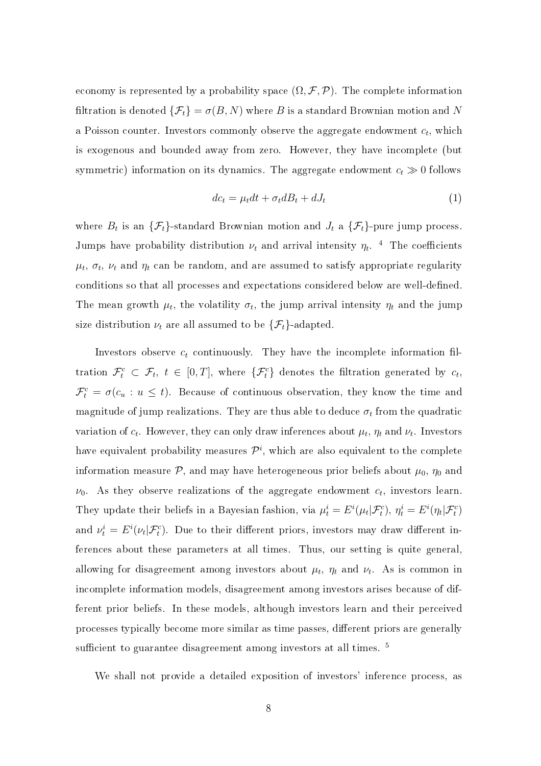economy is represented by a probability space $(\Omega, \mathcal{F}, \mathcal{P})$. The complete information filtration is denoted $\{\mathcal{F}_t\} = \sigma(B, N)$ where $B$ is a standard Brownian motion and $N$ a Poisson counter. Investors commonly observe the aggregate endowment $c_t$, which is exogenous and bounded away from zero. However, they have incomplete (but symmetric) information on its dynamics. The aggregate endowment $c_t \gg 0$ follows

$$dc_t = \mu_t dt + \sigma_t dB_t + dJ_t \tag{1}$$

where $B_t$ is an $\{\mathcal{F}_t\}$-standard Brownian motion and $J_t$ a $\{\mathcal{F}_t\}$-pure jump process. Jumps have probability distribution $\nu_t$ and arrival intensity $\eta_t$. [4] The coefficients $\mu_t$, $\sigma_t$, $\nu_t$ and $\eta_t$ can be random, and are assumed to satisfy appropriate regularity conditions so that all processes and expectations considered below are well-defined. The mean growth $\mu_t$, the volatility $\sigma_t$, the jump arrival intensity $\eta_t$ and the jump size distribution $\nu_t$ are all assumed to be $\{\mathcal{F}_t\}$-adapted.

Investors observe $c_t$ continuously. They have the incomplete information filtration $\mathcal{F}_t^c \subset \mathcal{F}_t$, $t \in [0, T]$, where $\{\mathcal{F}_t^c\}$ denotes the filtration generated by $c_t$, $\mathcal{F}_t^c = \sigma(c_u : u \leq t)$. Because of continuous observation, they know the time and magnitude of jump realizations. They are thus able to deduce $\sigma_t$ from the quadratic variation of $c_t$. However, they can only draw inferences about $\mu_t$, $\eta_t$ and $\nu_t$. Investors have equivalent probability measures $\mathcal{P}^i$, which are also equivalent to the complete information measure $\mathcal{P}$, and may have heterogeneous prior beliefs about $\mu_0$, $\eta_0$ and $\nu_0$. As they observe realizations of the aggregate endowment $c_t$, investors learn. They update their beliefs in a Bayesian fashion, via $\mu_t^i = E^i(\mu_t | \mathcal{F}_t^c)$, $\eta_t^i = E^i(\eta_t | \mathcal{F}_t^c)$ and $\nu_t^i = E^i(\nu_t | \mathcal{F}_t^c)$. Due to their different priors, investors may draw different inferences about these parameters at all times. Thus, our setting is quite general, allowing for disagreement among investors about $\mu_t$, $\eta_t$ and $\nu_t$. As is common in incomplete information models, disagreement among investors arises because of different prior beliefs. In these models, although investors learn and their perceived processes typically become more similar as time passes, different priors are generally sufficient to guarantee disagreement among investors at all times. [5]

We shall not provide a detailed exposition of investors' inference process, as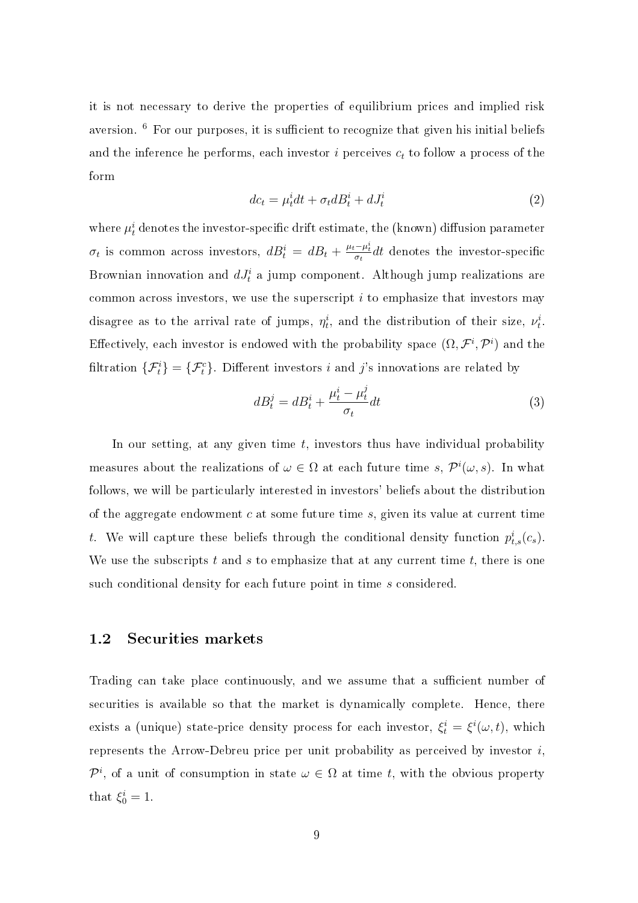it is not necessary to derive the properties of equilibrium prices and implied risk aversion. [6] For our purposes, it is sufficient to recognize that given his initial beliefs and the inference he performs, each investor $i$ perceives $c_t$ to follow a process of the form

$$dc_t = \mu_t^i dt + \sigma_t dB_t^i + dJ_t^i \tag{2}$$

where $\mu_t^i$ denotes the investor-specific drift estimate, the (known) diffusion parameter $\sigma_t$ is common across investors, $dB_t^i = dB_t + \frac{\mu_t - \mu_t^i}{\sigma_t} dt$ denotes the investor-specific Brownian innovation and $dJ_t^i$ a jump component. Although jump realizations are common across investors, we use the superscript $i$ to emphasize that investors may disagree as to the arrival rate of jumps, $\eta_t^i$, and the distribution of their size, $\nu_t^i$. Effectively, each investor is endowed with the probability space $(\Omega, \mathcal{F}^i, \mathcal{P}^i)$ and the filtration $\{\mathcal{F}_t^i\} = \{\mathcal{F}_t^c\}$. Different investors $i$ and $j$'s innovations are related by

$$dB_t^j = dB_t^i + \frac{\mu_t^i - \mu_t^j}{\sigma_t} dt \tag{3}$$

In our setting, at any given time $t$, investors thus have individual probability measures about the realizations of $\omega \in \Omega$ at each future time $s$, $\mathcal{P}^i(\omega, s)$. In what follows, we will be particularly interested in investors' beliefs about the distribution of the aggregate endowment $c$ at some future time $s$, given its value at current time $t$. We will capture these beliefs through the conditional density function $p_{t,s}^i(c_s)$. We use the subscripts $t$ and $s$ to emphasize that at any current time $t$, there is one such conditional density for each future point in time $s$ considered.

## 1.2 Securities markets

Trading can take place continuously, and we assume that a sufficient number of securities is available so that the market is dynamically complete. Hence, there exists a (unique) state-price density process for each investor, $\xi_t^i = \xi^i(\omega, t)$, which represents the Arrow-Debreu price per unit probability as perceived by investor $i$, $\mathcal{P}^i$, of a unit of consumption in state $\omega \in \Omega$ at time $t$, with the obvious property that $\xi_0^i = 1$.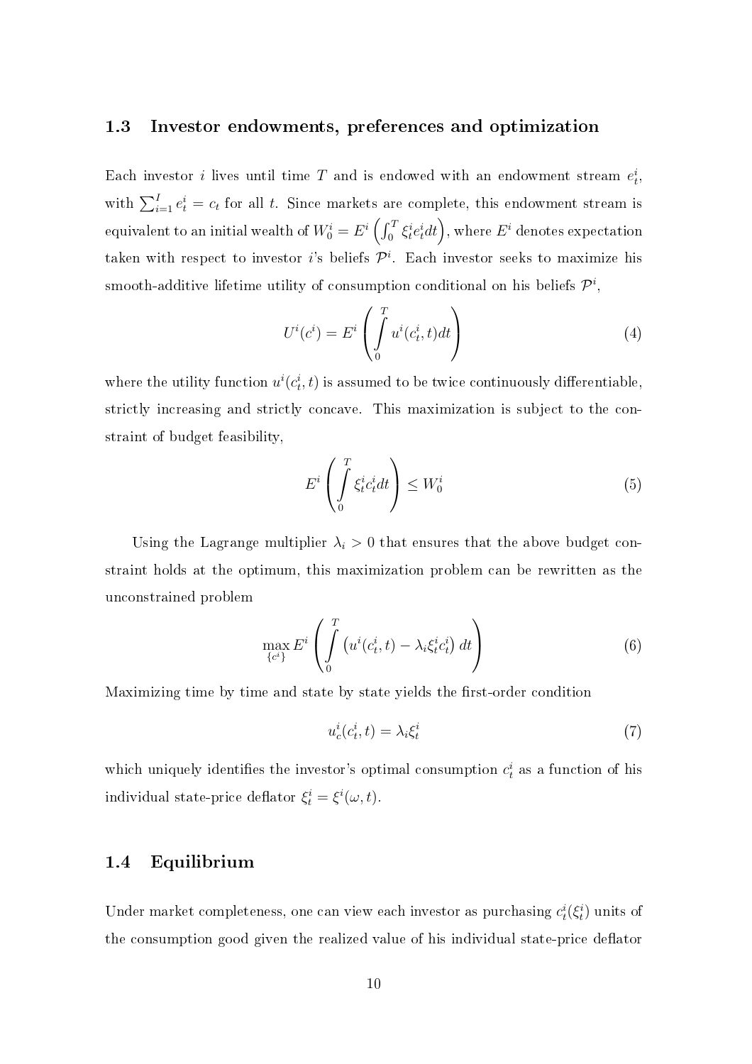### 1.3 Investor endowments, preferences and optimization

Each investor $i$ lives until time $T$ and is endowed with an endowment stream $e_t^i$, with $\sum_{i=1}^{I} e_t^i = c_t$ for all $t$. Since markets are complete, this endowment stream is equivalent to an initial wealth of $W_0^i = E^i \left( \int_0^T \xi_t^i e_t^i dt \right)$, where $E^i$ denotes expectation taken with respect to investor $i$'s beliefs $\mathcal{P}^i$. Each investor seeks to maximize his smooth-additive lifetime utility of consumption conditional on his beliefs $\mathcal{P}^i$,

$$U^i(c^i) = E^i \left( \int_0^T u^i(c_t^i, t) dt \right) \tag{4}$$

where the utility function $u^i(c_t^i, t)$ is assumed to be twice continuously differentiable, strictly increasing and strictly concave. This maximization is subject to the constraint of budget feasibility,

$$E^i \left( \int_0^T \xi_t^i c_t^i dt \right) \leq W_0^i \tag{5}$$

Using the Lagrange multiplier $\lambda_i > 0$ that ensures that the above budget constraint holds at the optimum, this maximization problem can be rewritten as the unconstrained problem

$$\max_{\{c^i\}} E^i \left( \int_0^T \left( u^i(c_t^i, t) - \lambda_i \xi_t^i c_t^i \right) dt \right) \tag{6}$$

Maximizing time by time and state by state yields the first-order condition

$$u_c^i(c_t^i, t) = \lambda_i \xi_t^i \tag{7}$$

which uniquely identifies the investor's optimal consumption $c_t^i$ as a function of his individual state-price deflator $\xi_t^i = \xi^i(\omega, t)$.

### 1.4 Equilibrium

Under market completeness, one can view each investor as purchasing $c_t^i(\xi_t^i)$ units of the consumption good given the realized value of his individual state-price deflator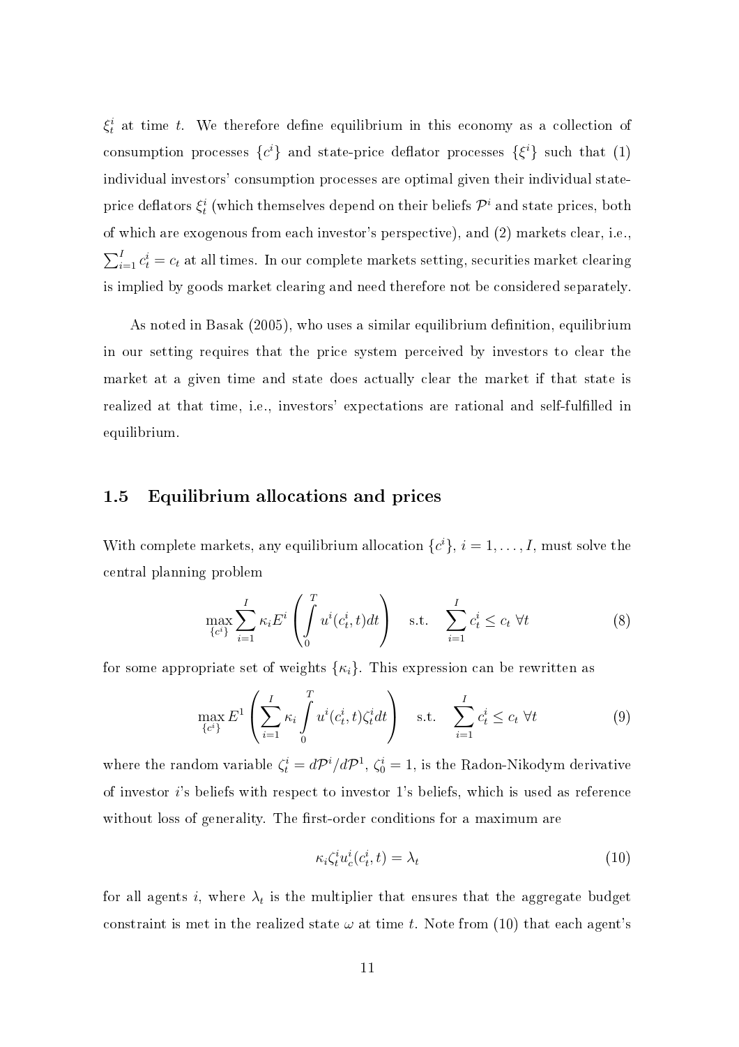$\xi_t^i$ at time $t$. We therefore define equilibrium in this economy as a collection of consumption processes $\{c^i\}$ and state-price deflator processes $\{\xi^i\}$ such that (1) individual investors' consumption processes are optimal given their individual state-price deflators $\xi_t^i$ (which themselves depend on their beliefs $\mathcal{P}^i$ and state prices, both of which are exogenous from each investor's perspective), and (2) markets clear, i.e., $\sum_{i=1}^{I} c_t^i = c_t$ at all times. In our complete markets setting, securities market clearing is implied by goods market clearing and need therefore not be considered separately.

As noted in Basak (2005), who uses a similar equilibrium definition, equilibrium in our setting requires that the price system perceived by investors to clear the market at a given time and state does actually clear the market if that state is realized at that time, i.e., investors' expectations are rational and self-fulfilled in equilibrium.

## 1.5 Equilibrium allocations and prices

With complete markets, any equilibrium allocation $\{c^i\}$, $i = 1, \ldots, I$, must solve the central planning problem

$$\max_{\{c^i\}} \sum_{i=1}^{I} \kappa_i E^i \left( \int_0^T u^i(c_t^i, t) dt \right) \quad \text{s.t.} \quad \sum_{i=1}^{I} c_t^i \leq c_t \ \forall t \tag{8}$$

for some appropriate set of weights $\{\kappa_i\}$. This expression can be rewritten as

$$\max_{\{c^i\}} E^1 \left( \sum_{i=1}^{I} \kappa_i \int_0^T u^i(c_t^i, t) \zeta_t^i dt \right) \quad \text{s.t.} \quad \sum_{i=1}^{I} c_t^i \leq c_t \ \forall t \tag{9}$$

where the random variable $\zeta_t^i = d\mathcal{P}^i / d\mathcal{P}^1$, $\zeta_0^i = 1$, is the Radon-Nikodym derivative of investor $i$'s beliefs with respect to investor 1's beliefs, which is used as reference without loss of generality. The first-order conditions for a maximum are

$$\kappa_i \zeta_t^i u_c^i(c_t^i, t) = \lambda_t \tag{10}$$

for all agents $i$, where $\lambda_t$ is the multiplier that ensures that the aggregate budget constraint is met in the realized state $\omega$ at time $t$. Note from (10) that each agent's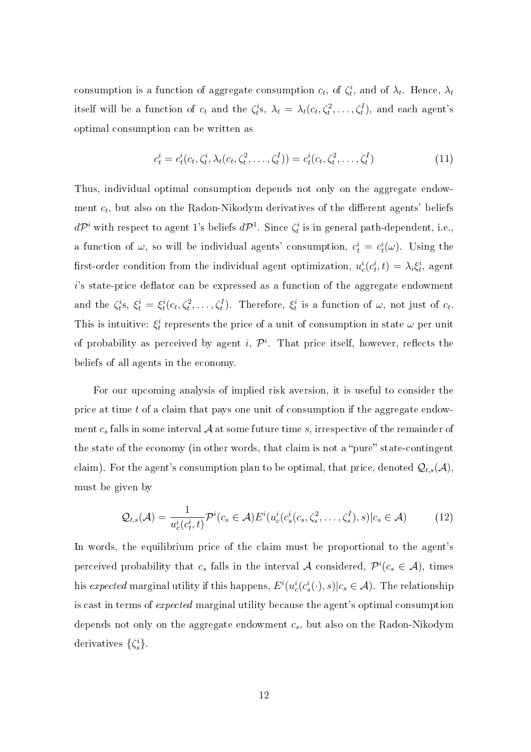consumption is a function of aggregate consumption $c_t$, of $\zeta_t^i$, and of $\lambda_t$. Hence, $\lambda_t$ itself will be a function of $c_t$ and the $\zeta_t^i$s, $\lambda_t = \lambda_t(c_t, \zeta_t^2, \ldots, \zeta_t^I)$, and each agent's optimal consumption can be written as

$$c_t^i = c_t^i(c_t, \zeta_t^i, \lambda_t(c_t, \zeta_t^2, \ldots, \zeta_t^I)) = c_t^i(c_t, \zeta_t^2, \ldots, \zeta_t^I) \tag{11}$$

Thus, individual optimal consumption depends not only on the aggregate endowment $c_t$, but also on the Radon-Nikodym derivatives of the different agents' beliefs $d\mathcal{P}^i$ with respect to agent 1's beliefs $d\mathcal{P}^1$. Since $\zeta_t^i$ is in general path-dependent, i.e., a function of $\omega$, so will be individual agents' consumption, $c_t^i = c_t^i(\omega)$. Using the first-order condition from the individual agent optimization, $u_c^i(c_t^i, t) = \lambda_i \xi_t^i$, agent $i$'s state-price deflator can be expressed as a function of the aggregate endowment and the $\zeta_t^i$s, $\xi_t^i = \xi_t^i(c_t, \zeta_t^2, \ldots, \zeta_t^I)$. Therefore, $\xi_t^i$ is a function of $\omega$, not just of $c_t$. This is intuitive: $\xi_t^i$ represents the price of a unit of consumption in state $\omega$ per unit of probability as perceived by agent $i$, $\mathcal{P}^i$. That price itself, however, reflects the beliefs of all agents in the economy.

For our upcoming analysis of implied risk aversion, it is useful to consider the price at time $t$ of a claim that pays one unit of consumption if the aggregate endowment $c_s$ falls in some interval $\mathcal{A}$ at some future time $s$, irrespective of the remainder of the state of the economy (in other words, that claim is not a "pure" state-contingent claim). For the agent's consumption plan to be optimal, that price, denoted $\mathcal{Q}_{t,s}(\mathcal{A})$, must be given by

$$\mathcal{Q}_{t,s}(\mathcal{A}) = \frac{1}{u_c^i(c_t^i, t)} \mathcal{P}^i(c_s \in \mathcal{A}) E^i(u_c^i(c_s^i(c_s, \zeta_s^2, \ldots, \zeta_s^I), s) | c_s \in \mathcal{A}) \tag{12}$$

In words, the equilibrium price of the claim must be proportional to the agent's perceived probability that $c_s$ falls in the interval $\mathcal{A}$ considered, $\mathcal{P}^i(c_s \in \mathcal{A})$, times his *expected* marginal utility if this happens, $E^i(u_c^i(c_s^i(\cdot), s) | c_s \in \mathcal{A})$. The relationship is cast in terms of *expected* marginal utility because the agent's optimal consumption depends not only on the aggregate endowment $c_s$, but also on the Radon-Nikodym derivatives $\{\zeta_s^i\}$.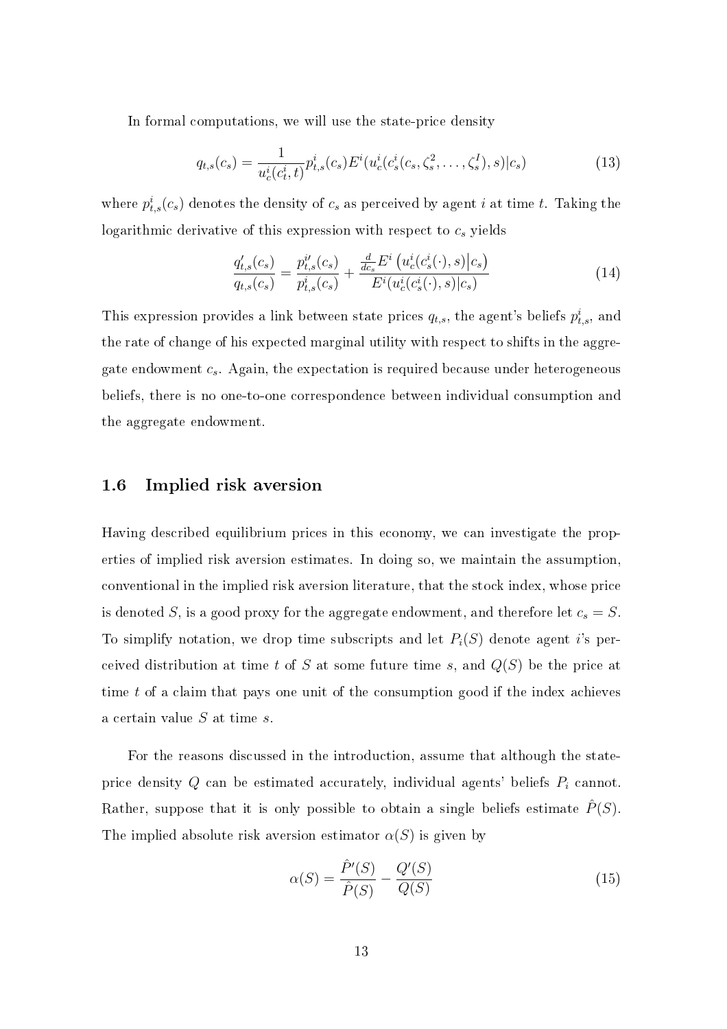In formal computations, we will use the state-price density

$$q_{t,s}(c_s) = \frac{1}{u_c^i(c_t^i, t)} p_{t,s}^i(c_s) E^i(u_c^i(c_s^i(c_s, \zeta_s^2, \ldots, \zeta_s^I), s)|c_s) \tag{13}$$

where $p_{t,s}^i(c_s)$ denotes the density of $c_s$ as perceived by agent $i$ at time $t$. Taking the logarithmic derivative of this expression with respect to $c_s$ yields

$$\frac{q_{t,s}'(c_s)}{q_{t,s}(c_s)} = \frac{p_{t,s}^{i\prime}(c_s)}{p_{t,s}^i(c_s)} + \frac{\frac{d}{dc_s} E^i\left(u_c^i(c_s^i(\cdot), s)\middle|c_s\right)}{E^i(u_c^i(c_s^i(\cdot), s)|c_s)} \tag{14}$$

This expression provides a link between state prices $q_{t,s}$, the agent's beliefs $p_{t,s}^i$, and the rate of change of his expected marginal utility with respect to shifts in the aggregate endowment $c_s$. Again, the expectation is required because under heterogeneous beliefs, there is no one-to-one correspondence between individual consumption and the aggregate endowment.

## 1.6 Implied risk aversion

Having described equilibrium prices in this economy, we can investigate the properties of implied risk aversion estimates. In doing so, we maintain the assumption, conventional in the implied risk aversion literature, that the stock index, whose price is denoted $S$, is a good proxy for the aggregate endowment, and therefore let $c_s = S$. To simplify notation, we drop time subscripts and let $P_i(S)$ denote agent $i$'s perceived distribution at time $t$ of $S$ at some future time $s$, and $Q(S)$ be the price at time $t$ of a claim that pays one unit of the consumption good if the index achieves a certain value $S$ at time $s$.

For the reasons discussed in the introduction, assume that although the state-price density $Q$ can be estimated accurately, individual agents' beliefs $P_i$ cannot. Rather, suppose that it is only possible to obtain a single beliefs estimate $\hat{P}(S)$. The implied absolute risk aversion estimator $\alpha(S)$ is given by

$$\alpha(S) = \frac{\hat{P}'(S)}{\hat{P}(S)} - \frac{Q'(S)}{Q(S)} \tag{15}$$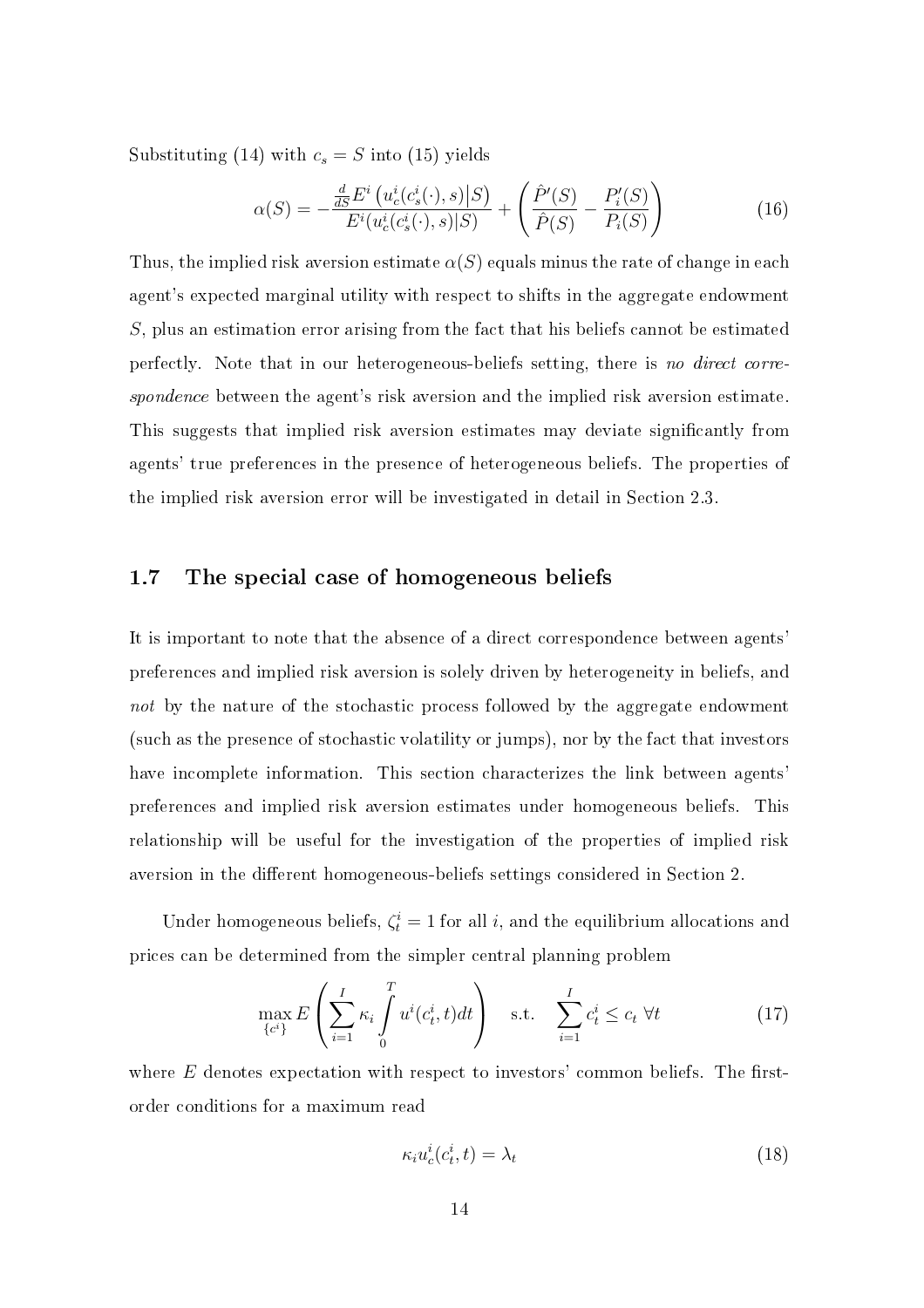Substituting (14) with $c_s = S$ into (15) yields

$$\alpha(S) = -\frac{\frac{d}{dS}E^i\left(u_c^i(c_s^i(\cdot), s)\middle|S\right)}{E^i(u_c^i(c_s^i(\cdot), s)|S)} + \left(\frac{\hat{P}'(S)}{\hat{P}(S)} - \frac{P_i'(S)}{P_i(S)}\right) \tag{16}$$

Thus, the implied risk aversion estimate $\alpha(S)$ equals minus the rate of change in each agent's expected marginal utility with respect to shifts in the aggregate endowment $S$, plus an estimation error arising from the fact that his beliefs cannot be estimated perfectly. Note that in our heterogeneous-beliefs setting, there is *no direct correspondence* between the agent's risk aversion and the implied risk aversion estimate. This suggests that implied risk aversion estimates may deviate significantly from agents' true preferences in the presence of heterogeneous beliefs. The properties of the implied risk aversion error will be investigated in detail in Section 2.3.

## 1.7 The special case of homogeneous beliefs

It is important to note that the absence of a direct correspondence between agents' preferences and implied risk aversion is solely driven by heterogeneity in beliefs, and *not* by the nature of the stochastic process followed by the aggregate endowment (such as the presence of stochastic volatility or jumps), nor by the fact that investors have incomplete information. This section characterizes the link between agents' preferences and implied risk aversion estimates under homogeneous beliefs. This relationship will be useful for the investigation of the properties of implied risk aversion in the different homogeneous-beliefs settings considered in Section 2.

Under homogeneous beliefs, $\zeta_t^i = 1$ for all $i$, and the equilibrium allocations and prices can be determined from the simpler central planning problem

$$\max_{\{c^i\}} E\left(\sum_{i=1}^{I} \kappa_i \int_0^T u^i(c_t^i, t)dt\right) \quad \text{s.t.} \quad \sum_{i=1}^{I} c_t^i \leq c_t \ \forall t \tag{17}$$

where $E$ denotes expectation with respect to investors' common beliefs. The first-order conditions for a maximum read

$$\kappa_i u_c^i(c_t^i, t) = \lambda_t \tag{18}$$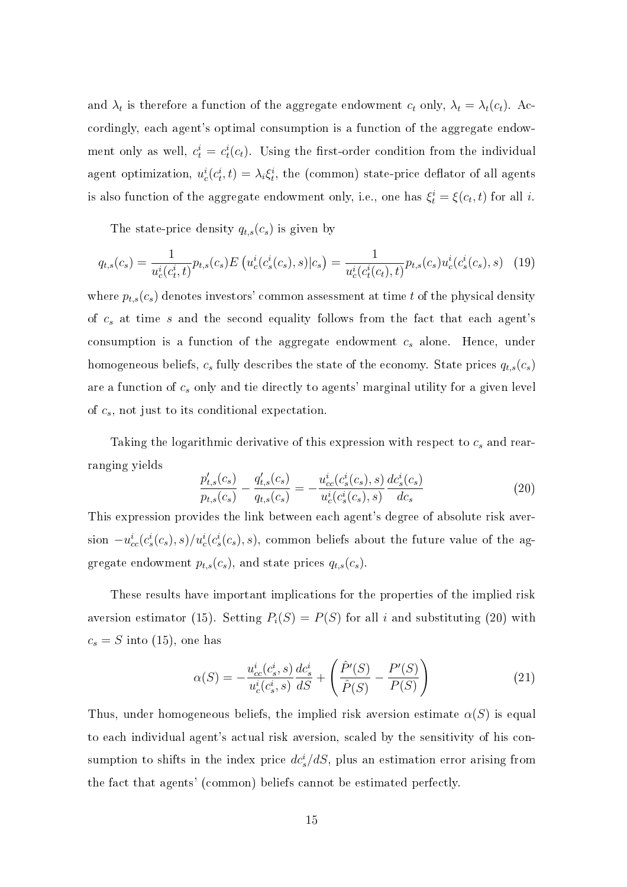and $\lambda_t$ is therefore a function of the aggregate endowment $c_t$ only, $\lambda_t = \lambda_t(c_t)$. Accordingly, each agent's optimal consumption is a function of the aggregate endowment only as well, $c_t^i = c_t^i(c_t)$. Using the first-order condition from the individual agent optimization, $u_c^i(c_t^i, t) = \lambda_i \xi_t^i$, the (common) state-price deflator of all agents is also function of the aggregate endowment only, i.e., one has $\xi_t^i = \xi(c_t, t)$ for all $i$.

The state-price density $q_{t,s}(c_s)$ is given by

$$q_{t,s}(c_s) = \frac{1}{u_c^i(c_t^i, t)} p_{t,s}(c_s) E\left(u_c^i(c_s^i(c_s), s)|c_s\right) = \frac{1}{u_c^i(c_t^i(c_t), t)} p_{t,s}(c_s) u_c^i(c_s^i(c_s), s) \quad (19)$$

where $p_{t,s}(c_s)$ denotes investors' common assessment at time $t$ of the physical density of $c_s$ at time $s$ and the second equality follows from the fact that each agent's consumption is a function of the aggregate endowment $c_s$ alone. Hence, under homogeneous beliefs, $c_s$ fully describes the state of the economy. State prices $q_{t,s}(c_s)$ are a function of $c_s$ only and tie directly to agents' marginal utility for a given level of $c_s$, not just to its conditional expectation.

Taking the logarithmic derivative of this expression with respect to $c_s$ and rearranging yields

$$\frac{p'_{t,s}(c_s)}{p_{t,s}(c_s)} - \frac{q'_{t,s}(c_s)}{q_{t,s}(c_s)} = -\frac{u_{cc}^i(c_s^i(c_s), s)}{u_c^i(c_s^i(c_s), s)} \frac{dc_s^i(c_s)}{dc_s} \quad (20)$$

This expression provides the link between each agent's degree of absolute risk aversion $-u_{cc}^i(c_s^i(c_s), s)/u_c^i(c_s^i(c_s), s)$, common beliefs about the future value of the aggregate endowment $p_{t,s}(c_s)$, and state prices $q_{t,s}(c_s)$.

These results have important implications for the properties of the implied risk aversion estimator (15). Setting $P_i(S) = P(S)$ for all $i$ and substituting (20) with $c_s = S$ into (15), one has

$$\alpha(S) = -\frac{u_{cc}^i(c_s^i, s)}{u_c^i(c_s^i, s)} \frac{dc_s^i}{dS} + \left(\frac{\hat{P}'(S)}{\hat{P}(S)} - \frac{P'(S)}{P(S)}\right) \quad (21)$$

Thus, under homogeneous beliefs, the implied risk aversion estimate $\alpha(S)$ is equal to each individual agent's actual risk aversion, scaled by the sensitivity of his consumption to shifts in the index price $dc_s^i/dS$, plus an estimation error arising from the fact that agents' (common) beliefs cannot be estimated perfectly.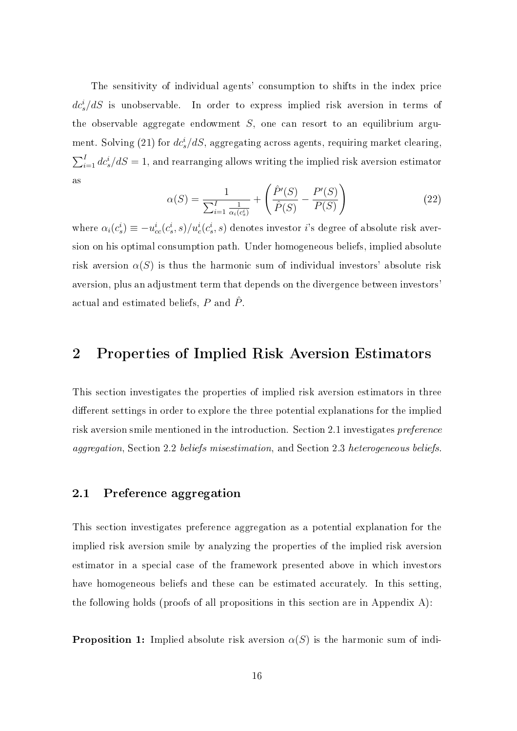The sensitivity of individual agents' consumption to shifts in the index price $dc_s^i/dS$ is unobservable. In order to express implied risk aversion in terms of the observable aggregate endowment $S$, one can resort to an equilibrium argument. Solving (21) for $dc_s^i/dS$, aggregating across agents, requiring market clearing, $\sum_{i=1}^{I} dc_s^i/dS = 1$, and rearranging allows writing the implied risk aversion estimator as

$$\alpha(S) = \frac{1}{\sum_{i=1}^{I} \frac{1}{\alpha_i(c_s^i)}} + \left( \frac{\hat{P}'(S)}{\hat{P}(S)} - \frac{P'(S)}{P(S)} \right) \tag{22}$$

where $\alpha_i(c_s^i) \equiv -u_{cc}^i(c_s^i, s)/u_c^i(c_s^i, s)$ denotes investor $i$'s degree of absolute risk aversion on his optimal consumption path. Under homogeneous beliefs, implied absolute risk aversion $\alpha(S)$ is thus the harmonic sum of individual investors' absolute risk aversion, plus an adjustment term that depends on the divergence between investors' actual and estimated beliefs, $P$ and $\hat{P}$.

# 2 Properties of Implied Risk Aversion Estimators

This section investigates the properties of implied risk aversion estimators in three different settings in order to explore the three potential explanations for the implied risk aversion smile mentioned in the introduction. Section 2.1 investigates *preference aggregation*, Section 2.2 *beliefs misestimation*, and Section 2.3 *heterogeneous beliefs*.

## 2.1 Preference aggregation

This section investigates preference aggregation as a potential explanation for the implied risk aversion smile by analyzing the properties of the implied risk aversion estimator in a special case of the framework presented above in which investors have homogeneous beliefs and these can be estimated accurately. In this setting, the following holds (proofs of all propositions in this section are in Appendix A):

**Proposition 1:** Implied absolute risk aversion $\alpha(S)$ is the harmonic sum of indi-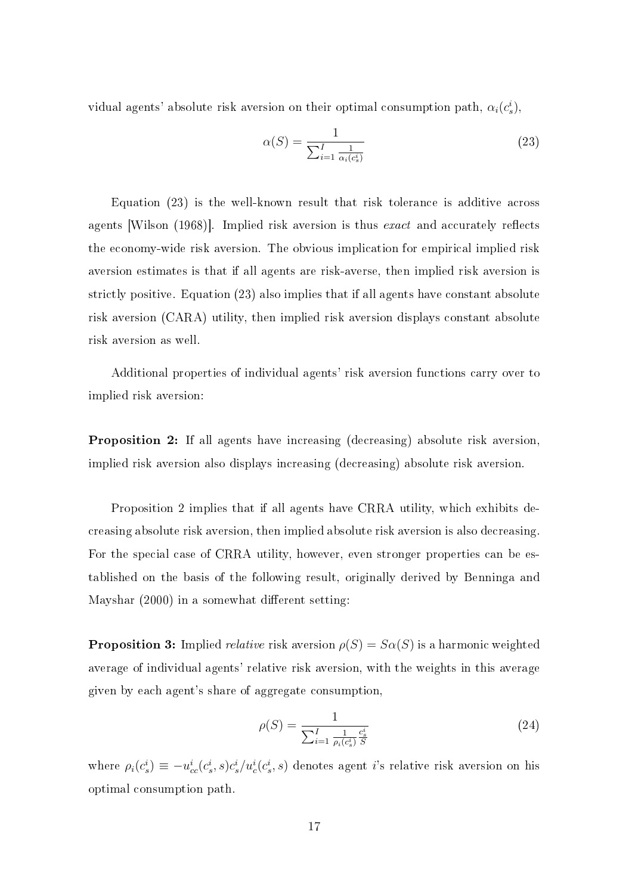vidual agents' absolute risk aversion on their optimal consumption path, $\alpha_i(c_s^i)$,

$$\alpha(S) = \frac{1}{\sum_{i=1}^{I} \frac{1}{\alpha_i(c_s^i)}} \tag{23}$$

Equation (23) is the well-known result that risk tolerance is additive across agents [Wilson (1968)]. Implied risk aversion is thus *exact* and accurately reflects the economy-wide risk aversion. The obvious implication for empirical implied risk aversion estimates is that if all agents are risk-averse, then implied risk aversion is strictly positive. Equation (23) also implies that if all agents have constant absolute risk aversion (CARA) utility, then implied risk aversion displays constant absolute risk aversion as well.

Additional properties of individual agents' risk aversion functions carry over to implied risk aversion:

**Proposition 2:** If all agents have increasing (decreasing) absolute risk aversion, implied risk aversion also displays increasing (decreasing) absolute risk aversion.

Proposition 2 implies that if all agents have CRRA utility, which exhibits decreasing absolute risk aversion, then implied absolute risk aversion is also decreasing. For the special case of CRRA utility, however, even stronger properties can be established on the basis of the following result, originally derived by Benninga and Mayshar (2000) in a somewhat different setting:

**Proposition 3:** Implied *relative* risk aversion $\rho(S) = S\alpha(S)$ is a harmonic weighted average of individual agents' relative risk aversion, with the weights in this average given by each agent's share of aggregate consumption,

$$\rho(S) = \frac{1}{\sum_{i=1}^{I} \frac{1}{\rho_i(c_s^i)} \frac{c_s^i}{S}} \tag{24}$$

where $\rho_i(c_s^i) \equiv -u_{cc}^i(c_s^i, s)c_s^i / u_c^i(c_s^i, s)$ denotes agent $i$'s relative risk aversion on his optimal consumption path.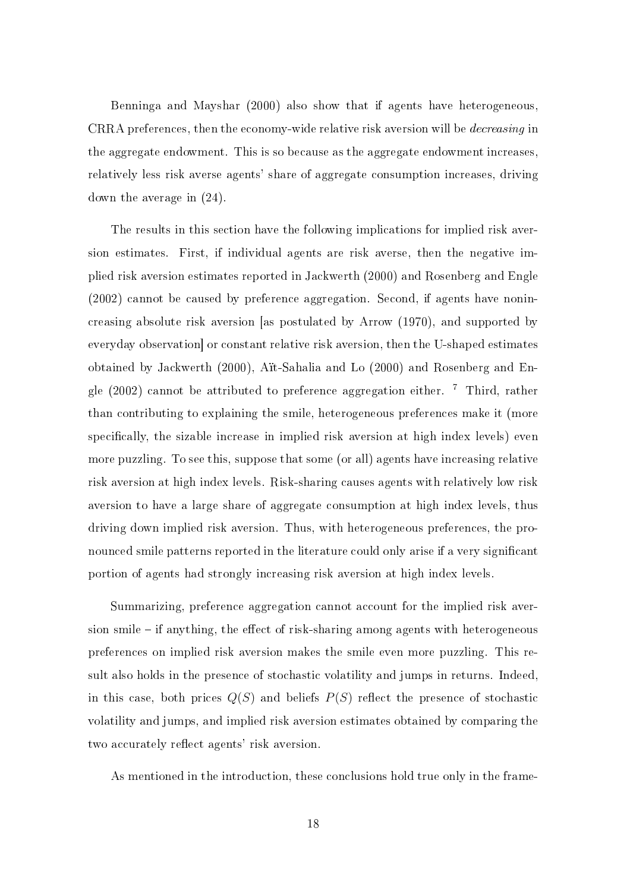Benninga and Mayshar (2000) also show that if agents have heterogeneous, CRRA preferences, then the economy-wide relative risk aversion will be *decreasing* in the aggregate endowment. This is so because as the aggregate endowment increases, relatively less risk averse agents' share of aggregate consumption increases, driving down the average in (24).

The results in this section have the following implications for implied risk aversion estimates. First, if individual agents are risk averse, then the negative implied risk aversion estimates reported in Jackwerth (2000) and Rosenberg and Engle (2002) cannot be caused by preference aggregation. Second, if agents have nonincreasing absolute risk aversion [as postulated by Arrow (1970), and supported by everyday observation] or constant relative risk aversion, then the U-shaped estimates obtained by Jackwerth (2000), Aït-Sahalia and Lo (2000) and Rosenberg and Engle (2002) cannot be attributed to preference aggregation either. [7] Third, rather than contributing to explaining the smile, heterogeneous preferences make it (more specifically, the sizable increase in implied risk aversion at high index levels) even more puzzling. To see this, suppose that some (or all) agents have increasing relative risk aversion at high index levels. Risk-sharing causes agents with relatively low risk aversion to have a large share of aggregate consumption at high index levels, thus driving down implied risk aversion. Thus, with heterogeneous preferences, the pronounced smile patterns reported in the literature could only arise if a very significant portion of agents had strongly increasing risk aversion at high index levels.

Summarizing, preference aggregation cannot account for the implied risk aversion smile – if anything, the effect of risk-sharing among agents with heterogeneous preferences on implied risk aversion makes the smile even more puzzling. This result also holds in the presence of stochastic volatility and jumps in returns. Indeed, in this case, both prices $Q(S)$ and beliefs $P(S)$ reflect the presence of stochastic volatility and jumps, and implied risk aversion estimates obtained by comparing the two accurately reflect agents' risk aversion.

As mentioned in the introduction, these conclusions hold true only in the frame-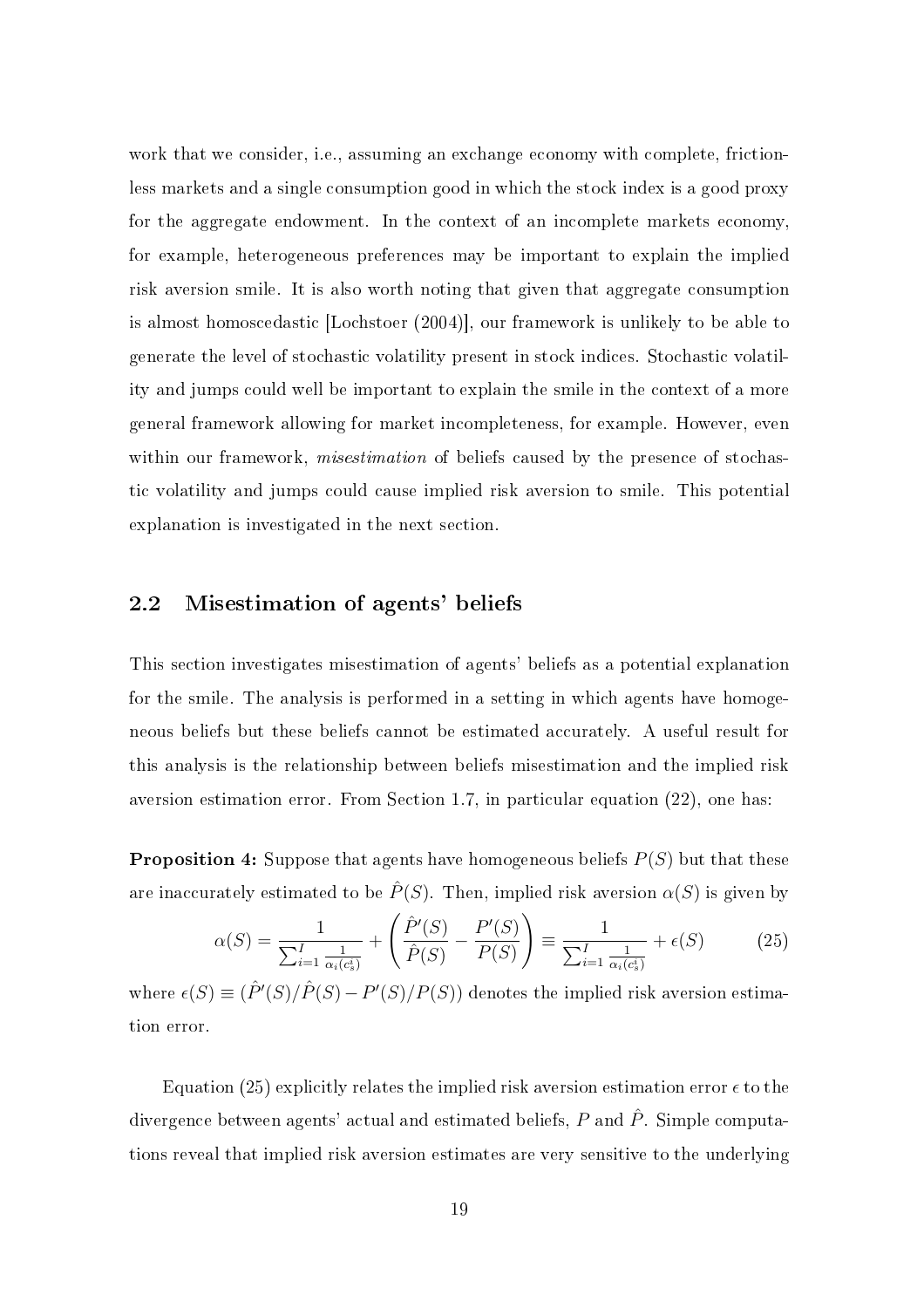work that we consider, i.e., assuming an exchange economy with complete, frictionless markets and a single consumption good in which the stock index is a good proxy for the aggregate endowment. In the context of an incomplete markets economy, for example, heterogeneous preferences may be important to explain the implied risk aversion smile. It is also worth noting that given that aggregate consumption is almost homoscedastic [Lochstoer (2004)], our framework is unlikely to be able to generate the level of stochastic volatility present in stock indices. Stochastic volatility and jumps could well be important to explain the smile in the context of a more general framework allowing for market incompleteness, for example. However, even within our framework, *misestimation* of beliefs caused by the presence of stochastic volatility and jumps could cause implied risk aversion to smile. This potential explanation is investigated in the next section.

## 2.2 Misestimation of agents' beliefs

This section investigates misestimation of agents' beliefs as a potential explanation for the smile. The analysis is performed in a setting in which agents have homogeneous beliefs but these beliefs cannot be estimated accurately. A useful result for this analysis is the relationship between beliefs misestimation and the implied risk aversion estimation error. From Section 1.7, in particular equation (22), one has:

**Proposition 4:** Suppose that agents have homogeneous beliefs $P(S)$ but that these are inaccurately estimated to be $\hat{P}(S)$. Then, implied risk aversion $\alpha(S)$ is given by

$$\alpha(S) = \frac{1}{\sum_{i=1}^{I} \frac{1}{\alpha_i(c_s^i)}} + \left( \frac{\hat{P}'(S)}{\hat{P}(S)} - \frac{P'(S)}{P(S)} \right) \equiv \frac{1}{\sum_{i=1}^{I} \frac{1}{\alpha_i(c_s^i)}} + \epsilon(S) \tag{25}$$

where $\epsilon(S) \equiv (\hat{P}'(S)/\hat{P}(S) - P'(S)/P(S))$ denotes the implied risk aversion estimation error.

Equation (25) explicitly relates the implied risk aversion estimation error $\epsilon$ to the divergence between agents' actual and estimated beliefs, $P$ and $\hat{P}$. Simple computations reveal that implied risk aversion estimates are very sensitive to the underlying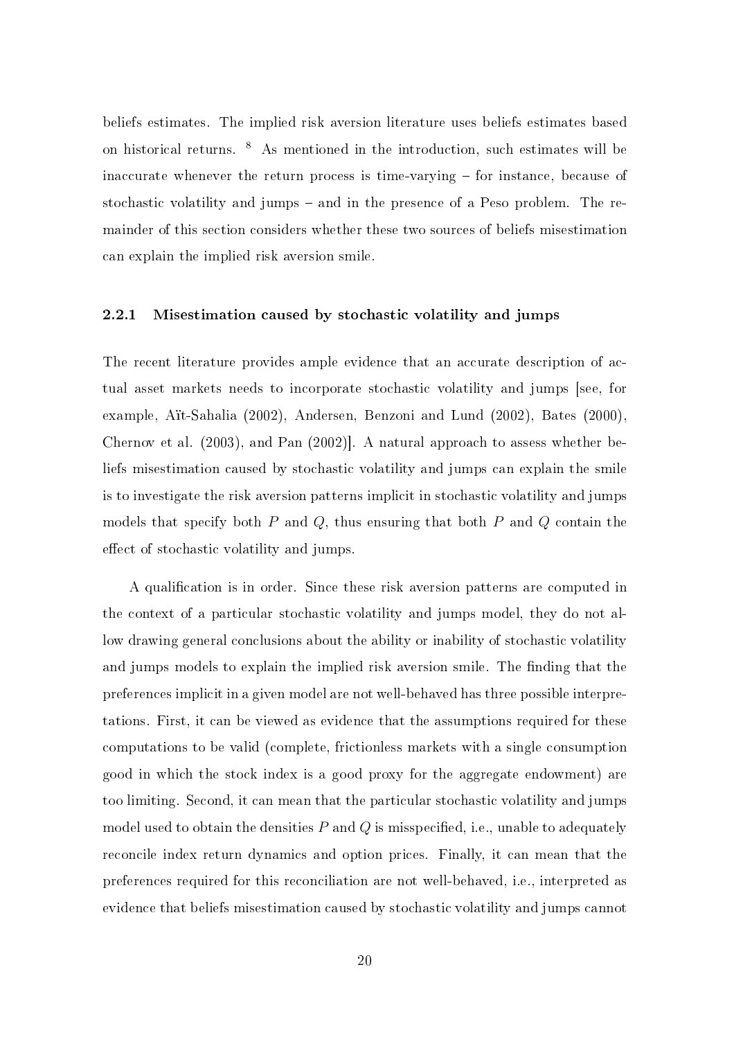beliefs estimates. The implied risk aversion literature uses beliefs estimates based on historical returns. [8] As mentioned in the introduction, such estimates will be inaccurate whenever the return process is time-varying – for instance, because of stochastic volatility and jumps – and in the presence of a Peso problem. The remainder of this section considers whether these two sources of beliefs misestimation can explain the implied risk aversion smile.

### 2.2.1 Misestimation caused by stochastic volatility and jumps

The recent literature provides ample evidence that an accurate description of actual asset markets needs to incorporate stochastic volatility and jumps [see, for example, Aït-Sahalia (2002), Andersen, Benzoni and Lund (2002), Bates (2000), Chernov et al. (2003), and Pan (2002)]. A natural approach to assess whether beliefs misestimation caused by stochastic volatility and jumps can explain the smile is to investigate the risk aversion patterns implicit in stochastic volatility and jumps models that specify both $P$ and $Q$, thus ensuring that both $P$ and $Q$ contain the effect of stochastic volatility and jumps.

A qualification is in order. Since these risk aversion patterns are computed in the context of a particular stochastic volatility and jumps model, they do not allow drawing general conclusions about the ability or inability of stochastic volatility and jumps models to explain the implied risk aversion smile. The finding that the preferences implicit in a given model are not well-behaved has three possible interpretations. First, it can be viewed as evidence that the assumptions required for these computations to be valid (complete, frictionless markets with a single consumption good in which the stock index is a good proxy for the aggregate endowment) are too limiting. Second, it can mean that the particular stochastic volatility and jumps model used to obtain the densities $P$ and $Q$ is misspecified, i.e., unable to adequately reconcile index return dynamics and option prices. Finally, it can mean that the preferences required for this reconciliation are not well-behaved, i.e., interpreted as evidence that beliefs misestimation caused by stochastic volatility and jumps cannot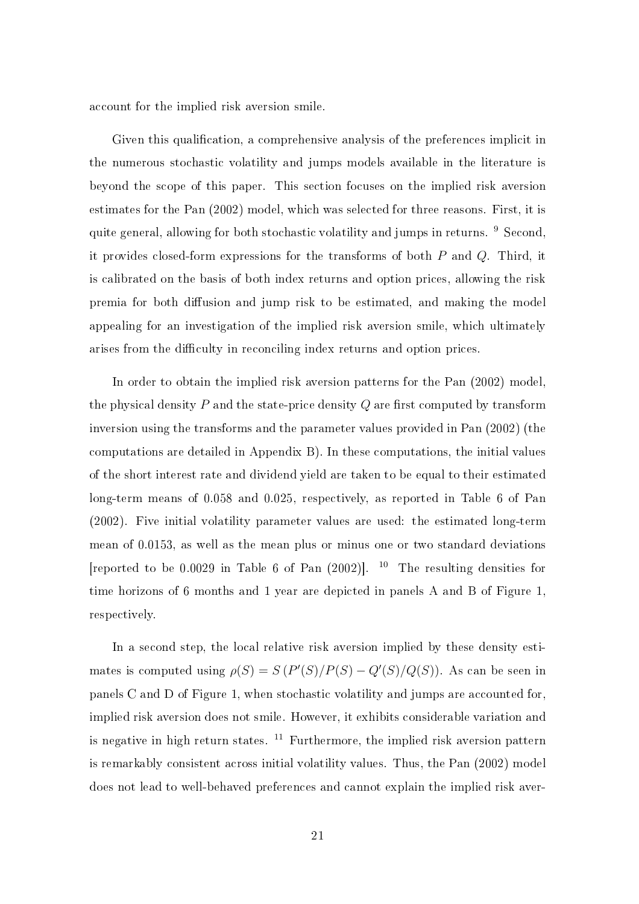account for the implied risk aversion smile.

Given this qualification, a comprehensive analysis of the preferences implicit in the numerous stochastic volatility and jumps models available in the literature is beyond the scope of this paper. This section focuses on the implied risk aversion estimates for the Pan (2002) model, which was selected for three reasons. First, it is quite general, allowing for both stochastic volatility and jumps in returns. [9] Second, it provides closed-form expressions for the transforms of both $P$ and $Q$. Third, it is calibrated on the basis of both index returns and option prices, allowing the risk premia for both diffusion and jump risk to be estimated, and making the model appealing for an investigation of the implied risk aversion smile, which ultimately arises from the difficulty in reconciling index returns and option prices.

In order to obtain the implied risk aversion patterns for the Pan (2002) model, the physical density $P$ and the state-price density $Q$ are first computed by transform inversion using the transforms and the parameter values provided in Pan (2002) (the computations are detailed in Appendix B). In these computations, the initial values of the short interest rate and dividend yield are taken to be equal to their estimated long-term means of 0.058 and 0.025, respectively, as reported in Table 6 of Pan (2002). Five initial volatility parameter values are used: the estimated long-term mean of 0.0153, as well as the mean plus or minus one or two standard deviations [reported to be 0.0029 in Table 6 of Pan (2002)]. [10] The resulting densities for time horizons of 6 months and 1 year are depicted in panels A and B of Figure 1, respectively.

In a second step, the local relative risk aversion implied by these density estimates is computed using $\rho(S) = S\left(P'(S)/P(S) - Q'(S)/Q(S)\right)$. As can be seen in panels C and D of Figure 1, when stochastic volatility and jumps are accounted for, implied risk aversion does not smile. However, it exhibits considerable variation and is negative in high return states. [11] Furthermore, the implied risk aversion pattern is remarkably consistent across initial volatility values. Thus, the Pan (2002) model does not lead to well-behaved preferences and cannot explain the implied risk aver-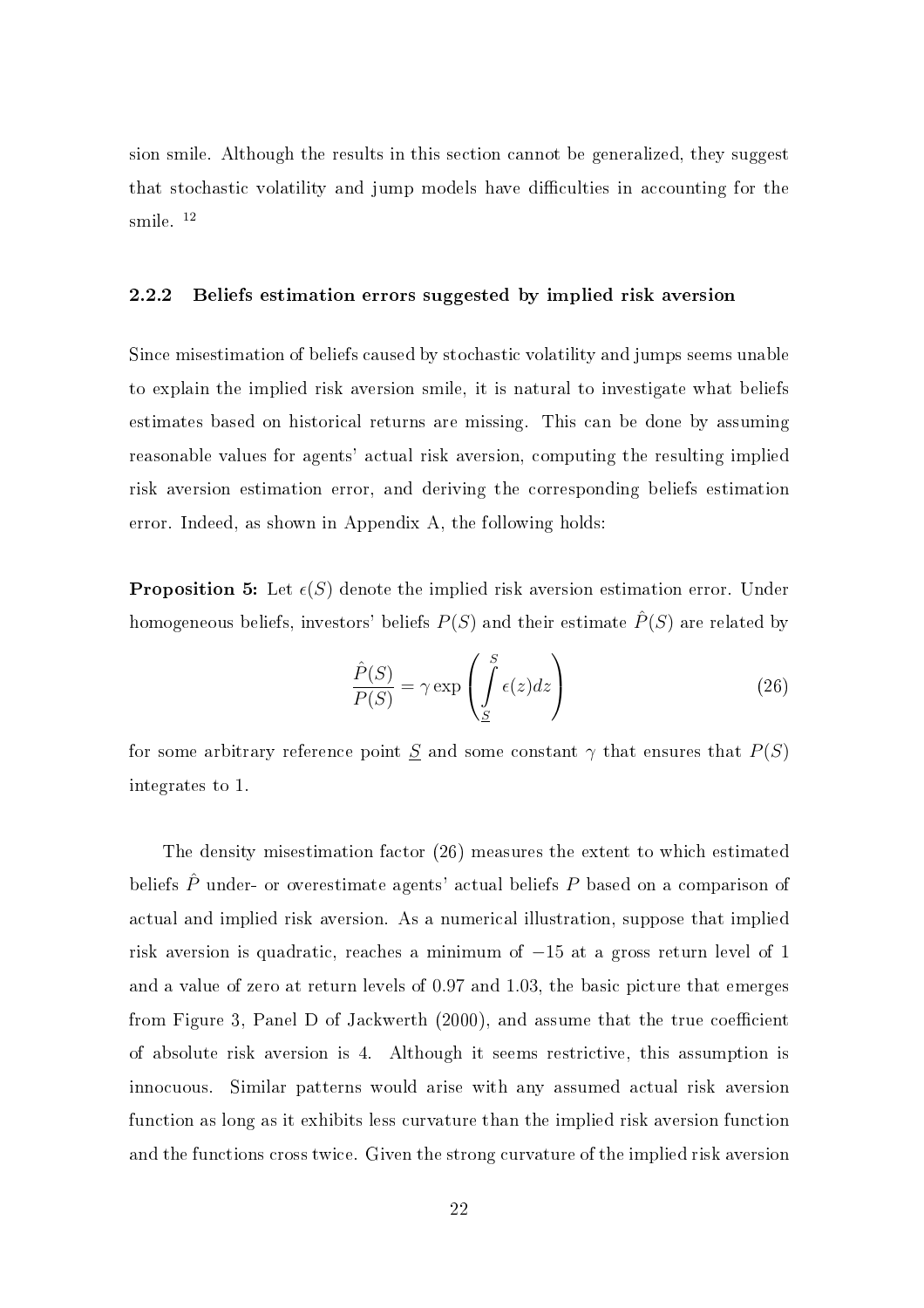sion smile. Although the results in this section cannot be generalized, they suggest that stochastic volatility and jump models have difficulties in accounting for the smile. [12]

### 2.2.2 Beliefs estimation errors suggested by implied risk aversion

Since misestimation of beliefs caused by stochastic volatility and jumps seems unable to explain the implied risk aversion smile, it is natural to investigate what beliefs estimates based on historical returns are missing. This can be done by assuming reasonable values for agents' actual risk aversion, computing the resulting implied risk aversion estimation error, and deriving the corresponding beliefs estimation error. Indeed, as shown in Appendix A, the following holds:

**Proposition 5:** Let $\epsilon(S)$ denote the implied risk aversion estimation error. Under homogeneous beliefs, investors' beliefs $P(S)$ and their estimate $\hat{P}(S)$ are related by

$$\frac{\hat{P}(S)}{P(S)} = \gamma \exp\left(\int_{\underline{S}}^{S} \epsilon(z)dz\right) \tag{26}$$

for some arbitrary reference point $\underline{S}$ and some constant $\gamma$ that ensures that $P(S)$ integrates to 1.

The density misestimation factor (26) measures the extent to which estimated beliefs $\hat{P}$ under- or overestimate agents' actual beliefs $P$ based on a comparison of actual and implied risk aversion. As a numerical illustration, suppose that implied risk aversion is quadratic, reaches a minimum of $-15$ at a gross return level of 1 and a value of zero at return levels of 0.97 and 1.03, the basic picture that emerges from Figure 3, Panel D of Jackwerth (2000), and assume that the true coefficient of absolute risk aversion is 4. Although it seems restrictive, this assumption is innocuous. Similar patterns would arise with any assumed actual risk aversion function as long as it exhibits less curvature than the implied risk aversion function and the functions cross twice. Given the strong curvature of the implied risk aversion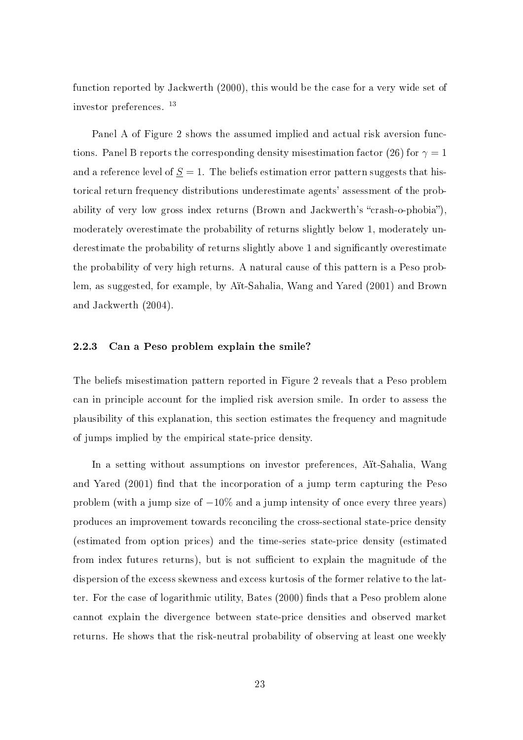function reported by Jackwerth (2000), this would be the case for a very wide set of investor preferences. [13]

Panel A of Figure 2 shows the assumed implied and actual risk aversion functions. Panel B reports the corresponding density misestimation factor (26) for $\gamma = 1$ and a reference level of $\underline{S} = 1$. The beliefs estimation error pattern suggests that historical return frequency distributions underestimate agents' assessment of the probability of very low gross index returns (Brown and Jackwerth's "crash-o-phobia"), moderately overestimate the probability of returns slightly below 1, moderately underestimate the probability of returns slightly above 1 and significantly overestimate the probability of very high returns. A natural cause of this pattern is a Peso problem, as suggested, for example, by Aït-Sahalia, Wang and Yared (2001) and Brown and Jackwerth (2004).

### 2.2.3 Can a Peso problem explain the smile?

The beliefs misestimation pattern reported in Figure 2 reveals that a Peso problem can in principle account for the implied risk aversion smile. In order to assess the plausibility of this explanation, this section estimates the frequency and magnitude of jumps implied by the empirical state-price density.

In a setting without assumptions on investor preferences, Aït-Sahalia, Wang and Yared (2001) find that the incorporation of a jump term capturing the Peso problem (with a jump size of $-10\%$ and a jump intensity of once every three years) produces an improvement towards reconciling the cross-sectional state-price density (estimated from option prices) and the time-series state-price density (estimated from index futures returns), but is not sufficient to explain the magnitude of the dispersion of the excess skewness and excess kurtosis of the former relative to the latter. For the case of logarithmic utility, Bates (2000) finds that a Peso problem alone cannot explain the divergence between state-price densities and observed market returns. He shows that the risk-neutral probability of observing at least one weekly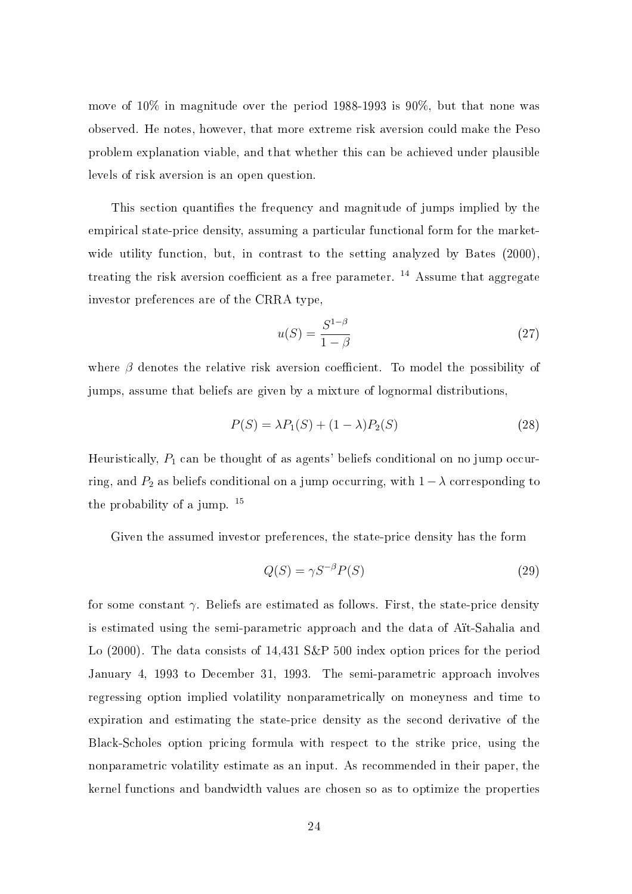move of 10% in magnitude over the period 1988-1993 is 90%, but that none was observed. He notes, however, that more extreme risk aversion could make the Peso problem explanation viable, and that whether this can be achieved under plausible levels of risk aversion is an open question.

This section quantifies the frequency and magnitude of jumps implied by the empirical state-price density, assuming a particular functional form for the market-wide utility function, but, in contrast to the setting analyzed by Bates (2000), treating the risk aversion coefficient as a free parameter. [14] Assume that aggregate investor preferences are of the CRRA type,

$$u(S) = \frac{S^{1-\beta}}{1-\beta} \tag{27}$$

where $\beta$ denotes the relative risk aversion coefficient. To model the possibility of jumps, assume that beliefs are given by a mixture of lognormal distributions,

$$P(S) = \lambda P_1(S) + (1-\lambda) P_2(S) \tag{28}$$

Heuristically, $P_1$ can be thought of as agents' beliefs conditional on no jump occurring, and $P_2$ as beliefs conditional on a jump occurring, with $1-\lambda$ corresponding to the probability of a jump. [15]

Given the assumed investor preferences, the state-price density has the form

$$Q(S) = \gamma S^{-\beta} P(S) \tag{29}$$

for some constant $\gamma$. Beliefs are estimated as follows. First, the state-price density is estimated using the semi-parametric approach and the data of Aït-Sahalia and Lo (2000). The data consists of 14,431 S&P 500 index option prices for the period January 4, 1993 to December 31, 1993. The semi-parametric approach involves regressing option implied volatility nonparametrically on moneyness and time to expiration and estimating the state-price density as the second derivative of the Black-Scholes option pricing formula with respect to the strike price, using the nonparametric volatility estimate as an input. As recommended in their paper, the kernel functions and bandwidth values are chosen so as to optimize the properties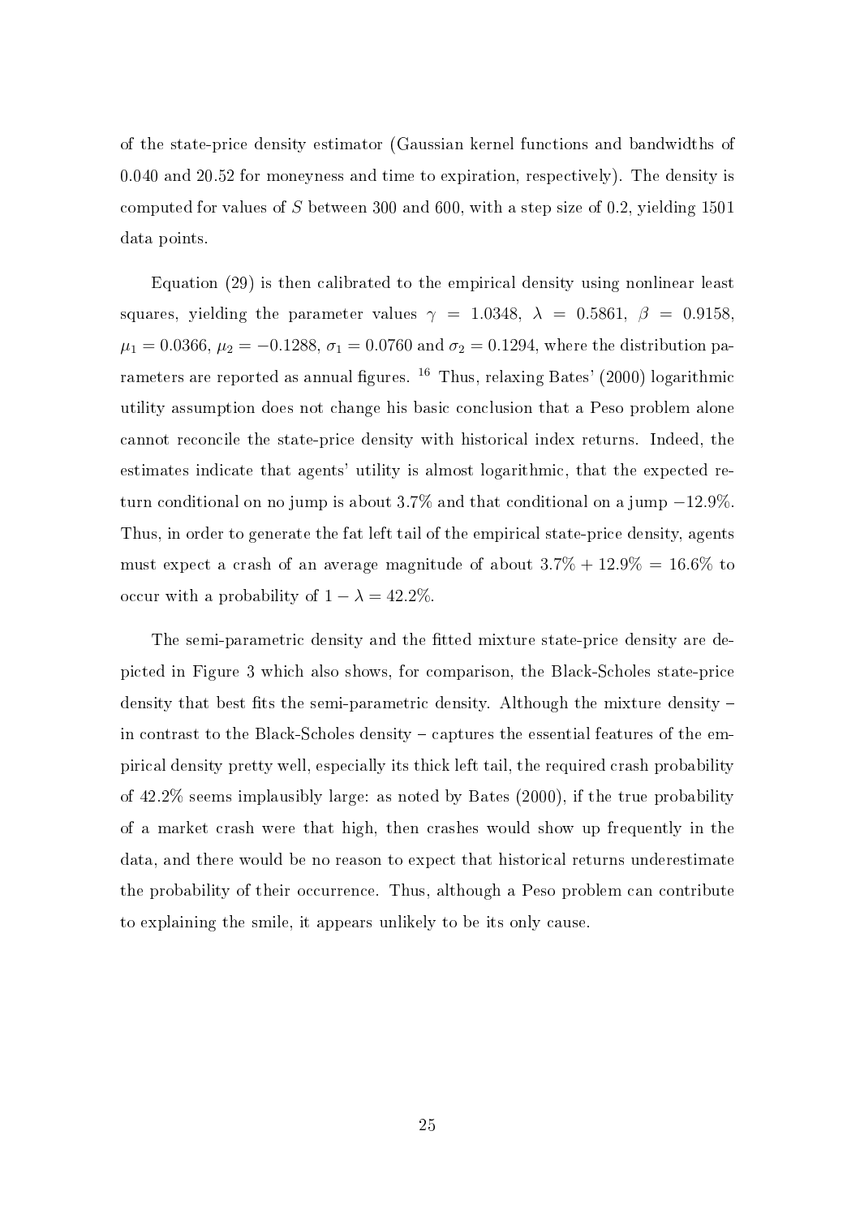of the state-price density estimator (Gaussian kernel functions and bandwidths of 0.040 and 20.52 for moneyness and time to expiration, respectively). The density is computed for values of $S$ between 300 and 600, with a step size of 0.2, yielding 1501 data points.

Equation (29) is then calibrated to the empirical density using nonlinear least squares, yielding the parameter values $\gamma = 1.0348$, $\lambda = 0.5861$, $\beta = 0.9158$, $\mu_1 = 0.0366$, $\mu_2 = -0.1288$, $\sigma_1 = 0.0760$ and $\sigma_2 = 0.1294$, where the distribution parameters are reported as annual figures. [16] Thus, relaxing Bates' (2000) logarithmic utility assumption does not change his basic conclusion that a Peso problem alone cannot reconcile the state-price density with historical index returns. Indeed, the estimates indicate that agents' utility is almost logarithmic, that the expected return conditional on no jump is about 3.7% and that conditional on a jump $-12.9\%$. Thus, in order to generate the fat left tail of the empirical state-price density, agents must expect a crash of an average magnitude of about $3.7\% + 12.9\% = 16.6\%$ to occur with a probability of $1 - \lambda = 42.2\%$.

The semi-parametric density and the fitted mixture state-price density are depicted in Figure 3 which also shows, for comparison, the Black-Scholes state-price density that best fits the semi-parametric density. Although the mixture density – in contrast to the Black-Scholes density – captures the essential features of the empirical density pretty well, especially its thick left tail, the required crash probability of 42.2% seems implausibly large: as noted by Bates (2000), if the true probability of a market crash were that high, then crashes would show up frequently in the data, and there would be no reason to expect that historical returns underestimate the probability of their occurrence. Thus, although a Peso problem can contribute to explaining the smile, it appears unlikely to be its only cause.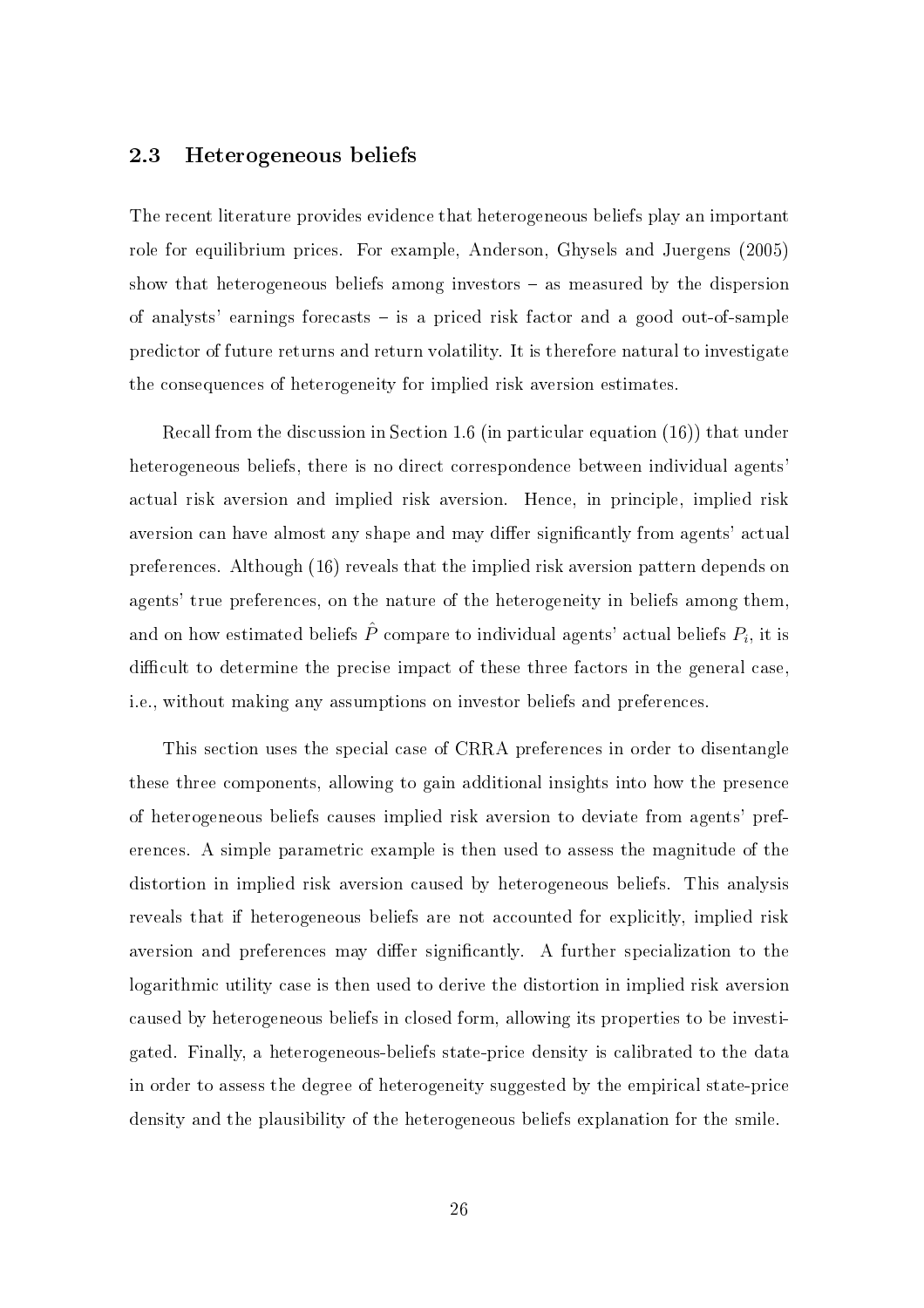### 2.3 Heterogeneous beliefs

The recent literature provides evidence that heterogeneous beliefs play an important role for equilibrium prices. For example, Anderson, Ghysels and Juergens (2005) show that heterogeneous beliefs among investors – as measured by the dispersion of analysts' earnings forecasts – is a priced risk factor and a good out-of-sample predictor of future returns and return volatility. It is therefore natural to investigate the consequences of heterogeneity for implied risk aversion estimates.

Recall from the discussion in Section 1.6 (in particular equation (16)) that under heterogeneous beliefs, there is no direct correspondence between individual agents' actual risk aversion and implied risk aversion. Hence, in principle, implied risk aversion can have almost any shape and may differ significantly from agents' actual preferences. Although (16) reveals that the implied risk aversion pattern depends on agents' true preferences, on the nature of the heterogeneity in beliefs among them, and on how estimated beliefs $\hat{P}$ compare to individual agents' actual beliefs $P_i$, it is difficult to determine the precise impact of these three factors in the general case, i.e., without making any assumptions on investor beliefs and preferences.

This section uses the special case of CRRA preferences in order to disentangle these three components, allowing to gain additional insights into how the presence of heterogeneous beliefs causes implied risk aversion to deviate from agents' preferences. A simple parametric example is then used to assess the magnitude of the distortion in implied risk aversion caused by heterogeneous beliefs. This analysis reveals that if heterogeneous beliefs are not accounted for explicitly, implied risk aversion and preferences may differ significantly. A further specialization to the logarithmic utility case is then used to derive the distortion in implied risk aversion caused by heterogeneous beliefs in closed form, allowing its properties to be investigated. Finally, a heterogeneous-beliefs state-price density is calibrated to the data in order to assess the degree of heterogeneity suggested by the empirical state-price density and the plausibility of the heterogeneous beliefs explanation for the smile.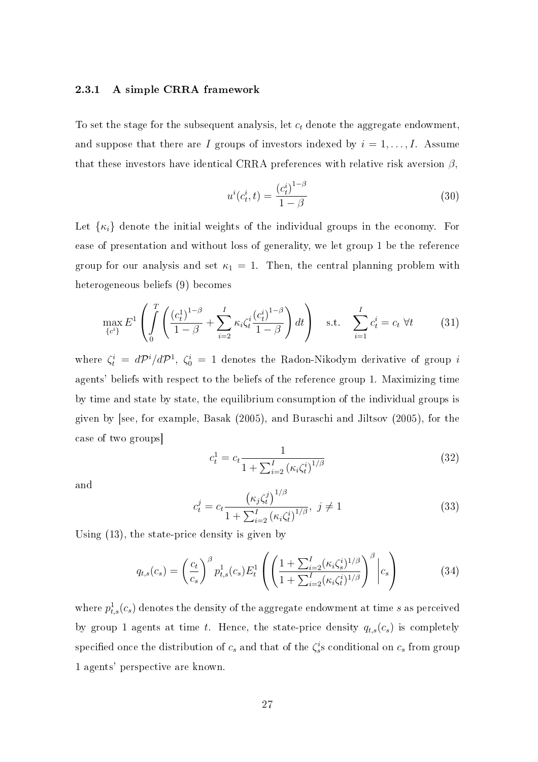### 2.3.1 A simple CRRA framework

To set the stage for the subsequent analysis, let $c_t$ denote the aggregate endowment, and suppose that there are $I$ groups of investors indexed by $i = 1, \ldots, I$. Assume that these investors have identical CRRA preferences with relative risk aversion $\beta$,

$$u^i(c_t^i, t) = \frac{(c_t^i)^{1-\beta}}{1-\beta} \tag{30}$$

Let $\{\kappa_i\}$ denote the initial weights of the individual groups in the economy. For ease of presentation and without loss of generality, we let group 1 be the reference group for our analysis and set $\kappa_1 = 1$. Then, the central planning problem with heterogeneous beliefs (9) becomes

$$\max_{\{c^i\}} E^1 \left( \int_0^T \left( \frac{(c_t^1)^{1-\beta}}{1-\beta} + \sum_{i=2}^{I} \kappa_i \zeta_t^i \frac{(c_t^i)^{1-\beta}}{1-\beta} \right) dt \right) \quad \text{s.t.} \quad \sum_{i=1}^{I} c_t^i = c_t \ \forall t \tag{31}$$

where $\zeta_t^i = d\mathcal{P}^i / d\mathcal{P}^1$, $\zeta_0^i = 1$ denotes the Radon-Nikodym derivative of group $i$ agents' beliefs with respect to the beliefs of the reference group 1. Maximizing time by time and state by state, the equilibrium consumption of the individual groups is given by [see, for example, Basak (2005), and Buraschi and Jiltsov (2005), for the case of two groups]

$$c_t^1 = c_t \frac{1}{1 + \sum_{i=2}^{I} (\kappa_i \zeta_t^i)^{1/\beta}} \tag{32}$$

and

$$c_t^j = c_t \frac{(\kappa_j \zeta_t^j)^{1/\beta}}{1 + \sum_{i=2}^{I} (\kappa_i \zeta_t^i)^{1/\beta}}, \ j \neq 1 \tag{33}$$

Using (13), the state-price density is given by

$$q_{t,s}(c_s) = \left( \frac{c_t}{c_s} \right)^{\beta} p_{t,s}^1(c_s) E_t^1 \left( \left( \frac{1 + \sum_{i=2}^{I} (\kappa_i \zeta_s^i)^{1/\beta}}{1 + \sum_{i=2}^{I} (\kappa_i \zeta_t^i)^{1/\beta}} \right)^{\beta} \Bigg| c_s \right) \tag{34}$$

where $p_{t,s}^1(c_s)$ denotes the density of the aggregate endowment at time $s$ as perceived by group 1 agents at time $t$. Hence, the state-price density $q_{t,s}(c_s)$ is completely specified once the distribution of $c_s$ and that of the $\zeta_s^i$s conditional on $c_s$ from group 1 agents' perspective are known.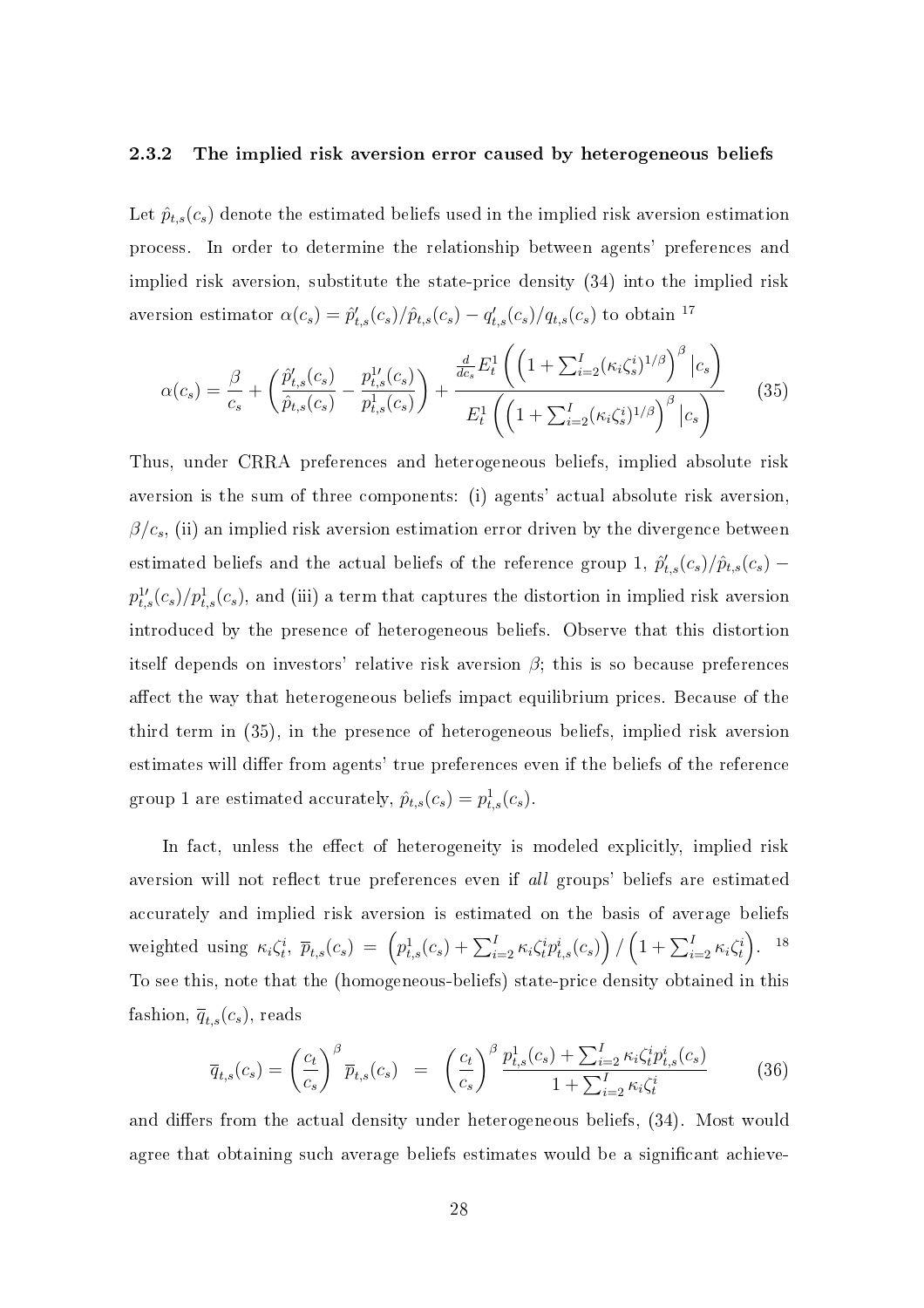### 2.3.2 The implied risk aversion error caused by heterogeneous beliefs

Let $\hat{p}_{t,s}(c_s)$ denote the estimated beliefs used in the implied risk aversion estimation process. In order to determine the relationship between agents' preferences and implied risk aversion, substitute the state-price density (34) into the implied risk aversion estimator $\alpha(c_s) = \hat{p}'_{t,s}(c_s)/\hat{p}_{t,s}(c_s) - q'_{t,s}(c_s)/q_{t,s}(c_s)$ to obtain [17]

$$\alpha(c_s) = \frac{\beta}{c_s} + \left( \frac{\hat{p}'_{t,s}(c_s)}{\hat{p}_{t,s}(c_s)} - \frac{p^{1\prime}_{t,s}(c_s)}{p^1_{t,s}(c_s)} \right) + \frac{\frac{d}{dc_s} E^1_t \left( \left(1 + \sum_{i=2}^{I} (\kappa_i \zeta^i_s)^{1/\beta}\right)^{\beta} | c_s \right)}{E^1_t \left( \left(1 + \sum_{i=2}^{I} (\kappa_i \zeta^i_s)^{1/\beta}\right)^{\beta} | c_s \right)} \tag{35}$$

Thus, under CRRA preferences and heterogeneous beliefs, implied absolute risk aversion is the sum of three components: (i) agents' actual absolute risk aversion, $\beta/c_s$, (ii) an implied risk aversion estimation error driven by the divergence between estimated beliefs and the actual beliefs of the reference group 1, $\hat{p}'_{t,s}(c_s)/\hat{p}_{t,s}(c_s) - p^{1\prime}_{t,s}(c_s)/p^1_{t,s}(c_s)$, and (iii) a term that captures the distortion in implied risk aversion introduced by the presence of heterogeneous beliefs. Observe that this distortion itself depends on investors' relative risk aversion $\beta$; this is so because preferences affect the way that heterogeneous beliefs impact equilibrium prices. Because of the third term in (35), in the presence of heterogeneous beliefs, implied risk aversion estimates will differ from agents' true preferences even if the beliefs of the reference group 1 are estimated accurately, $\hat{p}_{t,s}(c_s) = p^1_{t,s}(c_s)$.

In fact, unless the effect of heterogeneity is modeled explicitly, implied risk aversion will not reflect true preferences even if *all* groups' beliefs are estimated accurately and implied risk aversion is estimated on the basis of average beliefs weighted using $\kappa_i \zeta^i_t$, $\overline{p}_{t,s}(c_s) = \left(p^1_{t,s}(c_s) + \sum_{i=2}^{I} \kappa_i \zeta^i_t p^i_{t,s}(c_s)\right) / \left(1 + \sum_{i=2}^{I} \kappa_i \zeta^i_t\right)$. [18] To see this, note that the (homogeneous-beliefs) state-price density obtained in this fashion, $\overline{q}_{t,s}(c_s)$, reads

$$\overline{q}_{t,s}(c_s) = \left(\frac{c_t}{c_s}\right)^{\beta} \overline{p}_{t,s}(c_s) \;\; = \;\; \left(\frac{c_t}{c_s}\right)^{\beta} \frac{p^1_{t,s}(c_s) + \sum_{i=2}^{I} \kappa_i \zeta^i_t p^i_{t,s}(c_s)}{1 + \sum_{i=2}^{I} \kappa_i \zeta^i_t} \tag{36}$$

and differs from the actual density under heterogeneous beliefs, (34). Most would agree that obtaining such average beliefs estimates would be a significant achieve-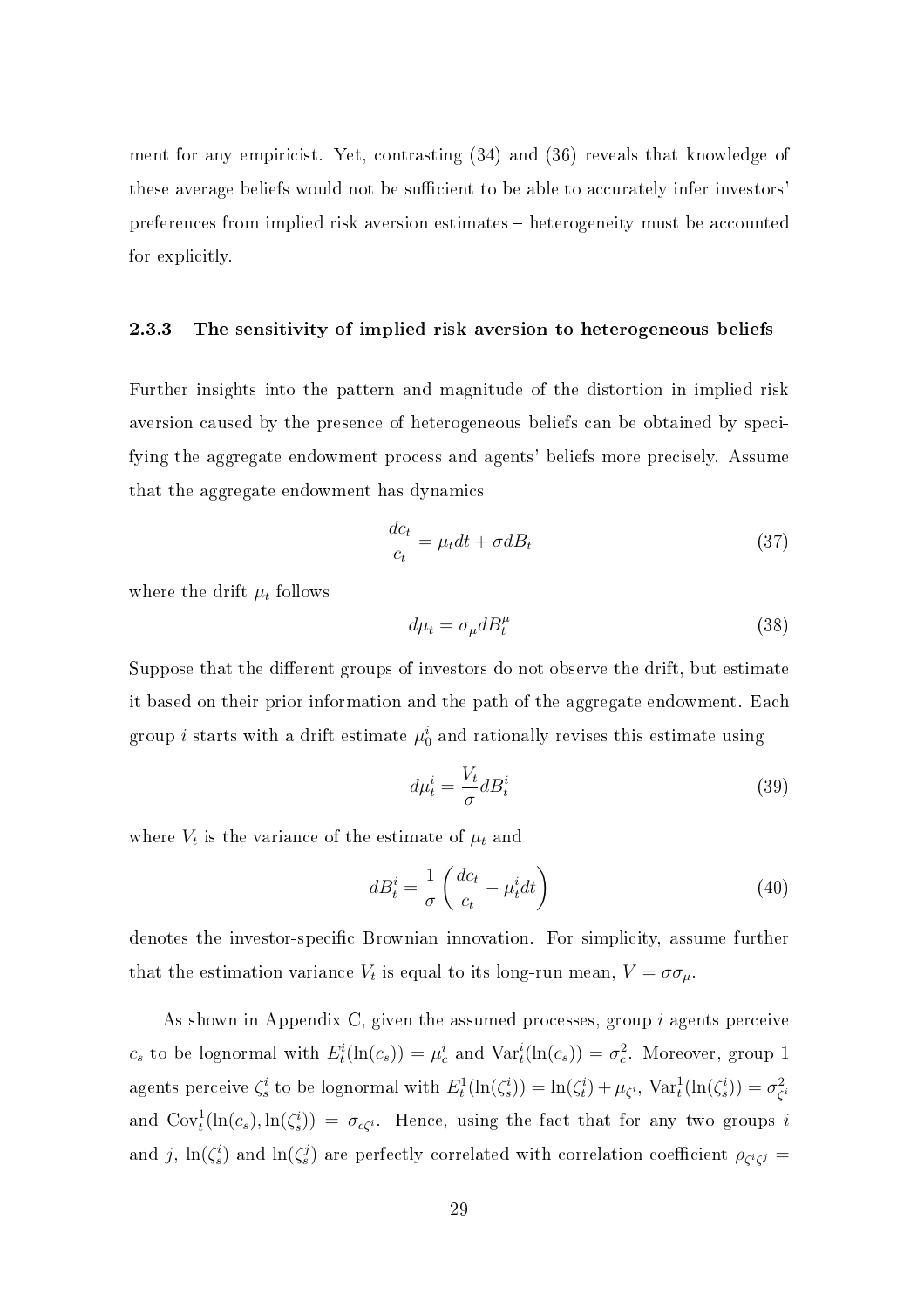ment for any empiricist. Yet, contrasting (34) and (36) reveals that knowledge of these average beliefs would not be sufficient to be able to accurately infer investors' preferences from implied risk aversion estimates – heterogeneity must be accounted for explicitly.

### 2.3.3 The sensitivity of implied risk aversion to heterogeneous beliefs

Further insights into the pattern and magnitude of the distortion in implied risk aversion caused by the presence of heterogeneous beliefs can be obtained by specifying the aggregate endowment process and agents' beliefs more precisely. Assume that the aggregate endowment has dynamics

$$\frac{dc_t}{c_t} = \mu_t dt + \sigma dB_t \tag{37}$$

where the drift $\mu_t$ follows

$$d\mu_t = \sigma_\mu dB_t^\mu \tag{38}$$

Suppose that the different groups of investors do not observe the drift, but estimate it based on their prior information and the path of the aggregate endowment. Each group $i$ starts with a drift estimate $\mu_0^i$ and rationally revises this estimate using

$$d\mu_t^i = \frac{V_t}{\sigma} dB_t^i \tag{39}$$

where $V_t$ is the variance of the estimate of $\mu_t$ and

$$dB_t^i = \frac{1}{\sigma}\left(\frac{dc_t}{c_t} - \mu_t^i dt\right) \tag{40}$$

denotes the investor-specific Brownian innovation. For simplicity, assume further that the estimation variance $V_t$ is equal to its long-run mean, $V = \sigma\sigma_\mu$.

As shown in Appendix C, given the assumed processes, group $i$ agents perceive $c_s$ to be lognormal with $E_t^i(\ln(c_s)) = \mu_c^i$ and $\text{Var}_t^i(\ln(c_s)) = \sigma_c^2$. Moreover, group 1 agents perceive $\zeta_s^i$ to be lognormal with $E_t^1(\ln(\zeta_s^i)) = \ln(\zeta_t^i) + \mu_{\zeta^i}$, $\text{Var}_t^1(\ln(\zeta_s^i)) = \sigma_{\zeta^i}^2$ and $\text{Cov}_t^1(\ln(c_s), \ln(\zeta_s^i)) = \sigma_{c\zeta^i}$. Hence, using the fact that for any two groups $i$ and $j$, $\ln(\zeta_s^i)$ and $\ln(\zeta_s^j)$ are perfectly correlated with correlation coefficient $\rho_{\zeta^i\zeta^j} =$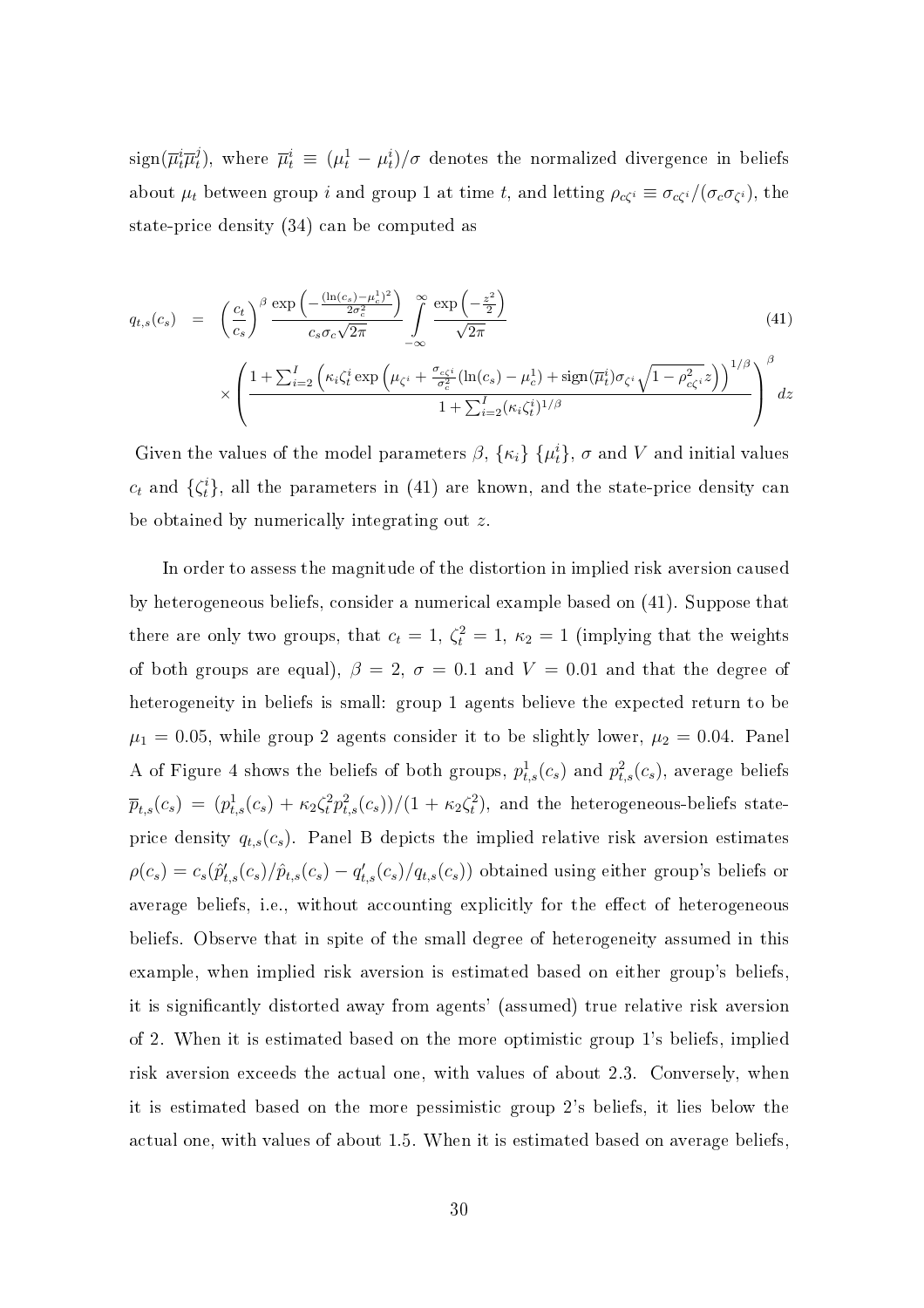$\text{sign}(\overline{\mu}_t^i \overline{\mu}_t^j)$, where $\overline{\mu}_t^i \equiv (\mu_t^1 - \mu_t^i)/\sigma$ denotes the normalized divergence in beliefs about $\mu_t$ between group $i$ and group 1 at time $t$, and letting $\rho_{c\zeta^i} \equiv \sigma_{c\zeta^i}/(\sigma_c \sigma_{\zeta^i})$, the state-price density (34) can be computed as

$$
\begin{aligned}
q_{t,s}(c_s) \; &= \; \left(\frac{c_t}{c_s}\right)^{\beta} \frac{\exp\left(-\frac{(\ln(c_s)-\mu_c^1)^2}{2\sigma_c^2}\right)}{c_s \sigma_c \sqrt{2\pi}} \int_{-\infty}^{\infty} \frac{\exp\left(-\frac{z^2}{2}\right)}{\sqrt{2\pi}} \\
&\times \left( \frac{1 + \sum_{i=2}^{I} \left( \kappa_i \zeta_t^i \exp\left( \mu_{\zeta^i} + \frac{\sigma_{c\zeta^i}}{\sigma_c^2}(\ln(c_s) - \mu_c^1) + \text{sign}(\overline{\mu}_t^i)\sigma_{\zeta^i}\sqrt{1-\rho_{c\zeta^i}^2}\, z \right) \right)^{1/\beta}}{1 + \sum_{i=2}^{I} (\kappa_i \zeta_t^i)^{1/\beta}} \right)^{\beta} dz
\end{aligned} \tag{41}
$$

Given the values of the model parameters $\beta$, $\{\kappa_i\}$ $\{\mu_t^i\}$, $\sigma$ and $V$ and initial values $c_t$ and $\{\zeta_t^i\}$, all the parameters in (41) are known, and the state-price density can be obtained by numerically integrating out $z$.

In order to assess the magnitude of the distortion in implied risk aversion caused by heterogeneous beliefs, consider a numerical example based on (41). Suppose that there are only two groups, that $c_t = 1$, $\zeta_t^2 = 1$, $\kappa_2 = 1$ (implying that the weights of both groups are equal), $\beta = 2$, $\sigma = 0.1$ and $V = 0.01$ and that the degree of heterogeneity in beliefs is small: group 1 agents believe the expected return to be $\mu_1 = 0.05$, while group 2 agents consider it to be slightly lower, $\mu_2 = 0.04$. Panel A of Figure 4 shows the beliefs of both groups, $p_{t,s}^1(c_s)$ and $p_{t,s}^2(c_s)$, average beliefs $\overline{p}_{t,s}(c_s) = (p_{t,s}^1(c_s) + \kappa_2 \zeta_t^2 p_{t,s}^2(c_s))/(1 + \kappa_2 \zeta_t^2)$, and the heterogeneous-beliefs state-price density $q_{t,s}(c_s)$. Panel B depicts the implied relative risk aversion estimates $\rho(c_s) = c_s(\hat{p}'_{t,s}(c_s)/\hat{p}_{t,s}(c_s) - q'_{t,s}(c_s)/q_{t,s}(c_s))$ obtained using either group's beliefs or average beliefs, i.e., without accounting explicitly for the effect of heterogeneous beliefs. Observe that in spite of the small degree of heterogeneity assumed in this example, when implied risk aversion is estimated based on either group's beliefs, it is significantly distorted away from agents' (assumed) true relative risk aversion of 2. When it is estimated based on the more optimistic group 1's beliefs, implied risk aversion exceeds the actual one, with values of about 2.3. Conversely, when it is estimated based on the more pessimistic group 2's beliefs, it lies below the actual one, with values of about 1.5. When it is estimated based on average beliefs,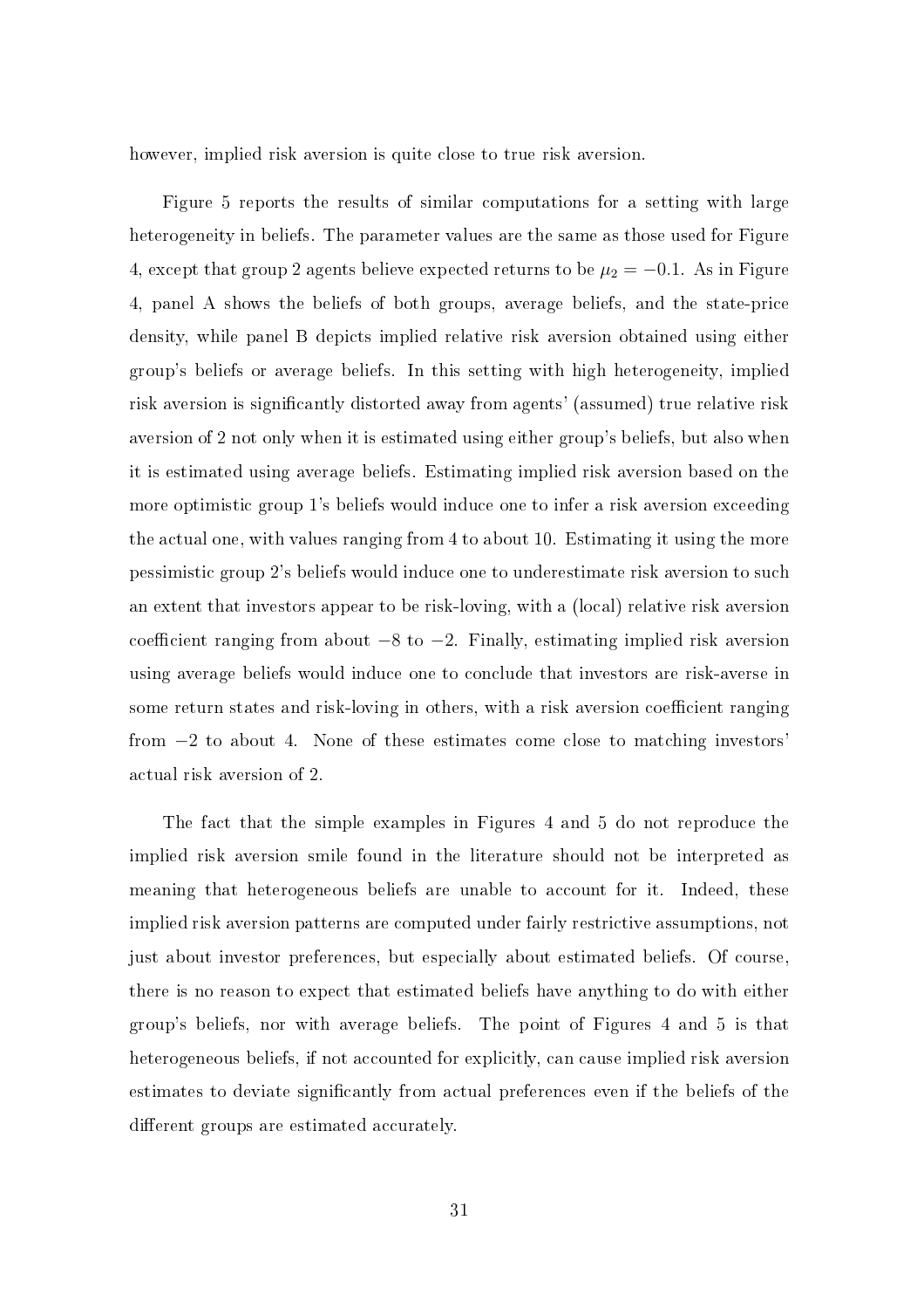however, implied risk aversion is quite close to true risk aversion.

Figure 5 reports the results of similar computations for a setting with large heterogeneity in beliefs. The parameter values are the same as those used for Figure 4, except that group 2 agents believe expected returns to be $\mu_2 = -0.1$. As in Figure 4, panel A shows the beliefs of both groups, average beliefs, and the state-price density, while panel B depicts implied relative risk aversion obtained using either group's beliefs or average beliefs. In this setting with high heterogeneity, implied risk aversion is significantly distorted away from agents' (assumed) true relative risk aversion of 2 not only when it is estimated using either group's beliefs, but also when it is estimated using average beliefs. Estimating implied risk aversion based on the more optimistic group 1's beliefs would induce one to infer a risk aversion exceeding the actual one, with values ranging from 4 to about 10. Estimating it using the more pessimistic group 2's beliefs would induce one to underestimate risk aversion to such an extent that investors appear to be risk-loving, with a (local) relative risk aversion coefficient ranging from about $-8$ to $-2$. Finally, estimating implied risk aversion using average beliefs would induce one to conclude that investors are risk-averse in some return states and risk-loving in others, with a risk aversion coefficient ranging from $-2$ to about 4. None of these estimates come close to matching investors' actual risk aversion of 2.

The fact that the simple examples in Figures 4 and 5 do not reproduce the implied risk aversion smile found in the literature should not be interpreted as meaning that heterogeneous beliefs are unable to account for it. Indeed, these implied risk aversion patterns are computed under fairly restrictive assumptions, not just about investor preferences, but especially about estimated beliefs. Of course, there is no reason to expect that estimated beliefs have anything to do with either group's beliefs, nor with average beliefs. The point of Figures 4 and 5 is that heterogeneous beliefs, if not accounted for explicitly, can cause implied risk aversion estimates to deviate significantly from actual preferences even if the beliefs of the different groups are estimated accurately.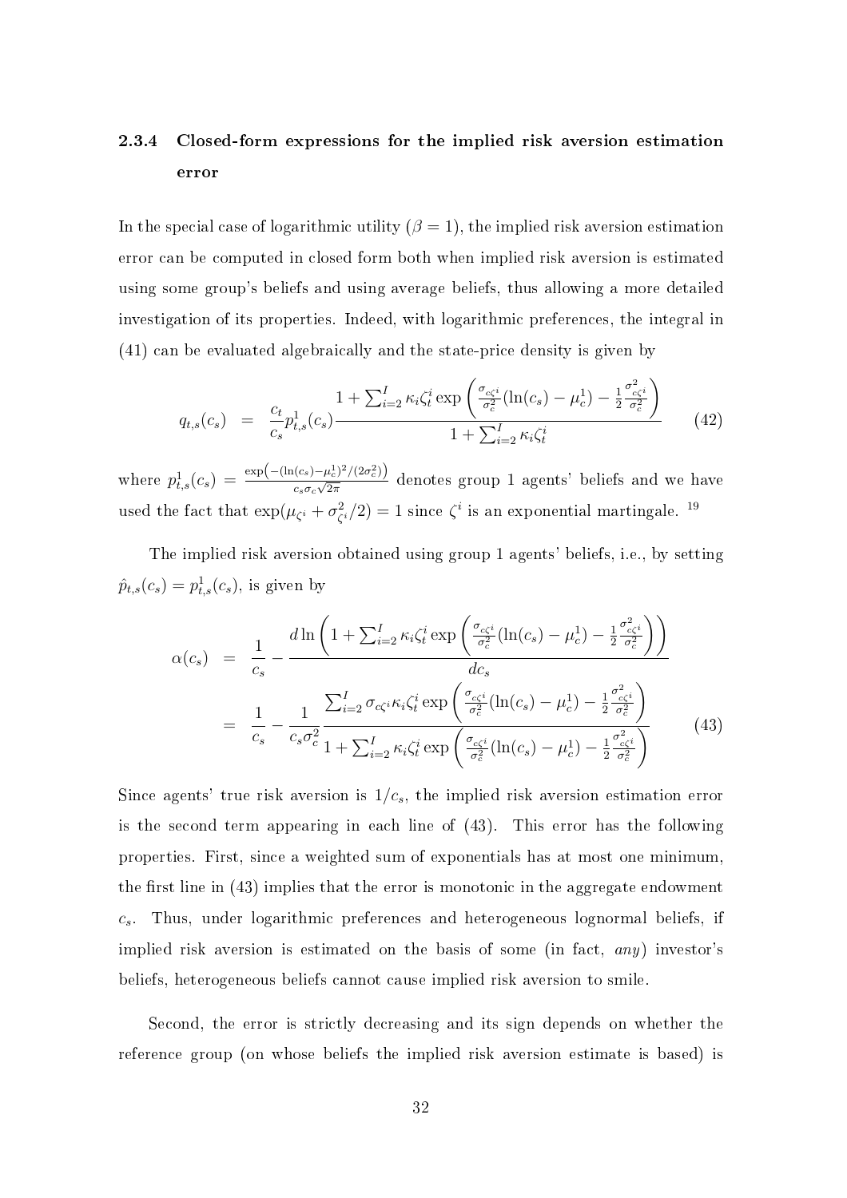### 2.3.4 Closed-form expressions for the implied risk aversion estimation error

In the special case of logarithmic utility ($\beta = 1$), the implied risk aversion estimation error can be computed in closed form both when implied risk aversion is estimated using some group's beliefs and using average beliefs, thus allowing a more detailed investigation of its properties. Indeed, with logarithmic preferences, the integral in (41) can be evaluated algebraically and the state-price density is given by

$$q_{t,s}(c_s) = \frac{c_t}{c_s} p^1_{t,s}(c_s) \frac{1 + \sum_{i=2}^I \kappa_i \zeta^i_t \exp\left(\frac{\sigma_{c\zeta^i}}{\sigma^2_c}(\ln(c_s) - \mu^1_c) - \frac{1}{2}\frac{\sigma^2_{c\zeta^i}}{\sigma^2_c}\right)}{1 + \sum_{i=2}^I \kappa_i \zeta^i_t} \tag{42}$$

where $p^1_{t,s}(c_s) = \frac{\exp\left(-(\ln(c_s)-\mu^1_c)^2/(2\sigma^2_c)\right)}{c_s \sigma_c \sqrt{2\pi}}$ denotes group 1 agents' beliefs and we have used the fact that $\exp(\mu_{\zeta^i} + \sigma^2_{\zeta^i}/2) = 1$ since $\zeta^i$ is an exponential martingale. [19]

The implied risk aversion obtained using group 1 agents' beliefs, i.e., by setting $\hat{p}_{t,s}(c_s) = p^1_{t,s}(c_s)$, is given by

$$\begin{aligned}
\alpha(c_s) &= \frac{1}{c_s} - \frac{d \ln\left(1 + \sum_{i=2}^I \kappa_i \zeta^i_t \exp\left(\frac{\sigma_{c\zeta^i}}{\sigma^2_c}(\ln(c_s) - \mu^1_c) - \frac{1}{2}\frac{\sigma^2_{c\zeta^i}}{\sigma^2_c}\right)\right)}{dc_s} \\
&= \frac{1}{c_s} - \frac{1}{c_s \sigma^2_c} \frac{\sum_{i=2}^I \sigma_{c\zeta^i} \kappa_i \zeta^i_t \exp\left(\frac{\sigma_{c\zeta^i}}{\sigma^2_c}(\ln(c_s) - \mu^1_c) - \frac{1}{2}\frac{\sigma^2_{c\zeta^i}}{\sigma^2_c}\right)}{1 + \sum_{i=2}^I \kappa_i \zeta^i_t \exp\left(\frac{\sigma_{c\zeta^i}}{\sigma^2_c}(\ln(c_s) - \mu^1_c) - \frac{1}{2}\frac{\sigma^2_{c\zeta^i}}{\sigma^2_c}\right)}
\end{aligned} \tag{43}$$

Since agents' true risk aversion is $1/c_s$, the implied risk aversion estimation error is the second term appearing in each line of (43). This error has the following properties. First, since a weighted sum of exponentials has at most one minimum, the first line in (43) implies that the error is monotonic in the aggregate endowment $c_s$. Thus, under logarithmic preferences and heterogeneous lognormal beliefs, if implied risk aversion is estimated on the basis of some (in fact, *any*) investor's beliefs, heterogeneous beliefs cannot cause implied risk aversion to smile.

Second, the error is strictly decreasing and its sign depends on whether the reference group (on whose beliefs the implied risk aversion estimate is based) is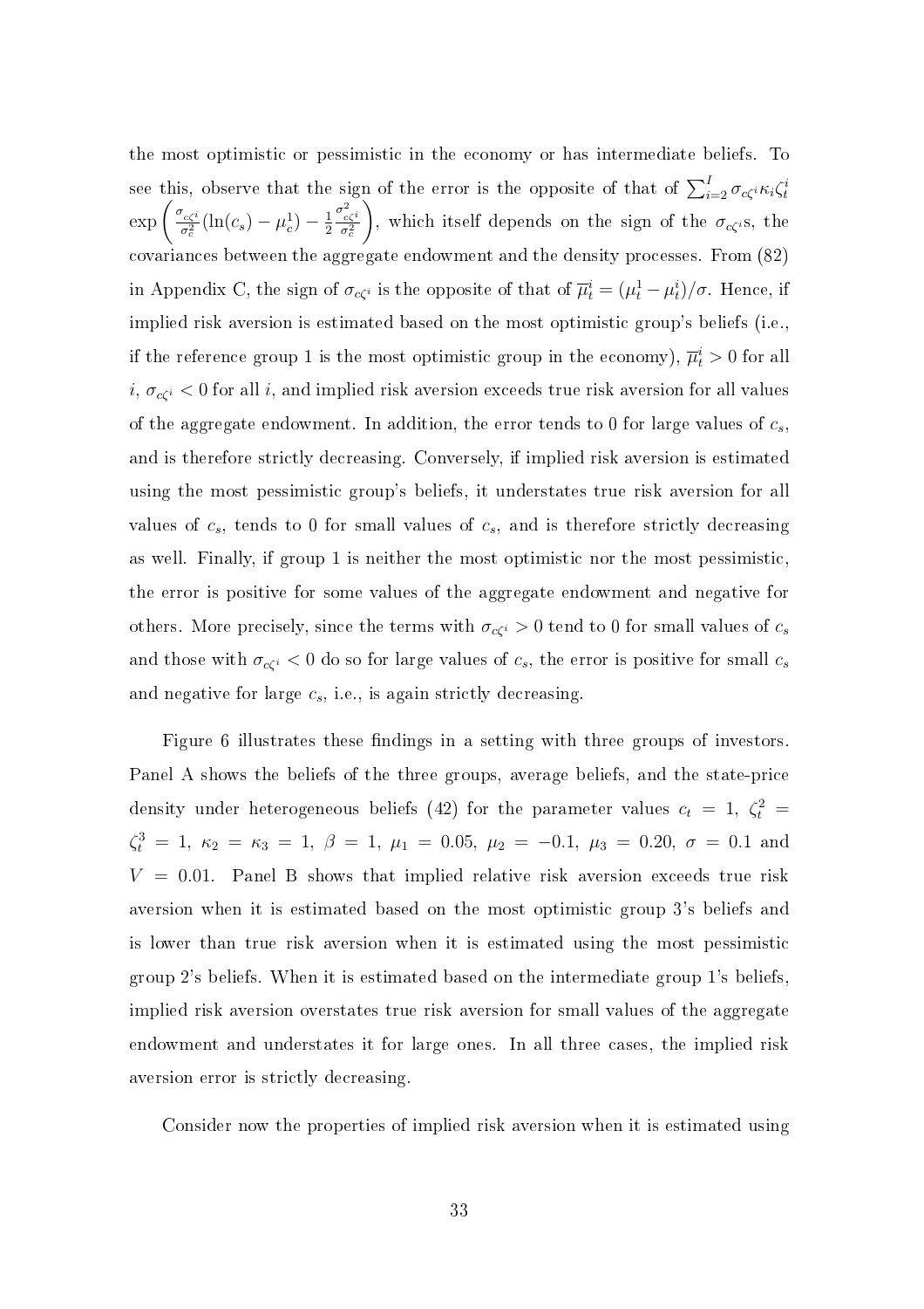the most optimistic or pessimistic in the economy or has intermediate beliefs. To see this, observe that the sign of the error is the opposite of that of $\sum_{i=2}^{I} \sigma_{c\zeta^i} \kappa_i \zeta_t^i \exp\left( \frac{\sigma_{c\zeta^i}}{\sigma_c^2} (\ln(c_s) - \mu_c^1) - \frac{1}{2} \frac{\sigma_{c\zeta^i}^2}{\sigma_c^2} \right)$, which itself depends on the sign of the $\sigma_{c\zeta^i}$s, the covariances between the aggregate endowment and the density processes. From (82) in Appendix C, the sign of $\sigma_{c\zeta^i}$ is the opposite of that of $\overline{\mu}_t^i = (\mu_t^1 - \mu_t^i)/\sigma$. Hence, if implied risk aversion is estimated based on the most optimistic group's beliefs (i.e., if the reference group 1 is the most optimistic group in the economy), $\overline{\mu}_t^i > 0$ for all $i$, $\sigma_{c\zeta^i} < 0$ for all $i$, and implied risk aversion exceeds true risk aversion for all values of the aggregate endowment. In addition, the error tends to 0 for large values of $c_s$, and is therefore strictly decreasing. Conversely, if implied risk aversion is estimated using the most pessimistic group's beliefs, it understates true risk aversion for all values of $c_s$, tends to 0 for small values of $c_s$, and is therefore strictly decreasing as well. Finally, if group 1 is neither the most optimistic nor the most pessimistic, the error is positive for some values of the aggregate endowment and negative for others. More precisely, since the terms with $\sigma_{c\zeta^i} > 0$ tend to 0 for small values of $c_s$ and those with $\sigma_{c\zeta^i} < 0$ do so for large values of $c_s$, the error is positive for small $c_s$ and negative for large $c_s$, i.e., is again strictly decreasing.

Figure 6 illustrates these findings in a setting with three groups of investors. Panel A shows the beliefs of the three groups, average beliefs, and the state-price density under heterogeneous beliefs (42) for the parameter values $c_t = 1$, $\zeta_t^2 = \zeta_t^3 = 1$, $\kappa_2 = \kappa_3 = 1$, $\beta = 1$, $\mu_1 = 0.05$, $\mu_2 = -0.1$, $\mu_3 = 0.20$, $\sigma = 0.1$ and $V = 0.01$. Panel B shows that implied relative risk aversion exceeds true risk aversion when it is estimated based on the most optimistic group 3's beliefs and is lower than true risk aversion when it is estimated using the most pessimistic group 2's beliefs. When it is estimated based on the intermediate group 1's beliefs, implied risk aversion overstates true risk aversion for small values of the aggregate endowment and understates it for large ones. In all three cases, the implied risk aversion error is strictly decreasing.

Consider now the properties of implied risk aversion when it is estimated using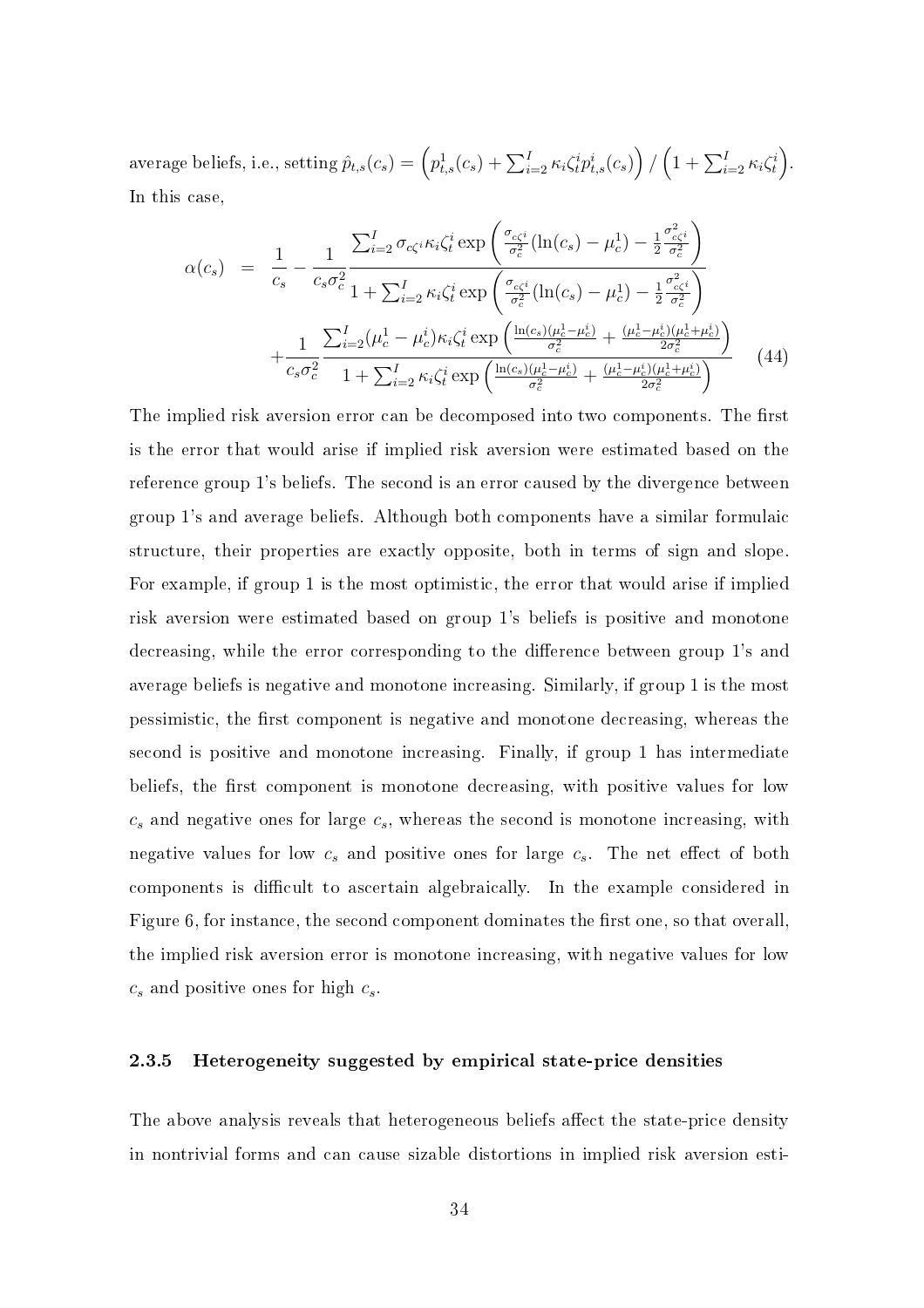average beliefs, i.e., setting $\hat{p}_{t,s}(c_s) = \left(p^1_{t,s}(c_s) + \sum_{i=2}^I \kappa_i \zeta^i_t p^i_{t,s}(c_s)\right) / \left(1 + \sum_{i=2}^I \kappa_i \zeta^i_t\right)$. In this case,

$$
\begin{aligned}
\alpha(c_s) &= \frac{1}{c_s} - \frac{1}{c_s \sigma_c^2} \frac{\sum_{i=2}^I \sigma_{c\zeta^i} \kappa_i \zeta^i_t \exp\left(\frac{\sigma_{c\zeta^i}}{\sigma_c^2}(\ln(c_s) - \mu_c^1) - \frac{1}{2}\frac{\sigma^2_{c\zeta^i}}{\sigma_c^2}\right)}{1 + \sum_{i=2}^I \kappa_i \zeta^i_t \exp\left(\frac{\sigma_{c\zeta^i}}{\sigma_c^2}(\ln(c_s) - \mu_c^1) - \frac{1}{2}\frac{\sigma^2_{c\zeta^i}}{\sigma_c^2}\right)} \\
&\quad + \frac{1}{c_s \sigma_c^2} \frac{\sum_{i=2}^I (\mu_c^1 - \mu_c^i) \kappa_i \zeta^i_t \exp\left(\frac{\ln(c_s)(\mu_c^1 - \mu_c^i)}{\sigma_c^2} + \frac{(\mu_c^1 - \mu_c^i)(\mu_c^1 + \mu_c^i)}{2\sigma_c^2}\right)}{1 + \sum_{i=2}^I \kappa_i \zeta^i_t \exp\left(\frac{\ln(c_s)(\mu_c^1 - \mu_c^i)}{\sigma_c^2} + \frac{(\mu_c^1 - \mu_c^i)(\mu_c^1 + \mu_c^i)}{2\sigma_c^2}\right)}
\end{aligned}
\tag{44}
$$

The implied risk aversion error can be decomposed into two components. The first is the error that would arise if implied risk aversion were estimated based on the reference group 1's beliefs. The second is an error caused by the divergence between group 1's and average beliefs. Although both components have a similar formulaic structure, their properties are exactly opposite, both in terms of sign and slope. For example, if group 1 is the most optimistic, the error that would arise if implied risk aversion were estimated based on group 1's beliefs is positive and monotone decreasing, while the error corresponding to the difference between group 1's and average beliefs is negative and monotone increasing. Similarly, if group 1 is the most pessimistic, the first component is negative and monotone decreasing, whereas the second is positive and monotone increasing. Finally, if group 1 has intermediate beliefs, the first component is monotone decreasing, with positive values for low $c_s$ and negative ones for large $c_s$, whereas the second is monotone increasing, with negative values for low $c_s$ and positive ones for large $c_s$. The net effect of both components is difficult to ascertain algebraically. In the example considered in Figure 6, for instance, the second component dominates the first one, so that overall, the implied risk aversion error is monotone increasing, with negative values for low $c_s$ and positive ones for high $c_s$.

### 2.3.5 Heterogeneity suggested by empirical state-price densities

The above analysis reveals that heterogeneous beliefs affect the state-price density in nontrivial forms and can cause sizable distortions in implied risk aversion esti-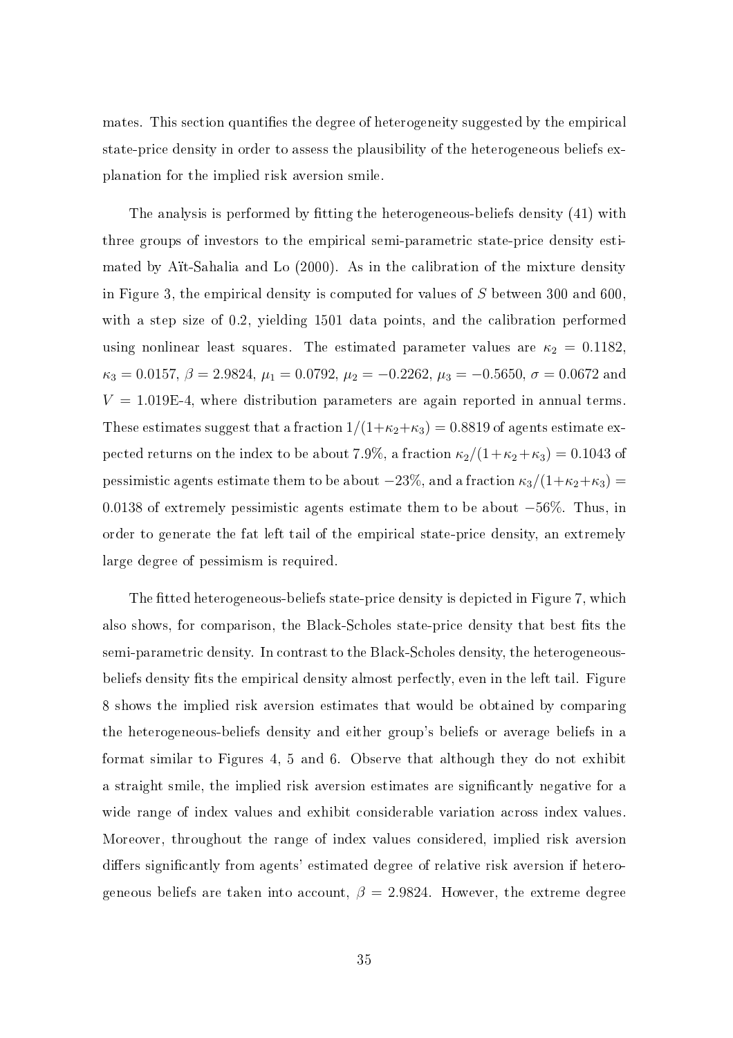mates. This section quantifies the degree of heterogeneity suggested by the empirical state-price density in order to assess the plausibility of the heterogeneous beliefs explanation for the implied risk aversion smile.

The analysis is performed by fitting the heterogeneous-beliefs density (41) with three groups of investors to the empirical semi-parametric state-price density estimated by Aït-Sahalia and Lo (2000). As in the calibration of the mixture density in Figure 3, the empirical density is computed for values of $S$ between 300 and 600, with a step size of 0.2, yielding 1501 data points, and the calibration performed using nonlinear least squares. The estimated parameter values are $\kappa_2 = 0.1182$, $\kappa_3 = 0.0157$, $\beta = 2.9824$, $\mu_1 = 0.0792$, $\mu_2 = -0.2262$, $\mu_3 = -0.5650$, $\sigma = 0.0672$ and $V = 1.019\text{E-}4$, where distribution parameters are again reported in annual terms. These estimates suggest that a fraction $1/(1+\kappa_2+\kappa_3) = 0.8819$ of agents estimate expected returns on the index to be about 7.9%, a fraction $\kappa_2/(1+\kappa_2+\kappa_3) = 0.1043$ of pessimistic agents estimate them to be about $-23\%$, and a fraction $\kappa_3/(1+\kappa_2+\kappa_3) = 0.0138$ of extremely pessimistic agents estimate them to be about $-56\%$. Thus, in order to generate the fat left tail of the empirical state-price density, an extremely large degree of pessimism is required.

The fitted heterogeneous-beliefs state-price density is depicted in Figure 7, which also shows, for comparison, the Black-Scholes state-price density that best fits the semi-parametric density. In contrast to the Black-Scholes density, the heterogeneous-beliefs density fits the empirical density almost perfectly, even in the left tail. Figure 8 shows the implied risk aversion estimates that would be obtained by comparing the heterogeneous-beliefs density and either group's beliefs or average beliefs in a format similar to Figures 4, 5 and 6. Observe that although they do not exhibit a straight smile, the implied risk aversion estimates are significantly negative for a wide range of index values and exhibit considerable variation across index values. Moreover, throughout the range of index values considered, implied risk aversion differs significantly from agents' estimated degree of relative risk aversion if heterogeneous beliefs are taken into account, $\beta = 2.9824$. However, the extreme degree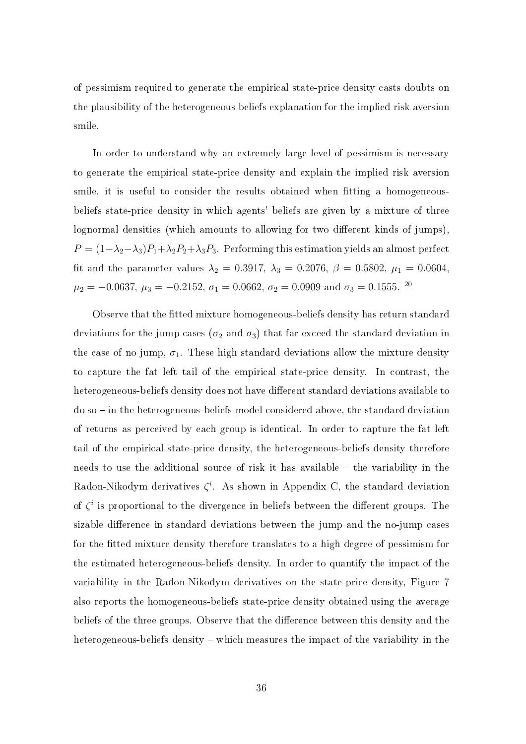of pessimism required to generate the empirical state-price density casts doubts on the plausibility of the heterogeneous beliefs explanation for the implied risk aversion smile.

In order to understand why an extremely large level of pessimism is necessary to generate the empirical state-price density and explain the implied risk aversion smile, it is useful to consider the results obtained when fitting a homogeneous-beliefs state-price density in which agents' beliefs are given by a mixture of three lognormal densities (which amounts to allowing for two different kinds of jumps), $P = (1-\lambda_2-\lambda_3)P_1+\lambda_2 P_2+\lambda_3 P_3$. Performing this estimation yields an almost perfect fit and the parameter values $\lambda_2 = 0.3917$, $\lambda_3 = 0.2076$, $\beta = 0.5802$, $\mu_1 = 0.0604$, $\mu_2 = -0.0637$, $\mu_3 = -0.2152$, $\sigma_1 = 0.0662$, $\sigma_2 = 0.0909$ and $\sigma_3 = 0.1555$. [20]

Observe that the fitted mixture homogeneous-beliefs density has return standard deviations for the jump cases ($\sigma_2$ and $\sigma_3$) that far exceed the standard deviation in the case of no jump, $\sigma_1$. These high standard deviations allow the mixture density to capture the fat left tail of the empirical state-price density. In contrast, the heterogeneous-beliefs density does not have different standard deviations available to do so – in the heterogeneous-beliefs model considered above, the standard deviation of returns as perceived by each group is identical. In order to capture the fat left tail of the empirical state-price density, the heterogeneous-beliefs density therefore needs to use the additional source of risk it has available – the variability in the Radon-Nikodym derivatives $\zeta^i$. As shown in Appendix C, the standard deviation of $\zeta^i$ is proportional to the divergence in beliefs between the different groups. The sizable difference in standard deviations between the jump and the no-jump cases for the fitted mixture density therefore translates to a high degree of pessimism for the estimated heterogeneous-beliefs density. In order to quantify the impact of the variability in the Radon-Nikodym derivatives on the state-price density, Figure 7 also reports the homogeneous-beliefs state-price density obtained using the average beliefs of the three groups. Observe that the difference between this density and the heterogeneous-beliefs density – which measures the impact of the variability in the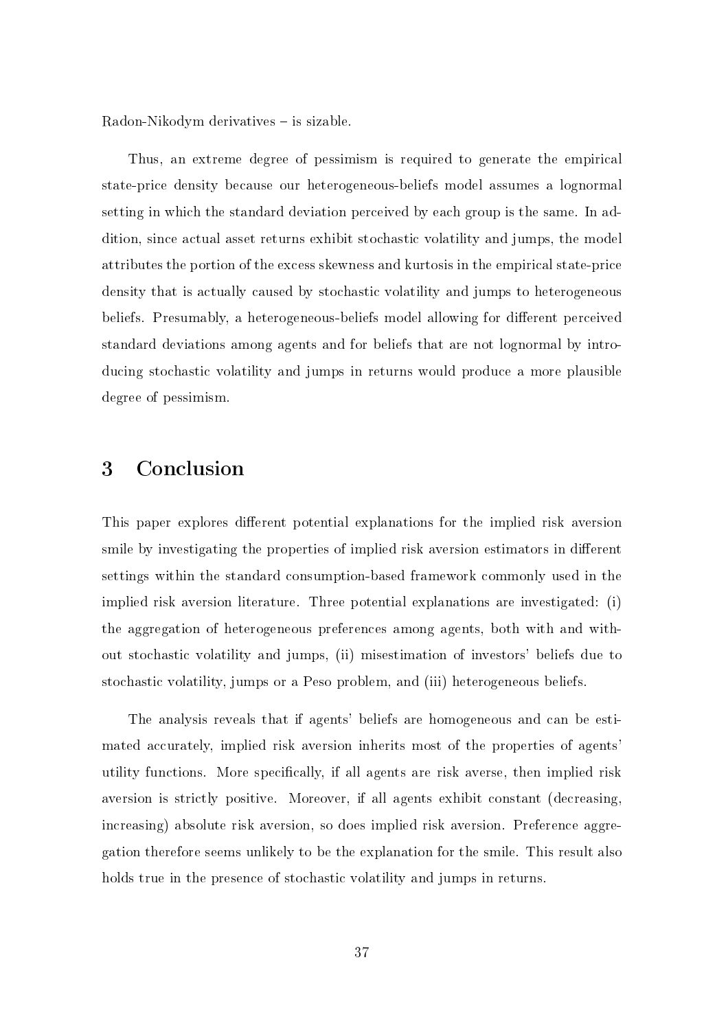Radon-Nikodym derivatives – is sizable.

Thus, an extreme degree of pessimism is required to generate the empirical state-price density because our heterogeneous-beliefs model assumes a lognormal setting in which the standard deviation perceived by each group is the same. In addition, since actual asset returns exhibit stochastic volatility and jumps, the model attributes the portion of the excess skewness and kurtosis in the empirical state-price density that is actually caused by stochastic volatility and jumps to heterogeneous beliefs. Presumably, a heterogeneous-beliefs model allowing for different perceived standard deviations among agents and for beliefs that are not lognormal by introducing stochastic volatility and jumps in returns would produce a more plausible degree of pessimism.

# 3 Conclusion

This paper explores different potential explanations for the implied risk aversion smile by investigating the properties of implied risk aversion estimators in different settings within the standard consumption-based framework commonly used in the implied risk aversion literature. Three potential explanations are investigated: (i) the aggregation of heterogeneous preferences among agents, both with and without stochastic volatility and jumps, (ii) misestimation of investors' beliefs due to stochastic volatility, jumps or a Peso problem, and (iii) heterogeneous beliefs.

The analysis reveals that if agents' beliefs are homogeneous and can be estimated accurately, implied risk aversion inherits most of the properties of agents' utility functions. More specifically, if all agents are risk averse, then implied risk aversion is strictly positive. Moreover, if all agents exhibit constant (decreasing, increasing) absolute risk aversion, so does implied risk aversion. Preference aggregation therefore seems unlikely to be the explanation for the smile. This result also holds true in the presence of stochastic volatility and jumps in returns.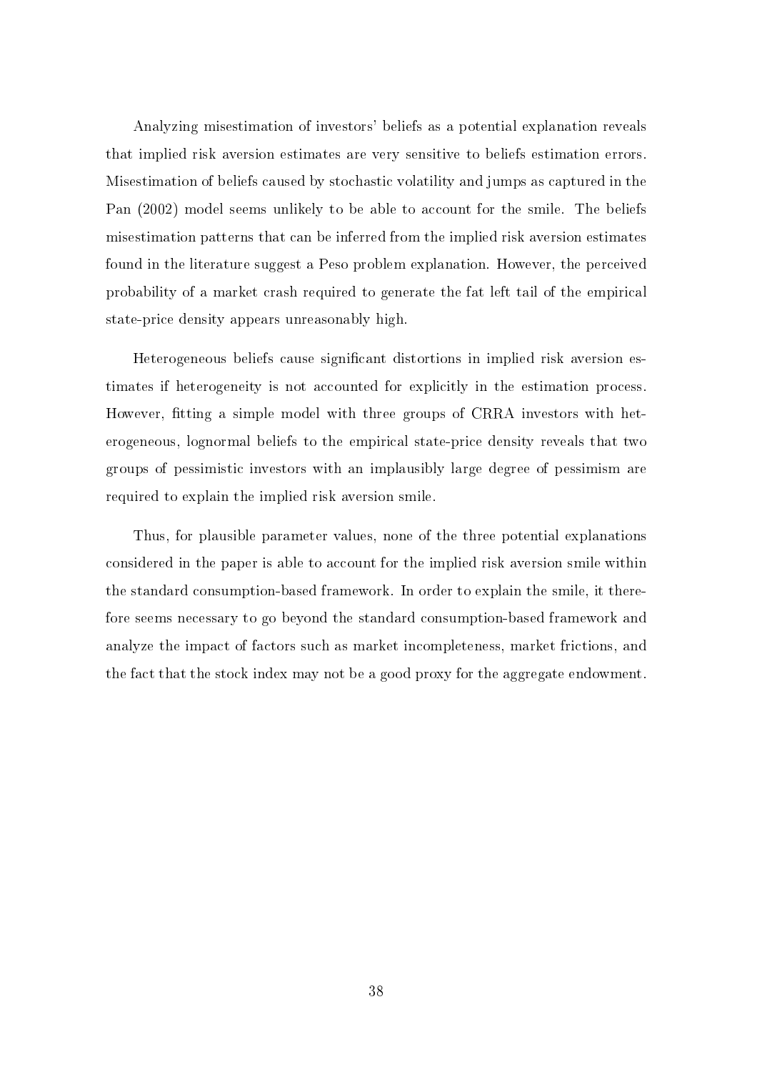Analyzing misestimation of investors' beliefs as a potential explanation reveals that implied risk aversion estimates are very sensitive to beliefs estimation errors. Misestimation of beliefs caused by stochastic volatility and jumps as captured in the Pan (2002) model seems unlikely to be able to account for the smile. The beliefs misestimation patterns that can be inferred from the implied risk aversion estimates found in the literature suggest a Peso problem explanation. However, the perceived probability of a market crash required to generate the fat left tail of the empirical state-price density appears unreasonably high.

Heterogeneous beliefs cause significant distortions in implied risk aversion estimates if heterogeneity is not accounted for explicitly in the estimation process. However, fitting a simple model with three groups of CRRA investors with heterogeneous, lognormal beliefs to the empirical state-price density reveals that two groups of pessimistic investors with an implausibly large degree of pessimism are required to explain the implied risk aversion smile.

Thus, for plausible parameter values, none of the three potential explanations considered in the paper is able to account for the implied risk aversion smile within the standard consumption-based framework. In order to explain the smile, it therefore seems necessary to go beyond the standard consumption-based framework and analyze the impact of factors such as market incompleteness, market frictions, and the fact that the stock index may not be a good proxy for the aggregate endowment.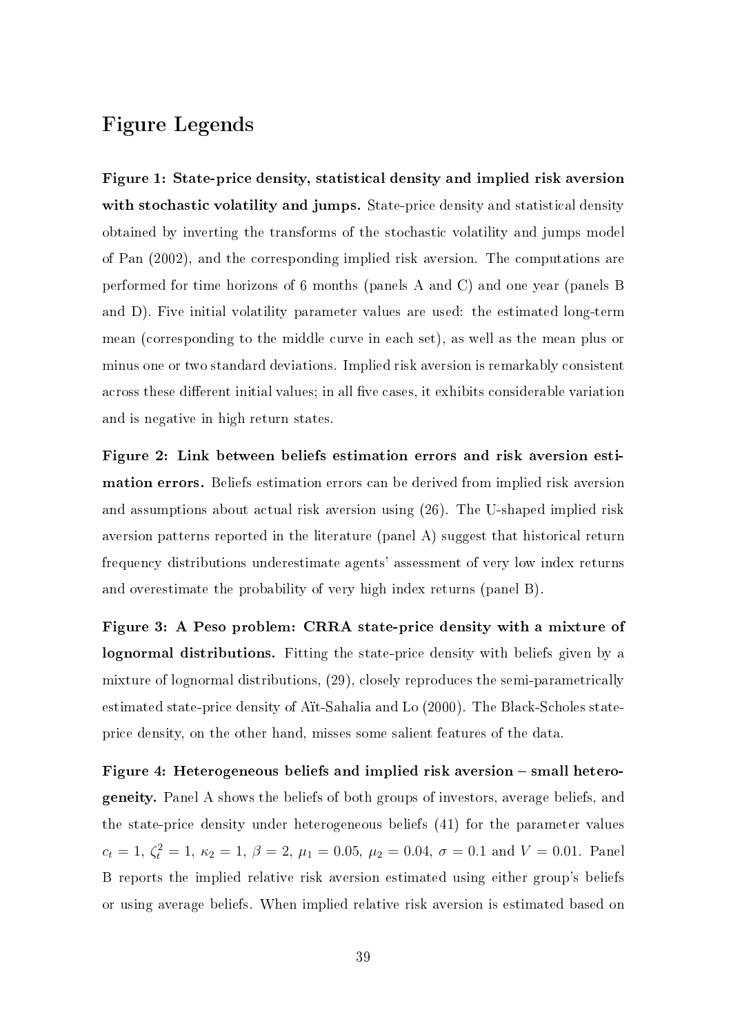# Figure Legends

**Figure 1: State-price density, statistical density and implied risk aversion with stochastic volatility and jumps.** State-price density and statistical density obtained by inverting the transforms of the stochastic volatility and jumps model of Pan (2002), and the corresponding implied risk aversion. The computations are performed for time horizons of 6 months (panels A and C) and one year (panels B and D). Five initial volatility parameter values are used: the estimated long-term mean (corresponding to the middle curve in each set), as well as the mean plus or minus one or two standard deviations. Implied risk aversion is remarkably consistent across these different initial values; in all five cases, it exhibits considerable variation and is negative in high return states.

**Figure 2: Link between beliefs estimation errors and risk aversion estimation errors.** Beliefs estimation errors can be derived from implied risk aversion and assumptions about actual risk aversion using (26). The U-shaped implied risk aversion patterns reported in the literature (panel A) suggest that historical return frequency distributions underestimate agents' assessment of very low index returns and overestimate the probability of very high index returns (panel B).

**Figure 3: A Peso problem: CRRA state-price density with a mixture of lognormal distributions.** Fitting the state-price density with beliefs given by a mixture of lognormal distributions, (29), closely reproduces the semi-parametrically estimated state-price density of Aït-Sahalia and Lo (2000). The Black-Scholes state-price density, on the other hand, misses some salient features of the data.

**Figure 4: Heterogeneous beliefs and implied risk aversion – small heterogeneity.** Panel A shows the beliefs of both groups of investors, average beliefs, and the state-price density under heterogeneous beliefs (41) for the parameter values $c_t = 1$, $\zeta_t^2 = 1$, $\kappa_2 = 1$, $\beta = 2$, $\mu_1 = 0.05$, $\mu_2 = 0.04$, $\sigma = 0.1$ and $V = 0.01$. Panel B reports the implied relative risk aversion estimated using either group's beliefs or using average beliefs. When implied relative risk aversion is estimated based on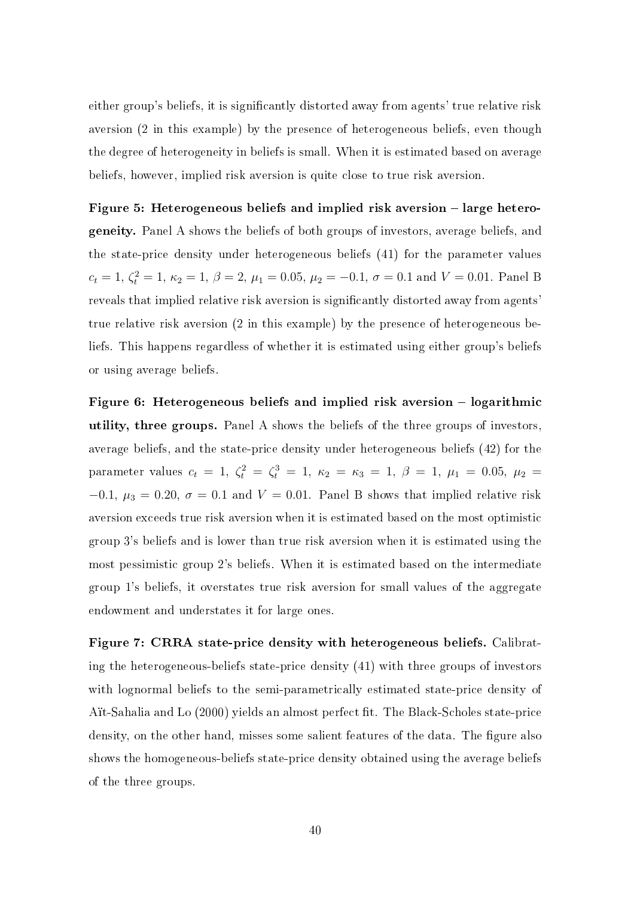either group's beliefs, it is significantly distorted away from agents' true relative risk aversion (2 in this example) by the presence of heterogeneous beliefs, even though the degree of heterogeneity in beliefs is small. When it is estimated based on average beliefs, however, implied risk aversion is quite close to true risk aversion.

**Figure 5: Heterogeneous beliefs and implied risk aversion – large heterogeneity.** Panel A shows the beliefs of both groups of investors, average beliefs, and the state-price density under heterogeneous beliefs (41) for the parameter values $c_t = 1$, $\zeta_t^2 = 1$, $\kappa_2 = 1$, $\beta = 2$, $\mu_1 = 0.05$, $\mu_2 = -0.1$, $\sigma = 0.1$ and $V = 0.01$. Panel B reveals that implied relative risk aversion is significantly distorted away from agents' true relative risk aversion (2 in this example) by the presence of heterogeneous beliefs. This happens regardless of whether it is estimated using either group's beliefs or using average beliefs.

**Figure 6: Heterogeneous beliefs and implied risk aversion – logarithmic utility, three groups.** Panel A shows the beliefs of the three groups of investors, average beliefs, and the state-price density under heterogeneous beliefs (42) for the parameter values $c_t = 1$, $\zeta_t^2 = \zeta_t^3 = 1$, $\kappa_2 = \kappa_3 = 1$, $\beta = 1$, $\mu_1 = 0.05$, $\mu_2 = -0.1$, $\mu_3 = 0.20$, $\sigma = 0.1$ and $V = 0.01$. Panel B shows that implied relative risk aversion exceeds true risk aversion when it is estimated based on the most optimistic group 3's beliefs and is lower than true risk aversion when it is estimated using the most pessimistic group 2's beliefs. When it is estimated based on the intermediate group 1's beliefs, it overstates true risk aversion for small values of the aggregate endowment and understates it for large ones.

**Figure 7: CRRA state-price density with heterogeneous beliefs.** Calibrating the heterogeneous-beliefs state-price density (41) with three groups of investors with lognormal beliefs to the semi-parametrically estimated state-price density of Aït-Sahalia and Lo (2000) yields an almost perfect fit. The Black-Scholes state-price density, on the other hand, misses some salient features of the data. The figure also shows the homogeneous-beliefs state-price density obtained using the average beliefs of the three groups.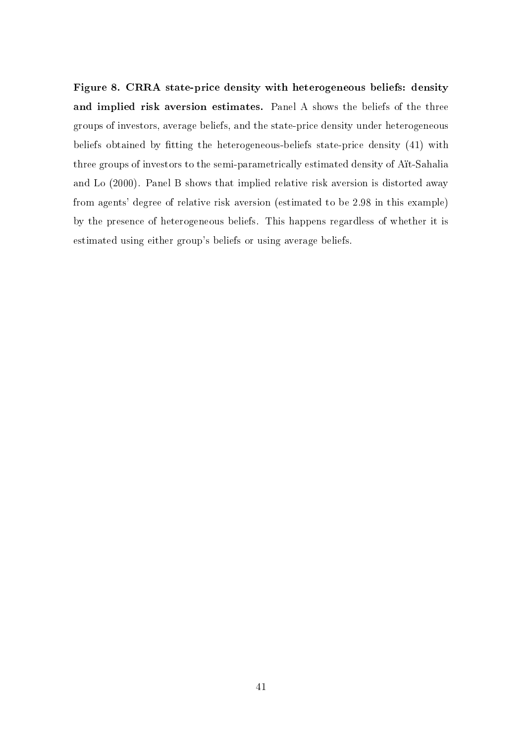**Figure 8. CRRA state-price density with heterogeneous beliefs: density and implied risk aversion estimates.** Panel A shows the beliefs of the three groups of investors, average beliefs, and the state-price density under heterogeneous beliefs obtained by fitting the heterogeneous-beliefs state-price density (41) with three groups of investors to the semi-parametrically estimated density of Aït-Sahalia and Lo (2000). Panel B shows that implied relative risk aversion is distorted away from agents' degree of relative risk aversion (estimated to be 2.98 in this example) by the presence of heterogeneous beliefs. This happens regardless of whether it is estimated using either group's beliefs or using average beliefs.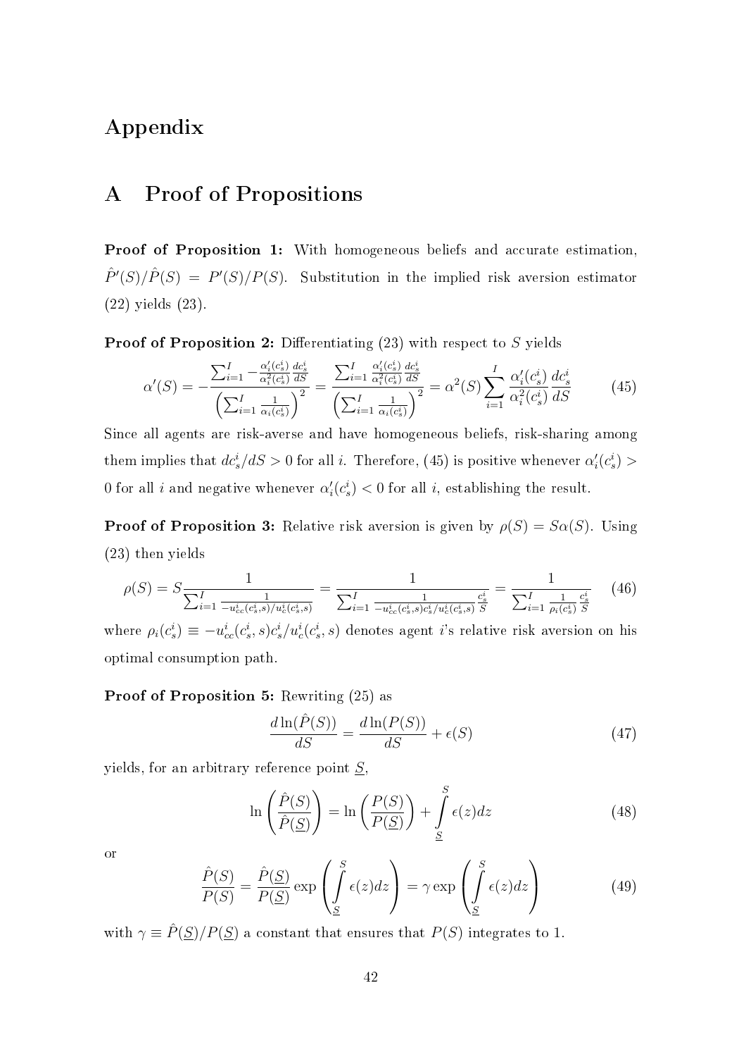# Appendix

## A Proof of Propositions

**Proof of Proposition 1:** With homogeneous beliefs and accurate estimation, $\hat{P}'(S)/\hat{P}(S) = P'(S)/P(S)$. Substitution in the implied risk aversion estimator (22) yields (23).

**Proof of Proposition 2:** Differentiating (23) with respect to $S$ yields

$$\alpha'(S) = -\frac{\sum_{i=1}^{I} -\frac{\alpha_i'(c_s^i)}{\alpha_i^2(c_s^i)}\frac{dc_s^i}{dS}}{\left(\sum_{i=1}^{I} \frac{1}{\alpha_i(c_s^i)}\right)^2} = \frac{\sum_{i=1}^{I} \frac{\alpha_i'(c_s^i)}{\alpha_i^2(c_s^i)}\frac{dc_s^i}{dS}}{\left(\sum_{i=1}^{I} \frac{1}{\alpha_i(c_s^i)}\right)^2} = \alpha^2(S)\sum_{i=1}^{I} \frac{\alpha_i'(c_s^i)}{\alpha_i^2(c_s^i)}\frac{dc_s^i}{dS} \tag{45}$$

Since all agents are risk-averse and have homogeneous beliefs, risk-sharing among them implies that $dc_s^i/dS > 0$ for all $i$. Therefore, (45) is positive whenever $\alpha_i'(c_s^i) > 0$ for all $i$ and negative whenever $\alpha_i'(c_s^i) < 0$ for all $i$, establishing the result.

**Proof of Proposition 3:** Relative risk aversion is given by $\rho(S) = S\alpha(S)$. Using (23) then yields

$$\rho(S) = S\frac{1}{\sum_{i=1}^{I}\frac{1}{-u_{cc}^i(c_s^i,s)/u_c^i(c_s^i,s)}} = \frac{1}{\sum_{i=1}^{I}\frac{1}{-u_{cc}^i(c_s^i,s)c_s^i/u_c^i(c_s^i,s)}\frac{c_s^i}{S}} = \frac{1}{\sum_{i=1}^{I}\frac{1}{\rho_i(c_s^i)}\frac{c_s^i}{S}} \tag{46}$$

where $\rho_i(c_s^i) \equiv -u_{cc}^i(c_s^i,s)c_s^i/u_c^i(c_s^i,s)$ denotes agent $i$'s relative risk aversion on his optimal consumption path.

**Proof of Proposition 5:** Rewriting (25) as

$$\frac{d\ln(\hat{P}(S))}{dS} = \frac{d\ln(P(S))}{dS} + \epsilon(S) \tag{47}$$

yields, for an arbitrary reference point $\underline{S}$,

$$\ln\left(\frac{\hat{P}(S)}{\hat{P}(\underline{S})}\right) = \ln\left(\frac{P(S)}{P(\underline{S})}\right) + \int_{\underline{S}}^{S}\epsilon(z)dz \tag{48}$$

or

$$\frac{\hat{P}(S)}{P(S)} = \frac{\hat{P}(\underline{S})}{P(\underline{S})}\exp\left(\int_{\underline{S}}^{S}\epsilon(z)dz\right) = \gamma\exp\left(\int_{\underline{S}}^{S}\epsilon(z)dz\right) \tag{49}$$

with $\gamma \equiv \hat{P}(\underline{S})/P(\underline{S})$ a constant that ensures that $P(S)$ integrates to 1.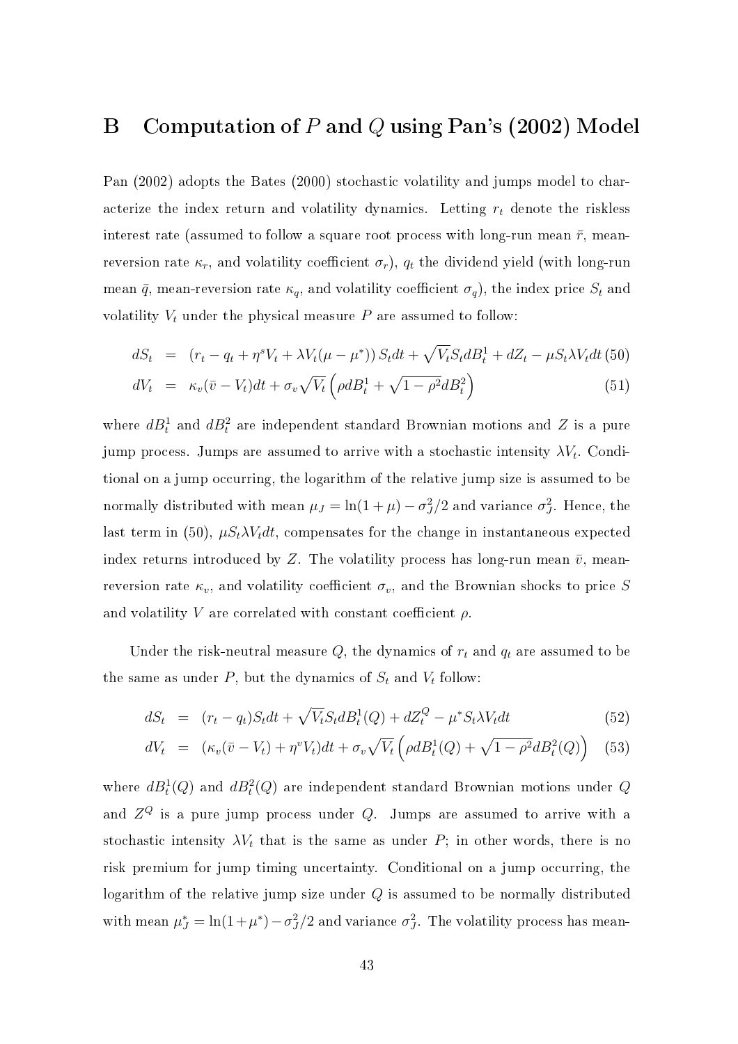# B Computation of $P$ and $Q$ using Pan's (2002) Model

Pan (2002) adopts the Bates (2000) stochastic volatility and jumps model to characterize the index return and volatility dynamics. Letting $r_t$ denote the riskless interest rate (assumed to follow a square root process with long-run mean $\bar{r}$, mean-reversion rate $\kappa_r$, and volatility coefficient $\sigma_r$), $q_t$ the dividend yield (with long-run mean $\bar{q}$, mean-reversion rate $\kappa_q$, and volatility coefficient $\sigma_q$), the index price $S_t$ and volatility $V_t$ under the physical measure $P$ are assumed to follow:

$$
\begin{aligned}
dS_t &= \left(r_t - q_t + \eta^s V_t + \lambda V_t(\mu - \mu^*)\right) S_t dt + \sqrt{V_t} S_t dB_t^1 + dZ_t - \mu S_t \lambda V_t dt \quad (50) \\
dV_t &= \kappa_v(\bar{v} - V_t)dt + \sigma_v \sqrt{V_t}\left(\rho dB_t^1 + \sqrt{1-\rho^2} dB_t^2\right) \quad (51)
\end{aligned}
$$

where $dB_t^1$ and $dB_t^2$ are independent standard Brownian motions and $Z$ is a pure jump process. Jumps are assumed to arrive with a stochastic intensity $\lambda V_t$. Conditional on a jump occurring, the logarithm of the relative jump size is assumed to be normally distributed with mean $\mu_J = \ln(1+\mu) - \sigma_J^2/2$ and variance $\sigma_J^2$. Hence, the last term in (50), $\mu S_t \lambda V_t dt$, compensates for the change in instantaneous expected index returns introduced by $Z$. The volatility process has long-run mean $\bar{v}$, mean-reversion rate $\kappa_v$, and volatility coefficient $\sigma_v$, and the Brownian shocks to price $S$ and volatility $V$ are correlated with constant coefficient $\rho$.

Under the risk-neutral measure $Q$, the dynamics of $r_t$ and $q_t$ are assumed to be the same as under $P$, but the dynamics of $S_t$ and $V_t$ follow:

$$
\begin{aligned}
dS_t &= (r_t - q_t)S_t dt + \sqrt{V_t} S_t dB_t^1(Q) + dZ_t^Q - \mu^* S_t \lambda V_t dt \quad (52) \\
dV_t &= \left(\kappa_v(\bar{v} - V_t) + \eta^v V_t\right)dt + \sigma_v \sqrt{V_t}\left(\rho dB_t^1(Q) + \sqrt{1-\rho^2} dB_t^2(Q)\right) \quad (53)
\end{aligned}
$$

where $dB_t^1(Q)$ and $dB_t^2(Q)$ are independent standard Brownian motions under $Q$ and $Z^Q$ is a pure jump process under $Q$. Jumps are assumed to arrive with a stochastic intensity $\lambda V_t$ that is the same as under $P$; in other words, there is no risk premium for jump timing uncertainty. Conditional on a jump occurring, the logarithm of the relative jump size under $Q$ is assumed to be normally distributed with mean $\mu_J^* = \ln(1+\mu^*) - \sigma_J^2/2$ and variance $\sigma_J^2$. The volatility process has mean-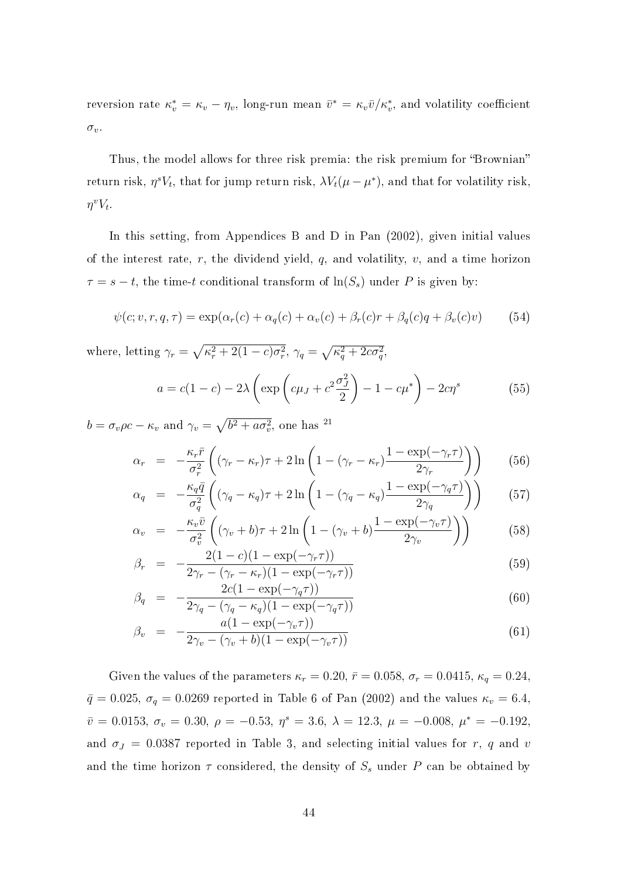reversion rate $\kappa_v^* = \kappa_v - \eta_v$, long-run mean $\bar{v}^* = \kappa_v \bar{v}/\kappa_v^*$, and volatility coefficient $\sigma_v$.

Thus, the model allows for three risk premia: the risk premium for "Brownian" return risk, $\eta^s V_t$, that for jump return risk, $\lambda V_t(\mu - \mu^*)$, and that for volatility risk, $\eta^v V_t$.

In this setting, from Appendices B and D in Pan (2002), given initial values of the interest rate, $r$, the dividend yield, $q$, and volatility, $v$, and a time horizon $\tau = s - t$, the time-$t$ conditional transform of $\ln(S_s)$ under $P$ is given by:

$$\psi(c; v, r, q, \tau) = \exp(\alpha_r(c) + \alpha_q(c) + \alpha_v(c) + \beta_r(c)r + \beta_q(c)q + \beta_v(c)v) \tag{54}$$

where, letting $\gamma_r = \sqrt{\kappa_r^2 + 2(1-c)\sigma_r^2}$, $\gamma_q = \sqrt{\kappa_q^2 + 2c\sigma_q^2}$,

$$a = c(1-c) - 2\lambda\left(\exp\left(c\mu_J + c^2\frac{\sigma_J^2}{2}\right) - 1 - c\mu^*\right) - 2c\eta^s \tag{55}$$

$b = \sigma_v \rho c - \kappa_v$ and $\gamma_v = \sqrt{b^2 + a\sigma_v^2}$, one has [21]

$$\alpha_r = -\frac{\kappa_r \bar{r}}{\sigma_r^2}\left((\gamma_r - \kappa_r)\tau + 2\ln\left(1 - (\gamma_r - \kappa_r)\frac{1 - \exp(-\gamma_r \tau)}{2\gamma_r}\right)\right) \tag{56}$$

$$\alpha_q = -\frac{\kappa_q \bar{q}}{\sigma_q^2}\left((\gamma_q - \kappa_q)\tau + 2\ln\left(1 - (\gamma_q - \kappa_q)\frac{1 - \exp(-\gamma_q \tau)}{2\gamma_q}\right)\right) \tag{57}$$

$$\alpha_v = -\frac{\kappa_v \bar{v}}{\sigma_v^2}\left((\gamma_v + b)\tau + 2\ln\left(1 - (\gamma_v + b)\frac{1 - \exp(-\gamma_v \tau)}{2\gamma_v}\right)\right) \tag{58}$$

$$\beta_r = -\frac{2(1-c)(1 - \exp(-\gamma_r \tau))}{2\gamma_r - (\gamma_r - \kappa_r)(1 - \exp(-\gamma_r \tau))} \tag{59}$$

$$\beta_q = -\frac{2c(1 - \exp(-\gamma_q \tau))}{2\gamma_q - (\gamma_q - \kappa_q)(1 - \exp(-\gamma_q \tau))} \tag{60}$$

$$\beta_v = -\frac{a(1 - \exp(-\gamma_v \tau))}{2\gamma_v - (\gamma_v + b)(1 - \exp(-\gamma_v \tau))} \tag{61}$$

Given the values of the parameters $\kappa_r = 0.20$, $\bar{r} = 0.058$, $\sigma_r = 0.0415$, $\kappa_q = 0.24$, $\bar{q} = 0.025$, $\sigma_q = 0.0269$ reported in Table 6 of Pan (2002) and the values $\kappa_v = 6.4$, $\bar{v} = 0.0153$, $\sigma_v = 0.30$, $\rho = -0.53$, $\eta^s = 3.6$, $\lambda = 12.3$, $\mu = -0.008$, $\mu^* = -0.192$, and $\sigma_J = 0.0387$ reported in Table 3, and selecting initial values for $r$, $q$ and $v$ and the time horizon $\tau$ considered, the density of $S_s$ under $P$ can be obtained by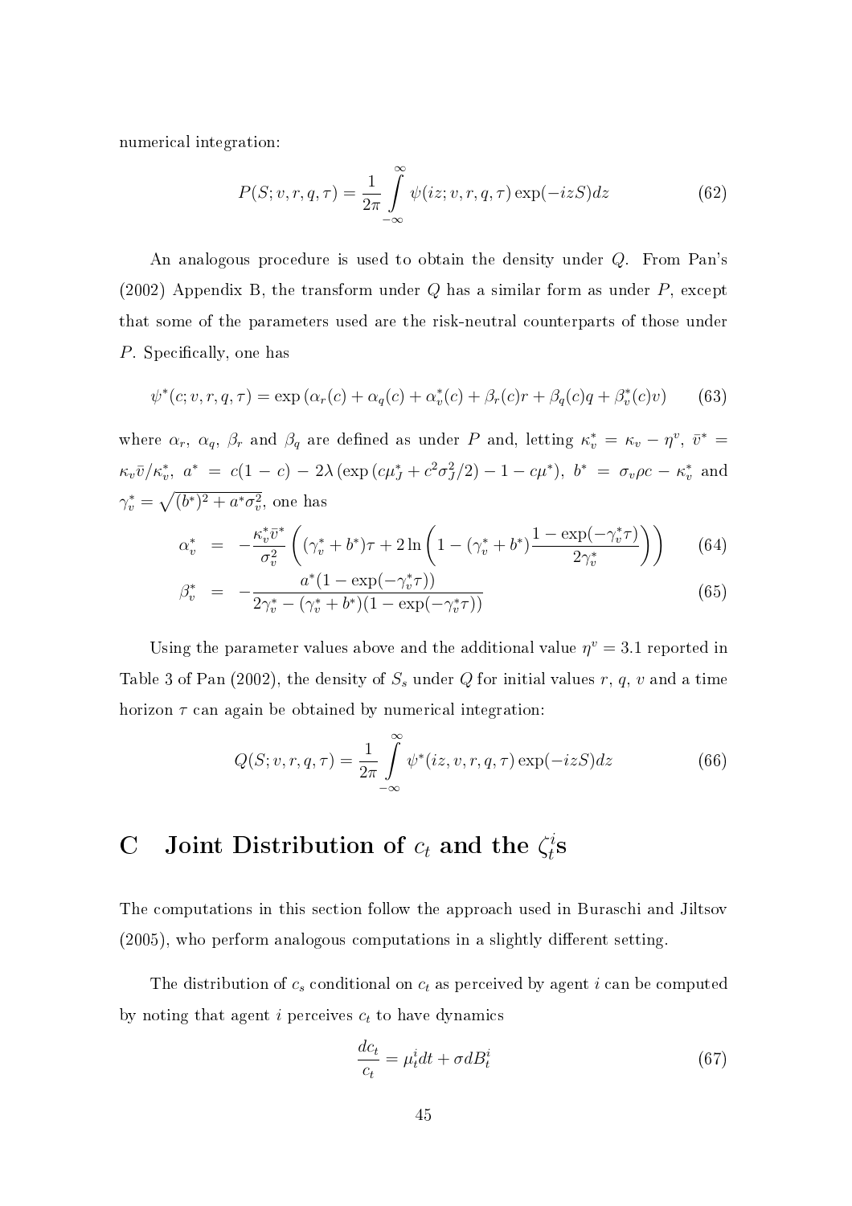numerical integration:

$$P(S; v, r, q, \tau) = \frac{1}{2\pi} \int_{-\infty}^{\infty} \psi(iz; v, r, q, \tau) \exp(-izS) dz \tag{62}$$

An analogous procedure is used to obtain the density under $Q$. From Pan's (2002) Appendix B, the transform under $Q$ has a similar form as under $P$, except that some of the parameters used are the risk-neutral counterparts of those under $P$. Specifically, one has

$$\psi^*(c; v, r, q, \tau) = \exp\left(\alpha_r(c) + \alpha_q(c) + \alpha_v^*(c) + \beta_r(c) r + \beta_q(c) q + \beta_v^*(c) v\right) \tag{63}$$

where $\alpha_r$, $\alpha_q$, $\beta_r$ and $\beta_q$ are defined as under $P$ and, letting $\kappa_v^* = \kappa_v - \eta^v$, $\bar{v}^* = \kappa_v \bar{v}/\kappa_v^*$, $a^* = c(1-c) - 2\lambda\left(\exp\left(c\mu_J^* + c^2\sigma_J^2/2\right) - 1 - c\mu^*\right)$, $b^* = \sigma_v \rho c - \kappa_v^*$ and $\gamma_v^* = \sqrt{(b^*)^2 + a^* \sigma_v^2}$, one has

$$\begin{aligned}
\alpha_v^* &= -\frac{\kappa_v^* \bar{v}^*}{\sigma_v^2}\left((\gamma_v^* + b^*)\tau + 2\ln\left(1 - (\gamma_v^* + b^*)\frac{1 - \exp(-\gamma_v^* \tau)}{2\gamma_v^*}\right)\right) &(64)\\
\beta_v^* &= -\frac{a^*(1 - \exp(-\gamma_v^* \tau))}{2\gamma_v^* - (\gamma_v^* + b^*)(1 - \exp(-\gamma_v^* \tau))} &(65)
\end{aligned}$$

Using the parameter values above and the additional value $\eta^v = 3.1$ reported in Table 3 of Pan (2002), the density of $S_s$ under $Q$ for initial values $r$, $q$, $v$ and a time horizon $\tau$ can again be obtained by numerical integration:

$$Q(S; v, r, q, \tau) = \frac{1}{2\pi} \int_{-\infty}^{\infty} \psi^*(iz, v, r, q, \tau) \exp(-izS) dz \tag{66}$$

# C Joint Distribution of $c_t$ and the $\zeta_t^i$s

The computations in this section follow the approach used in Buraschi and Jiltsov (2005), who perform analogous computations in a slightly different setting.

The distribution of $c_s$ conditional on $c_t$ as perceived by agent $i$ can be computed by noting that agent $i$ perceives $c_t$ to have dynamics

$$\frac{dc_t}{c_t} = \mu_t^i dt + \sigma dB_t^i \tag{67}$$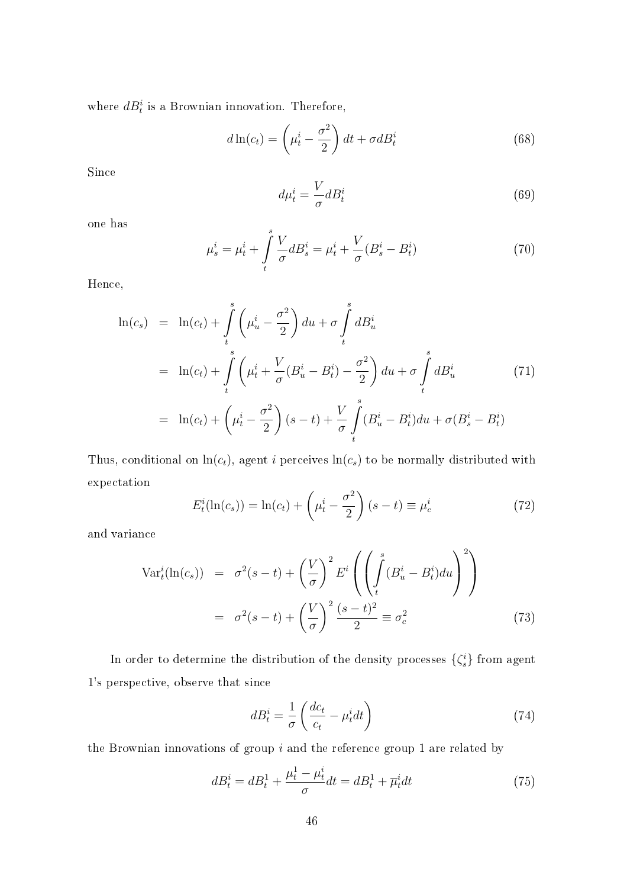where $dB_t^i$ is a Brownian innovation. Therefore,

$$d\ln(c_t) = \left(\mu_t^i - \frac{\sigma^2}{2}\right)dt + \sigma dB_t^i \tag{68}$$

Since

$$d\mu_t^i = \frac{V}{\sigma}dB_t^i \tag{69}$$

one has

$$\mu_s^i = \mu_t^i + \int_t^s \frac{V}{\sigma}dB_s^i = \mu_t^i + \frac{V}{\sigma}(B_s^i - B_t^i) \tag{70}$$

Hence,

$$\begin{aligned}
\ln(c_s) &= \ln(c_t) + \int_t^s \left(\mu_u^i - \frac{\sigma^2}{2}\right)du + \sigma\int_t^s dB_u^i \\
&= \ln(c_t) + \int_t^s \left(\mu_t^i + \frac{V}{\sigma}(B_u^i - B_t^i) - \frac{\sigma^2}{2}\right)du + \sigma\int_t^s dB_u^i \\
&= \ln(c_t) + \left(\mu_t^i - \frac{\sigma^2}{2}\right)(s-t) + \frac{V}{\sigma}\int_t^s (B_u^i - B_t^i)du + \sigma(B_s^i - B_t^i)
\end{aligned} \tag{71}$$

Thus, conditional on $\ln(c_t)$, agent $i$ perceives $\ln(c_s)$ to be normally distributed with expectation

$$E_t^i(\ln(c_s)) = \ln(c_t) + \left(\mu_t^i - \frac{\sigma^2}{2}\right)(s-t) \equiv \mu_c^i \tag{72}$$

and variance

$$\begin{aligned}
\mathrm{Var}_t^i(\ln(c_s)) &= \sigma^2(s-t) + \left(\frac{V}{\sigma}\right)^2 E^i\left(\left(\int_t^s (B_u^i - B_t^i)du\right)^2\right) \\
&= \sigma^2(s-t) + \left(\frac{V}{\sigma}\right)^2 \frac{(s-t)^2}{2} \equiv \sigma_c^2
\end{aligned} \tag{73}$$

In order to determine the distribution of the density processes $\{\zeta_s^i\}$ from agent 1's perspective, observe that since

$$dB_t^i = \frac{1}{\sigma}\left(\frac{dc_t}{c_t} - \mu_t^i dt\right) \tag{74}$$

the Brownian innovations of group $i$ and the reference group 1 are related by

$$dB_t^i = dB_t^1 + \frac{\mu_t^1 - \mu_t^i}{\sigma}dt = dB_t^1 + \overline{\mu}_t^i dt \tag{75}$$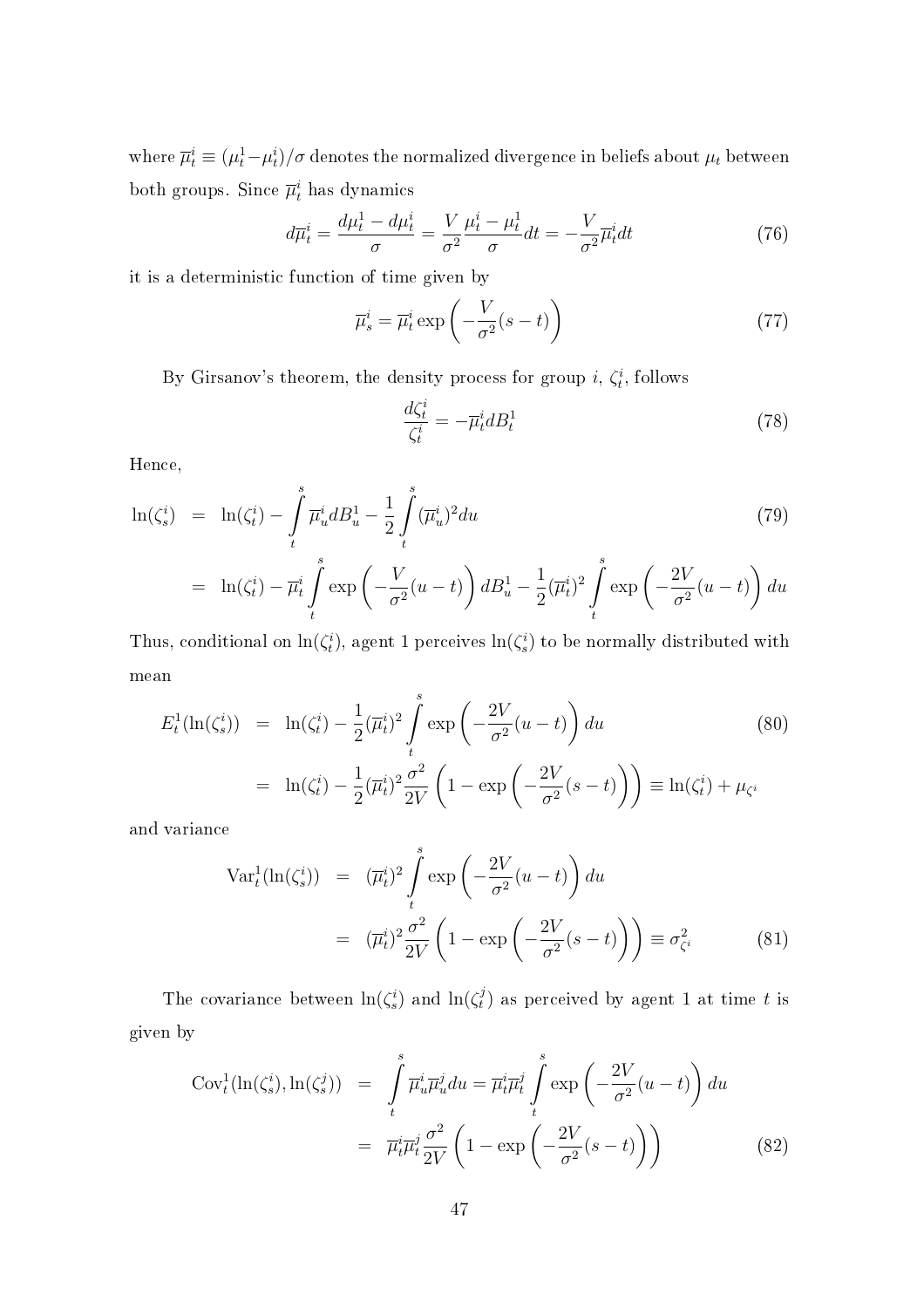where $\overline{\mu}_t^i \equiv (\mu_t^1 - \mu_t^i)/\sigma$ denotes the normalized divergence in beliefs about $\mu_t$ between both groups. Since $\overline{\mu}_t^i$ has dynamics

$$d\overline{\mu}_t^i = \frac{d\mu_t^1 - d\mu_t^i}{\sigma} = \frac{V}{\sigma^2}\frac{\mu_t^i - \mu_t^1}{\sigma}dt = -\frac{V}{\sigma^2}\overline{\mu}_t^i dt \tag{76}$$

it is a deterministic function of time given by

$$\overline{\mu}_s^i = \overline{\mu}_t^i \exp\left(-\frac{V}{\sigma^2}(s-t)\right) \tag{77}$$

By Girsanov's theorem, the density process for group $i$, $\zeta_t^i$, follows

$$\frac{d\zeta_t^i}{\zeta_t^i} = -\overline{\mu}_t^i dB_t^1 \tag{78}$$

Hence,

$$\begin{aligned}
\ln(\zeta_s^i) &= \ln(\zeta_t^i) - \int_t^s \overline{\mu}_u^i dB_u^1 - \frac{1}{2}\int_t^s (\overline{\mu}_u^i)^2 du \qquad (79) \\
&= \ln(\zeta_t^i) - \overline{\mu}_t^i \int_t^s \exp\left(-\frac{V}{\sigma^2}(u-t)\right) dB_u^1 - \frac{1}{2}(\overline{\mu}_t^i)^2 \int_t^s \exp\left(-\frac{2V}{\sigma^2}(u-t)\right) du
\end{aligned}$$

Thus, conditional on $\ln(\zeta_t^i)$, agent 1 perceives $\ln(\zeta_s^i)$ to be normally distributed with mean

$$\begin{aligned}
E_t^1(\ln(\zeta_s^i)) &= \ln(\zeta_t^i) - \frac{1}{2}(\overline{\mu}_t^i)^2 \int_t^s \exp\left(-\frac{2V}{\sigma^2}(u-t)\right) du \qquad (80) \\
&= \ln(\zeta_t^i) - \frac{1}{2}(\overline{\mu}_t^i)^2 \frac{\sigma^2}{2V}\left(1 - \exp\left(-\frac{2V}{\sigma^2}(s-t)\right)\right) \equiv \ln(\zeta_t^i) + \mu_{\zeta^i}
\end{aligned}$$

and variance

$$\begin{aligned}
\text{Var}_t^1(\ln(\zeta_s^i)) &= (\overline{\mu}_t^i)^2 \int_t^s \exp\left(-\frac{2V}{\sigma^2}(u-t)\right) du \\
&= (\overline{\mu}_t^i)^2 \frac{\sigma^2}{2V}\left(1 - \exp\left(-\frac{2V}{\sigma^2}(s-t)\right)\right) \equiv \sigma_{\zeta^i}^2 \qquad (81)
\end{aligned}$$

The covariance between $\ln(\zeta_s^i)$ and $\ln(\zeta_t^j)$ as perceived by agent 1 at time $t$ is given by

$$\begin{aligned}
\text{Cov}_t^1(\ln(\zeta_s^i), \ln(\zeta_s^j)) &= \int_t^s \overline{\mu}_u^i \overline{\mu}_u^j du = \overline{\mu}_t^i \overline{\mu}_t^j \int_t^s \exp\left(-\frac{2V}{\sigma^2}(u-t)\right) du \\
&= \overline{\mu}_t^i \overline{\mu}_t^j \frac{\sigma^2}{2V}\left(1 - \exp\left(-\frac{2V}{\sigma^2}(s-t)\right)\right) \qquad (82)
\end{aligned}$$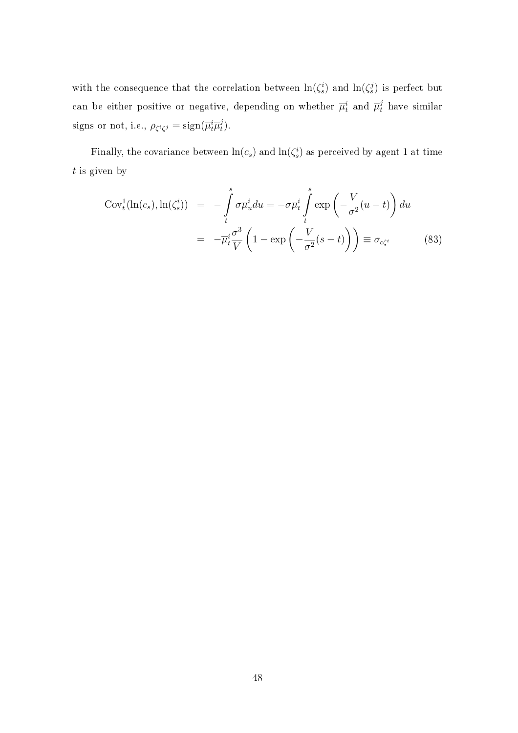with the consequence that the correlation between $\ln(\zeta_s^i)$ and $\ln(\zeta_s^j)$ is perfect but can be either positive or negative, depending on whether $\overline{\mu}_t^i$ and $\overline{\mu}_t^j$ have similar signs or not, i.e., $\rho_{\zeta^i\zeta^j} = \text{sign}(\overline{\mu}_t^i\overline{\mu}_t^j)$.

Finally, the covariance between $\ln(c_s)$ and $\ln(\zeta_s^i)$ as perceived by agent 1 at time $t$ is given by

$$
\begin{aligned}
\text{Cov}_t^1(\ln(c_s), \ln(\zeta_s^i)) &= -\int_t^s \sigma\overline{\mu}_u^i du = -\sigma\overline{\mu}_t^i \int_t^s \exp\left(-\frac{V}{\sigma^2}(u-t)\right) du \\
&= -\overline{\mu}_t^i \frac{\sigma^3}{V}\left(1 - \exp\left(-\frac{V}{\sigma^2}(s-t)\right)\right) \equiv \sigma_{c\zeta^i} \qquad (83)
\end{aligned}
$$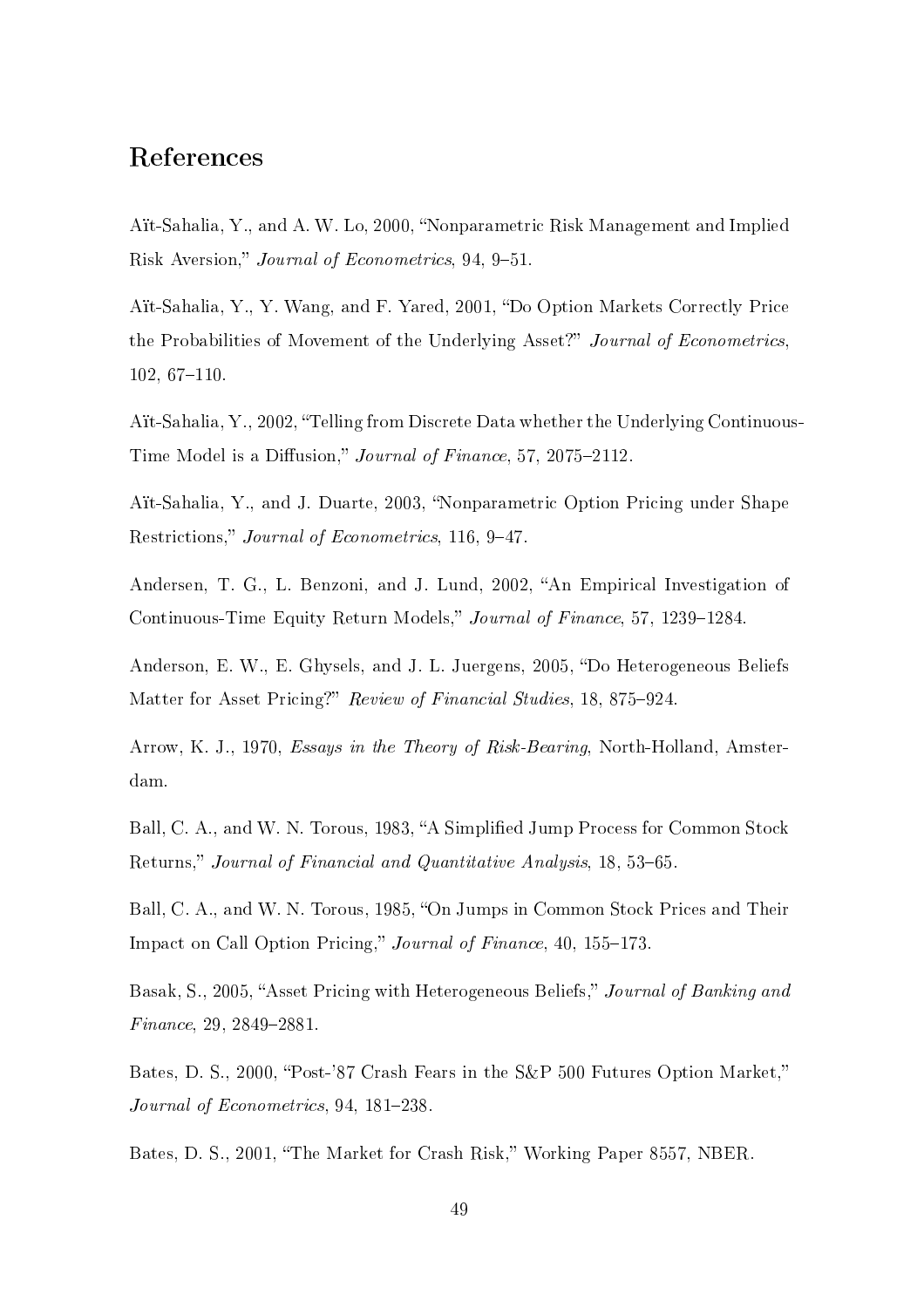# References

Aït-Sahalia, Y., and A. W. Lo, 2000, "Nonparametric Risk Management and Implied Risk Aversion," *Journal of Econometrics*, 94, 9–51.

Aït-Sahalia, Y., Y. Wang, and F. Yared, 2001, "Do Option Markets Correctly Price the Probabilities of Movement of the Underlying Asset?" *Journal of Econometrics*, 102, 67–110.

Aït-Sahalia, Y., 2002, "Telling from Discrete Data whether the Underlying Continuous-Time Model is a Diffusion," *Journal of Finance*, 57, 2075–2112.

Aït-Sahalia, Y., and J. Duarte, 2003, "Nonparametric Option Pricing under Shape Restrictions," *Journal of Econometrics*, 116, 9–47.

Andersen, T. G., L. Benzoni, and J. Lund, 2002, "An Empirical Investigation of Continuous-Time Equity Return Models," *Journal of Finance*, 57, 1239–1284.

Anderson, E. W., E. Ghysels, and J. L. Juergens, 2005, "Do Heterogeneous Beliefs Matter for Asset Pricing?" *Review of Financial Studies*, 18, 875–924.

Arrow, K. J., 1970, *Essays in the Theory of Risk-Bearing*, North-Holland, Amsterdam.

Ball, C. A., and W. N. Torous, 1983, "A Simplified Jump Process for Common Stock Returns," *Journal of Financial and Quantitative Analysis*, 18, 53–65.

Ball, C. A., and W. N. Torous, 1985, "On Jumps in Common Stock Prices and Their Impact on Call Option Pricing," *Journal of Finance*, 40, 155–173.

Basak, S., 2005, "Asset Pricing with Heterogeneous Beliefs," *Journal of Banking and Finance*, 29, 2849–2881.

Bates, D. S., 2000, "Post-'87 Crash Fears in the S&P 500 Futures Option Market," *Journal of Econometrics*, 94, 181–238.

Bates, D. S., 2001, "The Market for Crash Risk," Working Paper 8557, NBER.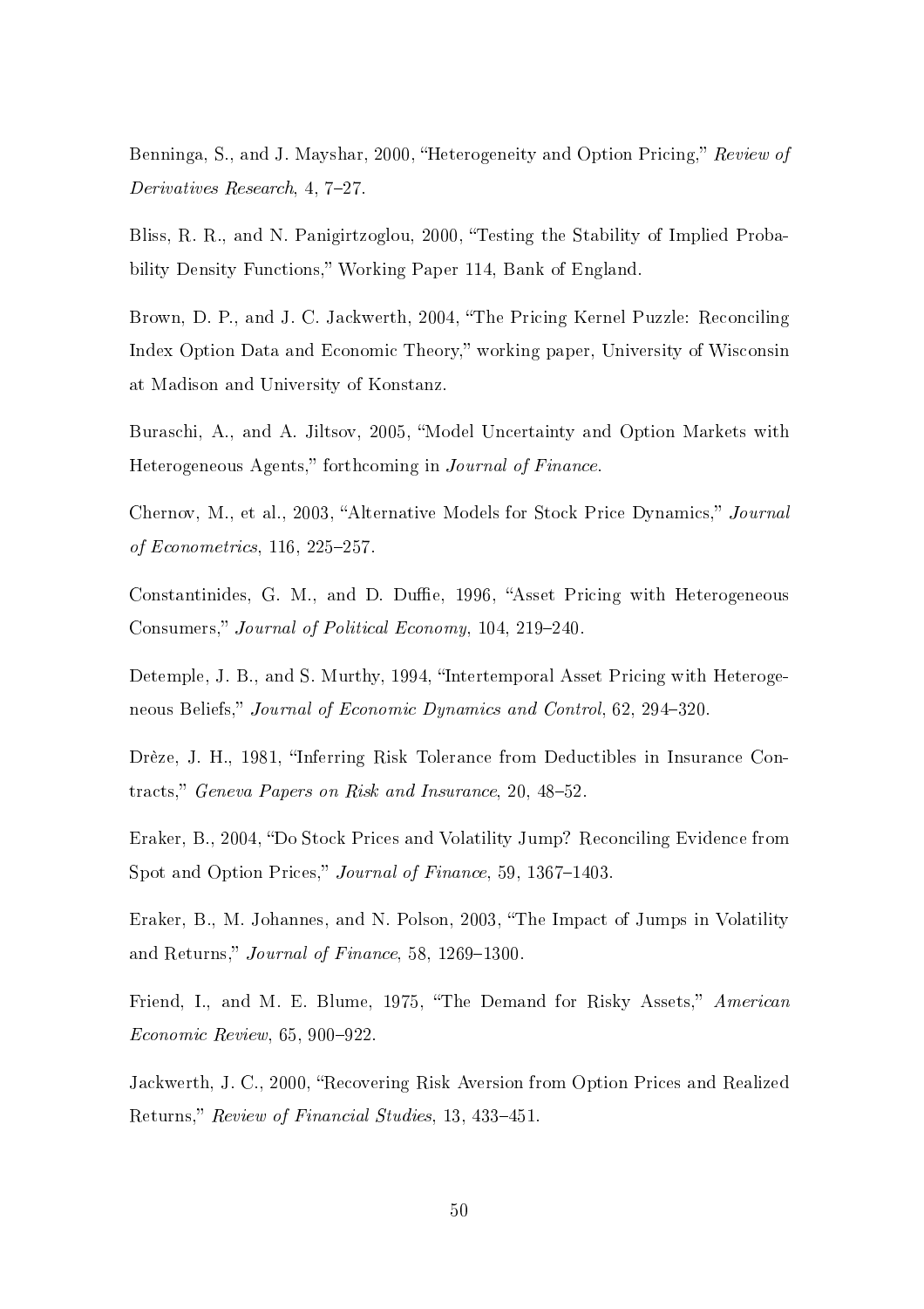Benninga, S., and J. Mayshar, 2000, "Heterogeneity and Option Pricing," *Review of Derivatives Research*, 4, 7–27.

Bliss, R. R., and N. Panigirtzoglou, 2000, "Testing the Stability of Implied Probability Density Functions," Working Paper 114, Bank of England.

Brown, D. P., and J. C. Jackwerth, 2004, "The Pricing Kernel Puzzle: Reconciling Index Option Data and Economic Theory," working paper, University of Wisconsin at Madison and University of Konstanz.

Buraschi, A., and A. Jiltsov, 2005, "Model Uncertainty and Option Markets with Heterogeneous Agents," forthcoming in *Journal of Finance*.

Chernov, M., et al., 2003, "Alternative Models for Stock Price Dynamics," *Journal of Econometrics*, 116, 225–257.

Constantinides, G. M., and D. Duffie, 1996, "Asset Pricing with Heterogeneous Consumers," *Journal of Political Economy*, 104, 219–240.

Detemple, J. B., and S. Murthy, 1994, "Intertemporal Asset Pricing with Heterogeneous Beliefs," *Journal of Economic Dynamics and Control*, 62, 294–320.

Drèze, J. H., 1981, "Inferring Risk Tolerance from Deductibles in Insurance Contracts," *Geneva Papers on Risk and Insurance*, 20, 48–52.

Eraker, B., 2004, "Do Stock Prices and Volatility Jump? Reconciling Evidence from Spot and Option Prices," *Journal of Finance*, 59, 1367–1403.

Eraker, B., M. Johannes, and N. Polson, 2003, "The Impact of Jumps in Volatility and Returns," *Journal of Finance*, 58, 1269–1300.

Friend, I., and M. E. Blume, 1975, "The Demand for Risky Assets," *American Economic Review*, 65, 900–922.

Jackwerth, J. C., 2000, "Recovering Risk Aversion from Option Prices and Realized Returns," *Review of Financial Studies*, 13, 433–451.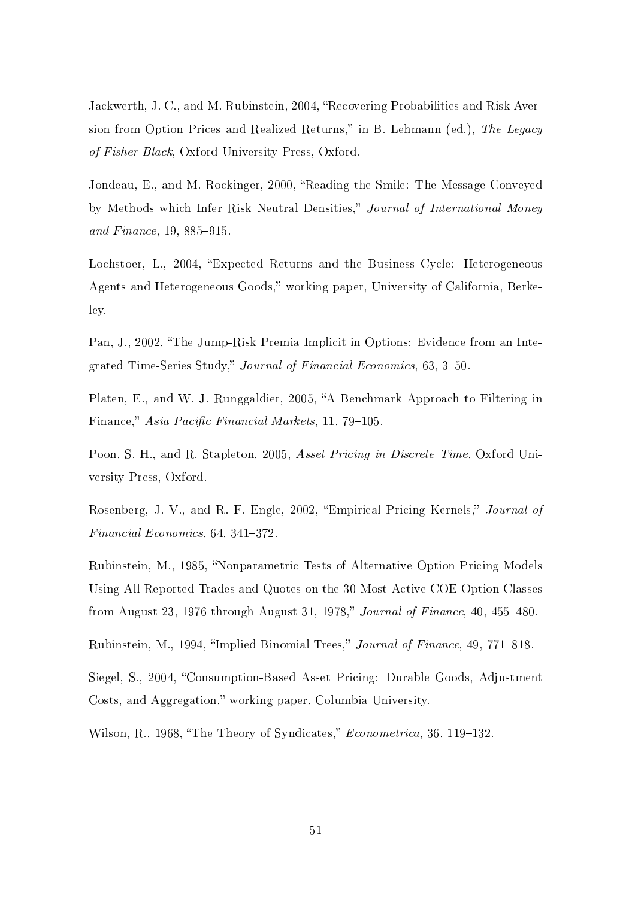Jackwerth, J. C., and M. Rubinstein, 2004, "Recovering Probabilities and Risk Aversion from Option Prices and Realized Returns," in B. Lehmann (ed.), *The Legacy of Fisher Black*, Oxford University Press, Oxford.

Jondeau, E., and M. Rockinger, 2000, "Reading the Smile: The Message Conveyed by Methods which Infer Risk Neutral Densities," *Journal of International Money and Finance*, 19, 885–915.

Lochstoer, L., 2004, "Expected Returns and the Business Cycle: Heterogeneous Agents and Heterogeneous Goods," working paper, University of California, Berkeley.

Pan, J., 2002, "The Jump-Risk Premia Implicit in Options: Evidence from an Integrated Time-Series Study," *Journal of Financial Economics*, 63, 3–50.

Platen, E., and W. J. Runggaldier, 2005, "A Benchmark Approach to Filtering in Finance," *Asia Pacific Financial Markets*, 11, 79–105.

Poon, S. H., and R. Stapleton, 2005, *Asset Pricing in Discrete Time*, Oxford University Press, Oxford.

Rosenberg, J. V., and R. F. Engle, 2002, "Empirical Pricing Kernels," *Journal of Financial Economics*, 64, 341–372.

Rubinstein, M., 1985, "Nonparametric Tests of Alternative Option Pricing Models Using All Reported Trades and Quotes on the 30 Most Active COE Option Classes from August 23, 1976 through August 31, 1978," *Journal of Finance*, 40, 455–480.

Rubinstein, M., 1994, "Implied Binomial Trees," *Journal of Finance*, 49, 771–818.

Siegel, S., 2004, "Consumption-Based Asset Pricing: Durable Goods, Adjustment Costs, and Aggregation," working paper, Columbia University.

Wilson, R., 1968, "The Theory of Syndicates," *Econometrica*, 36, 119–132.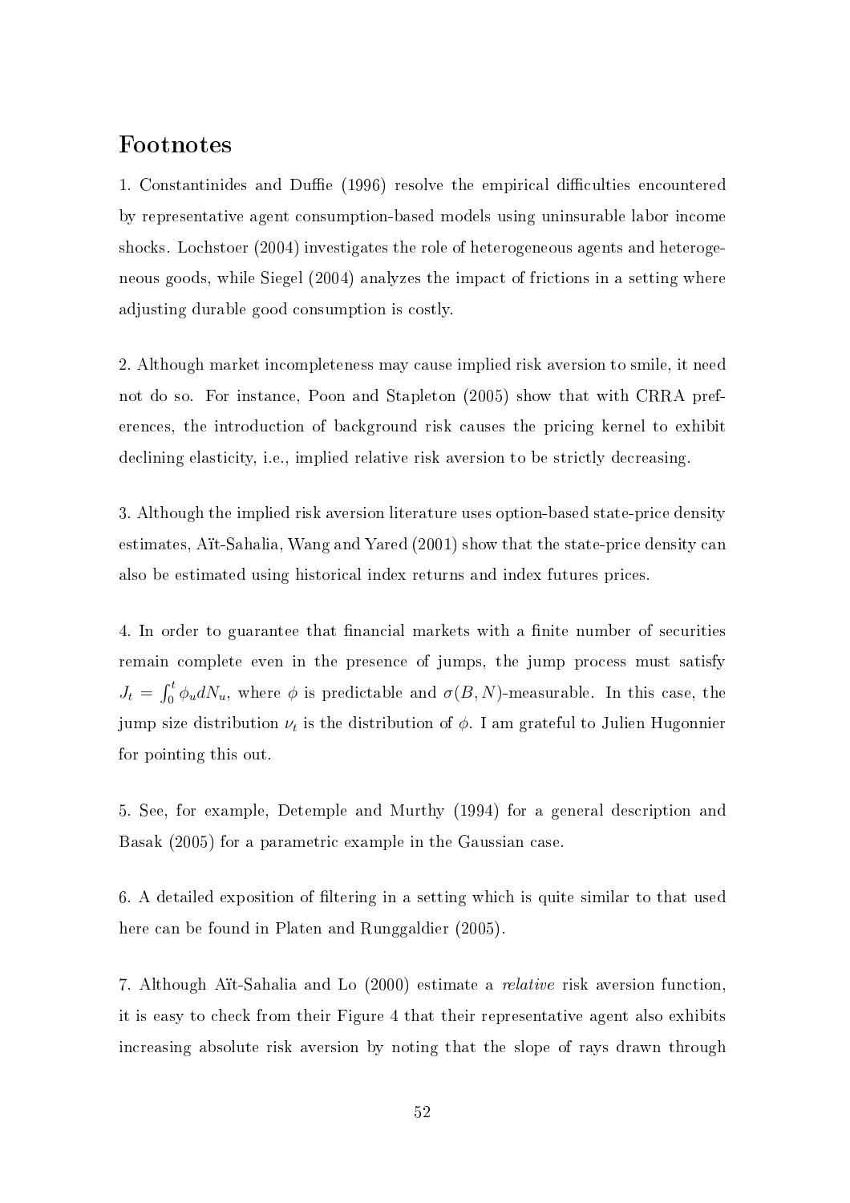## Footnotes

1. Constantinides and Duffie (1996) resolve the empirical difficulties encountered by representative agent consumption-based models using uninsurable labor income shocks. Lochstoer (2004) investigates the role of heterogeneous agents and heterogeneous goods, while Siegel (2004) analyzes the impact of frictions in a setting where adjusting durable good consumption is costly.

2. Although market incompleteness may cause implied risk aversion to smile, it need not do so. For instance, Poon and Stapleton (2005) show that with CRRA preferences, the introduction of background risk causes the pricing kernel to exhibit declining elasticity, i.e., implied relative risk aversion to be strictly decreasing.

3. Although the implied risk aversion literature uses option-based state-price density estimates, Aït-Sahalia, Wang and Yared (2001) show that the state-price density can also be estimated using historical index returns and index futures prices.

4. In order to guarantee that financial markets with a finite number of securities remain complete even in the presence of jumps, the jump process must satisfy $J_t = \int_0^t \phi_u dN_u$, where $\phi$ is predictable and $\sigma(B, N)$-measurable. In this case, the jump size distribution $\nu_t$ is the distribution of $\phi$. I am grateful to Julien Hugonnier for pointing this out.

5. See, for example, Detemple and Murthy (1994) for a general description and Basak (2005) for a parametric example in the Gaussian case.

6. A detailed exposition of filtering in a setting which is quite similar to that used here can be found in Platen and Runggaldier (2005).

7. Although Aït-Sahalia and Lo (2000) estimate a *relative* risk aversion function, it is easy to check from their Figure 4 that their representative agent also exhibits increasing absolute risk aversion by noting that the slope of rays drawn through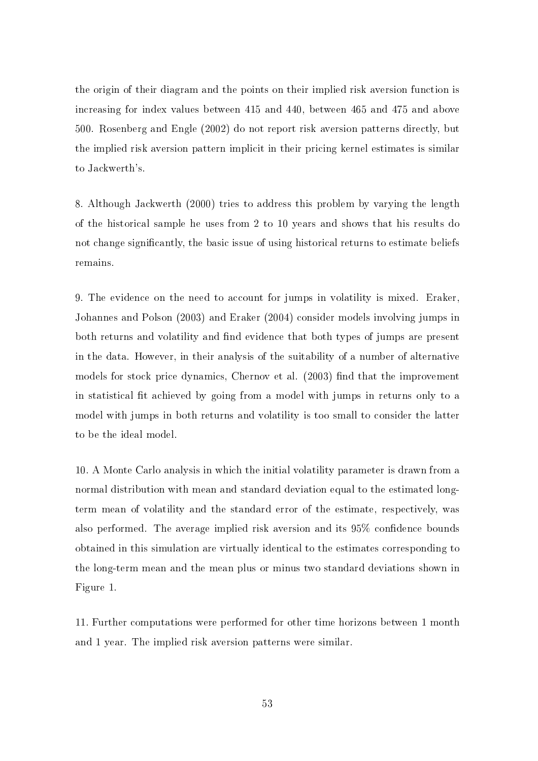the origin of their diagram and the points on their implied risk aversion function is increasing for index values between 415 and 440, between 465 and 475 and above 500. Rosenberg and Engle (2002) do not report risk aversion patterns directly, but the implied risk aversion pattern implicit in their pricing kernel estimates is similar to Jackwerth's.

8. Although Jackwerth (2000) tries to address this problem by varying the length of the historical sample he uses from 2 to 10 years and shows that his results do not change significantly, the basic issue of using historical returns to estimate beliefs remains.

9. The evidence on the need to account for jumps in volatility is mixed. Eraker, Johannes and Polson (2003) and Eraker (2004) consider models involving jumps in both returns and volatility and find evidence that both types of jumps are present in the data. However, in their analysis of the suitability of a number of alternative models for stock price dynamics, Chernov et al. (2003) find that the improvement in statistical fit achieved by going from a model with jumps in returns only to a model with jumps in both returns and volatility is too small to consider the latter to be the ideal model.

10. A Monte Carlo analysis in which the initial volatility parameter is drawn from a normal distribution with mean and standard deviation equal to the estimated long-term mean of volatility and the standard error of the estimate, respectively, was also performed. The average implied risk aversion and its 95% confidence bounds obtained in this simulation are virtually identical to the estimates corresponding to the long-term mean and the mean plus or minus two standard deviations shown in Figure 1.

11. Further computations were performed for other time horizons between 1 month and 1 year. The implied risk aversion patterns were similar.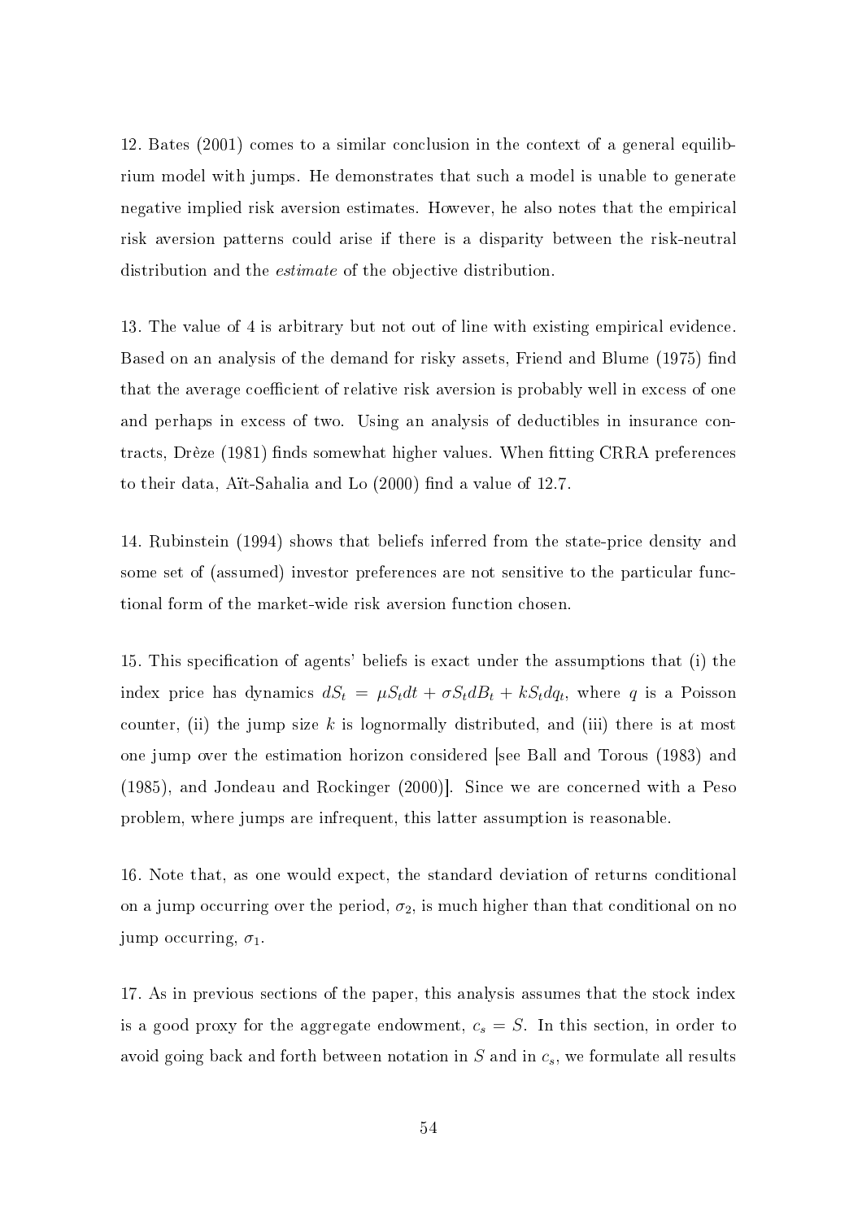12. Bates (2001) comes to a similar conclusion in the context of a general equilibrium model with jumps. He demonstrates that such a model is unable to generate negative implied risk aversion estimates. However, he also notes that the empirical risk aversion patterns could arise if there is a disparity between the risk-neutral distribution and the *estimate* of the objective distribution.

13. The value of 4 is arbitrary but not out of line with existing empirical evidence. Based on an analysis of the demand for risky assets, Friend and Blume (1975) find that the average coefficient of relative risk aversion is probably well in excess of one and perhaps in excess of two. Using an analysis of deductibles in insurance contracts, Drèze (1981) finds somewhat higher values. When fitting CRRA preferences to their data, Aït-Sahalia and Lo (2000) find a value of 12.7.

14. Rubinstein (1994) shows that beliefs inferred from the state-price density and some set of (assumed) investor preferences are not sensitive to the particular functional form of the market-wide risk aversion function chosen.

15. This specification of agents' beliefs is exact under the assumptions that (i) the index price has dynamics $dS_t = \mu S_t dt + \sigma S_t dB_t + k S_t dq_t$, where $q$ is a Poisson counter, (ii) the jump size $k$ is lognormally distributed, and (iii) there is at most one jump over the estimation horizon considered [see Ball and Torous (1983) and (1985), and Jondeau and Rockinger (2000)]. Since we are concerned with a Peso problem, where jumps are infrequent, this latter assumption is reasonable.

16. Note that, as one would expect, the standard deviation of returns conditional on a jump occurring over the period, $\sigma_2$, is much higher than that conditional on no jump occurring, $\sigma_1$.

17. As in previous sections of the paper, this analysis assumes that the stock index is a good proxy for the aggregate endowment, $c_s = S$. In this section, in order to avoid going back and forth between notation in $S$ and in $c_s$, we formulate all results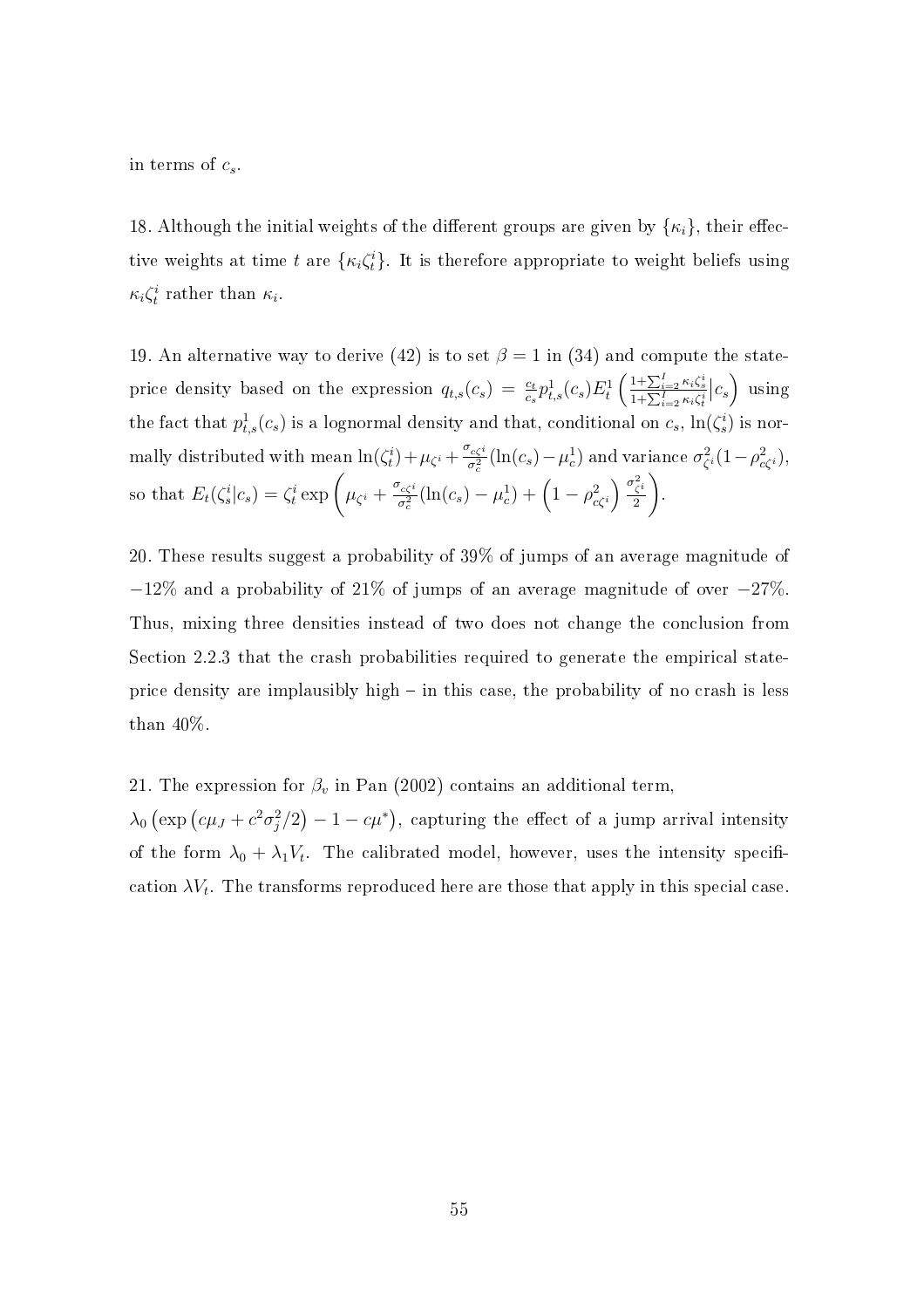in terms of $c_s$.

18. Although the initial weights of the different groups are given by $\{\kappa_i\}$, their effective weights at time $t$ are $\{\kappa_i \zeta_t^i\}$. It is therefore appropriate to weight beliefs using $\kappa_i \zeta_t^i$ rather than $\kappa_i$.

19. An alternative way to derive (42) is to set $\beta = 1$ in (34) and compute the state-price density based on the expression $q_{t,s}(c_s) = \frac{c_t}{c_s} p_{t,s}^1(c_s) E_t^1 \left( \frac{1+\sum_{i=2}^I \kappa_i \zeta_s^i}{1+\sum_{i=2}^I \kappa_i \zeta_t^i} \middle| c_s \right)$ using the fact that $p_{t,s}^1(c_s)$ is a lognormal density and that, conditional on $c_s$, $\ln(\zeta_s^i)$ is normally distributed with mean $\ln(\zeta_t^i) + \mu_{\zeta^i} + \frac{\sigma_{c\zeta^i}}{\sigma_c^2}(\ln(c_s) - \mu_c^1)$ and variance $\sigma_{\zeta^i}^2(1-\rho_{c\zeta^i}^2)$, so that $E_t(\zeta_s^i | c_s) = \zeta_t^i \exp\left( \mu_{\zeta^i} + \frac{\sigma_{c\zeta^i}}{\sigma_c^2}(\ln(c_s) - \mu_c^1) + \left(1 - \rho_{c\zeta^i}^2\right) \frac{\sigma_{\zeta^i}^2}{2} \right)$.

20. These results suggest a probability of 39% of jumps of an average magnitude of $-12\%$ and a probability of 21% of jumps of an average magnitude of over $-27\%$. Thus, mixing three densities instead of two does not change the conclusion from Section 2.2.3 that the crash probabilities required to generate the empirical state-price density are implausibly high – in this case, the probability of no crash is less than 40%.

21. The expression for $\beta_v$ in Pan (2002) contains an additional term, $\lambda_0 \left(\exp\left(c\mu_J + c^2\sigma_j^2/2\right) - 1 - c\mu^*\right)$, capturing the effect of a jump arrival intensity of the form $\lambda_0 + \lambda_1 V_t$. The calibrated model, however, uses the intensity specification $\lambda V_t$. The transforms reproduced here are those that apply in this special case.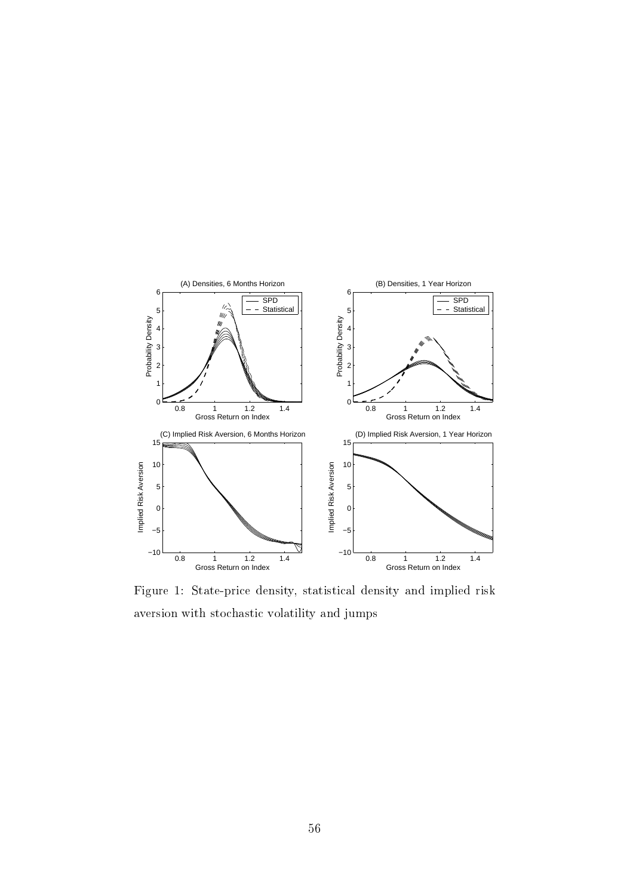Figure 1: State-price density, statistical density and implied risk aversion with stochastic volatility and jumps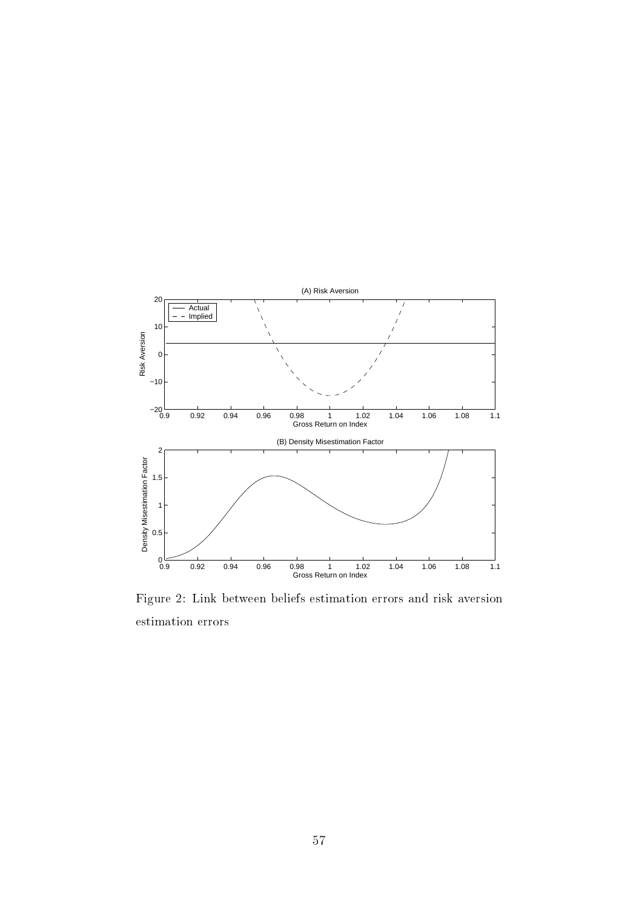Figure 2: Link between beliefs estimation errors and risk aversion estimation errors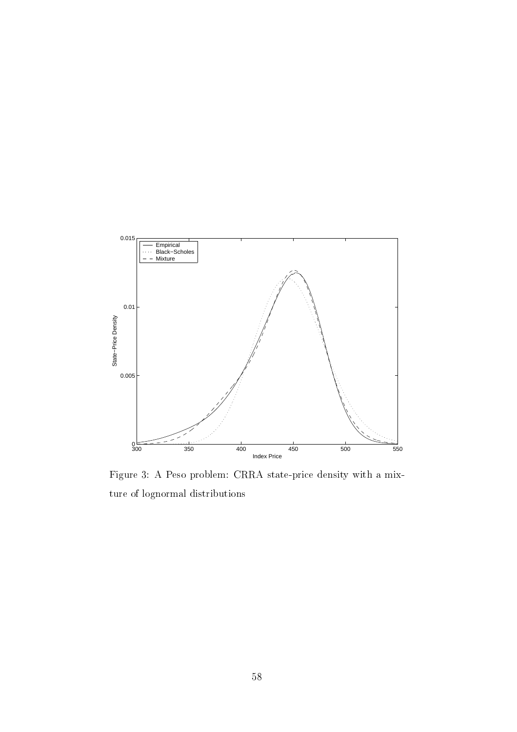Figure 3: A Peso problem: CRRA state-price density with a mixture of lognormal distributions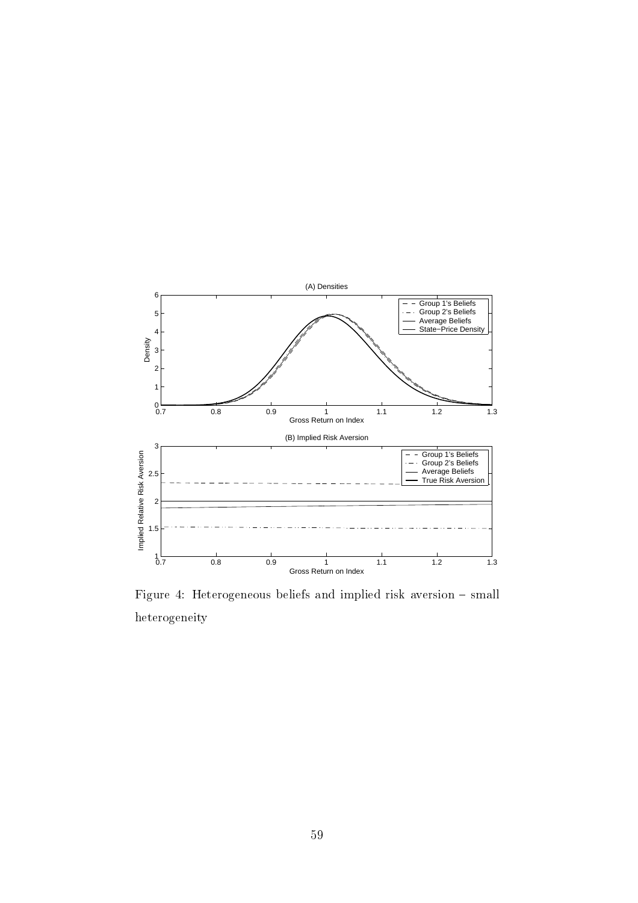Figure 4: Heterogeneous beliefs and implied risk aversion – small heterogeneity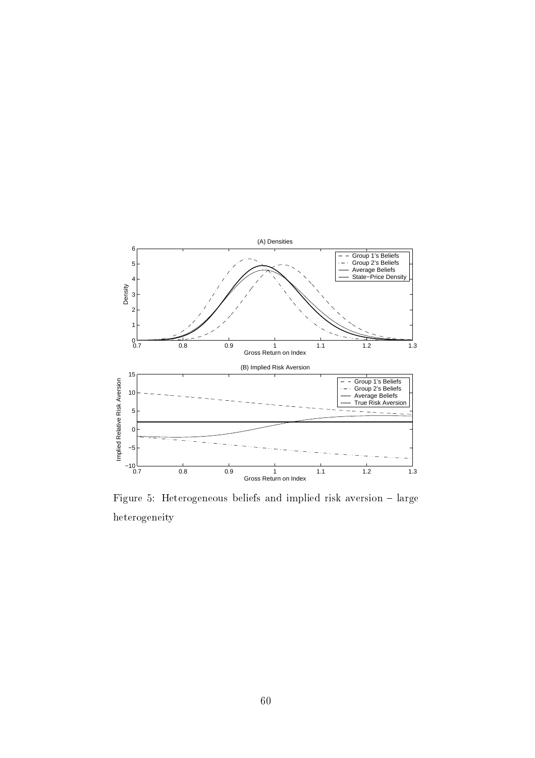Figure 5: Heterogeneous beliefs and implied risk aversion – large heterogeneity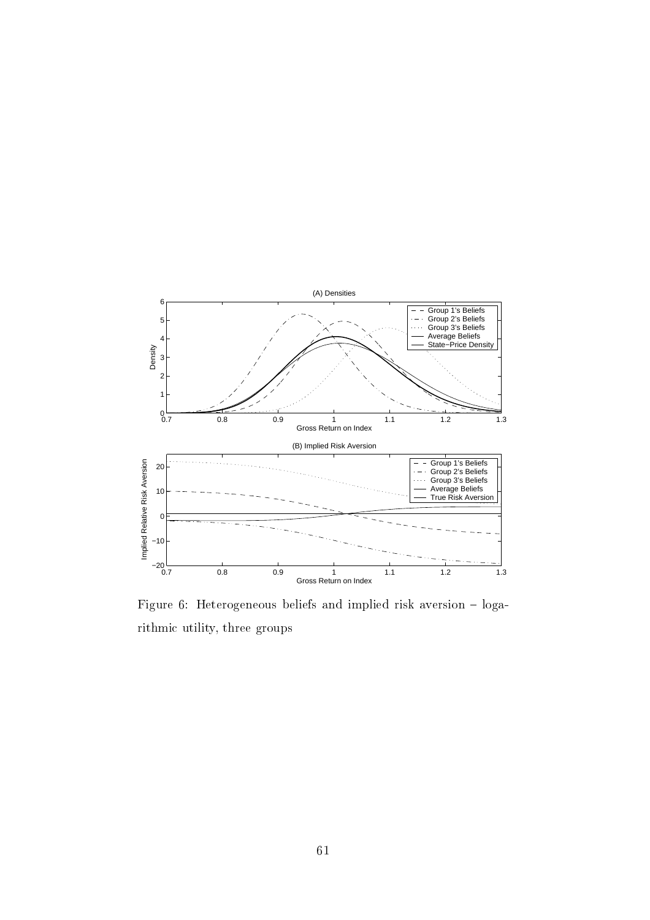Figure 6: Heterogeneous beliefs and implied risk aversion – logarithmic utility, three groups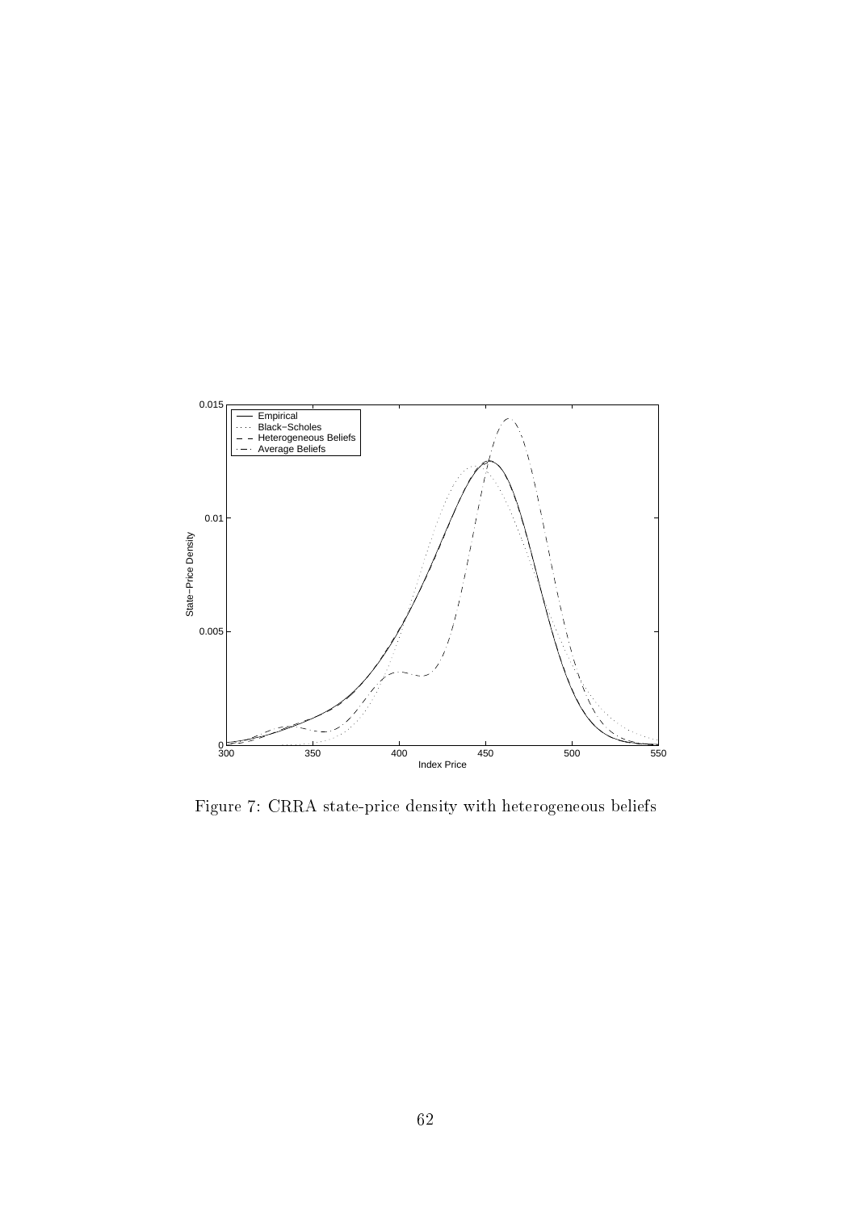Figure 7: CRRA state-price density with heterogeneous beliefs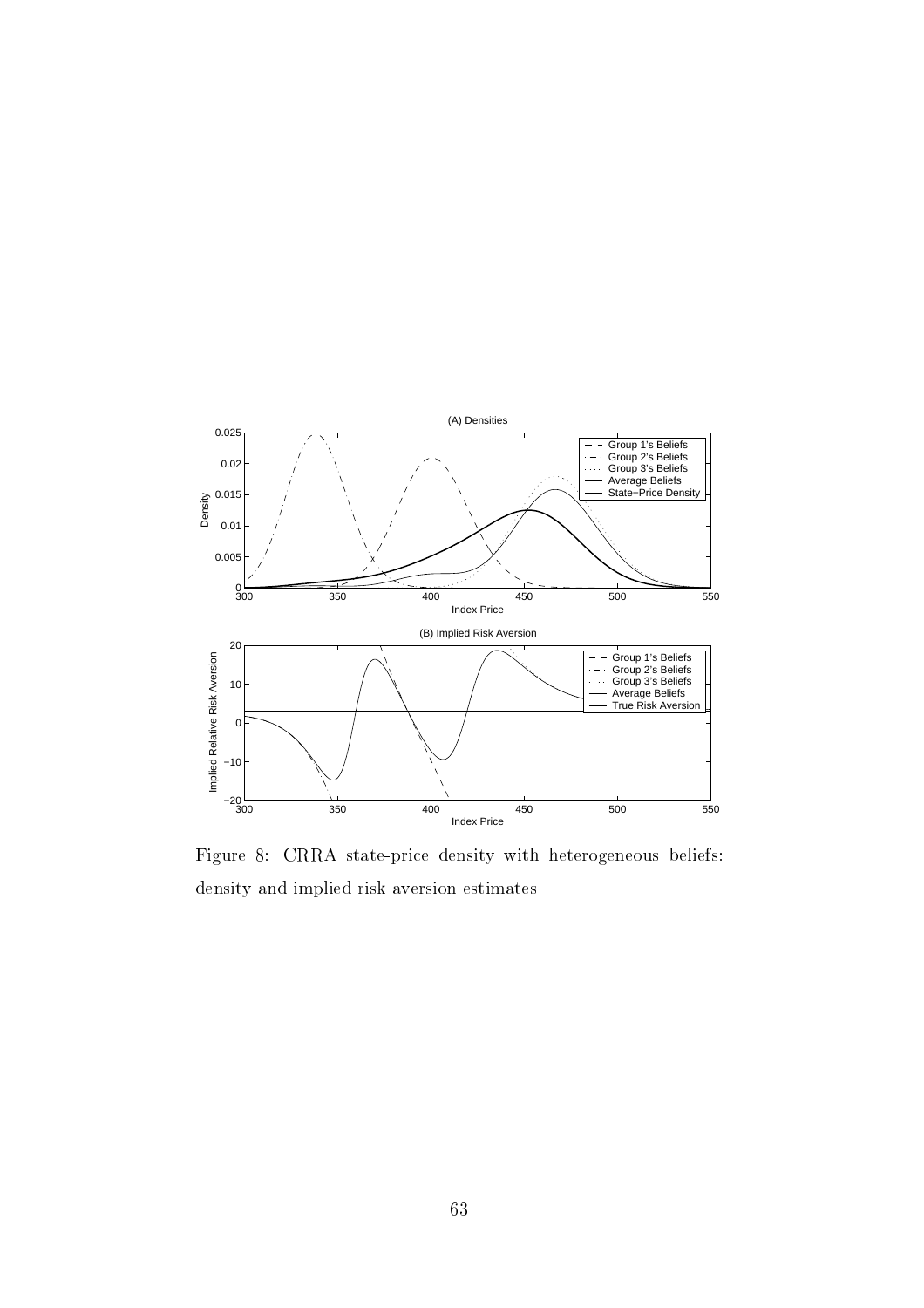(A) Densities

0.025
0.02
0.015
0.01
0.005
0

Density

300 350 400 450 500 550

Index Price

Group 1's Beliefs
Group 2's Beliefs
Group 3's Beliefs
Average Beliefs
State−Price Density

(B) Implied Risk Aversion

20
10
0
−10
−20

Implied Relative Risk Aversion

300 350 400 450 500 550

Index Price

Group 1's Beliefs
Group 2's Beliefs
Group 3's Beliefs
Average Beliefs
True Risk Aversion

Figure 8: CRRA state-price density with heterogeneous beliefs: density and implied risk aversion estimates